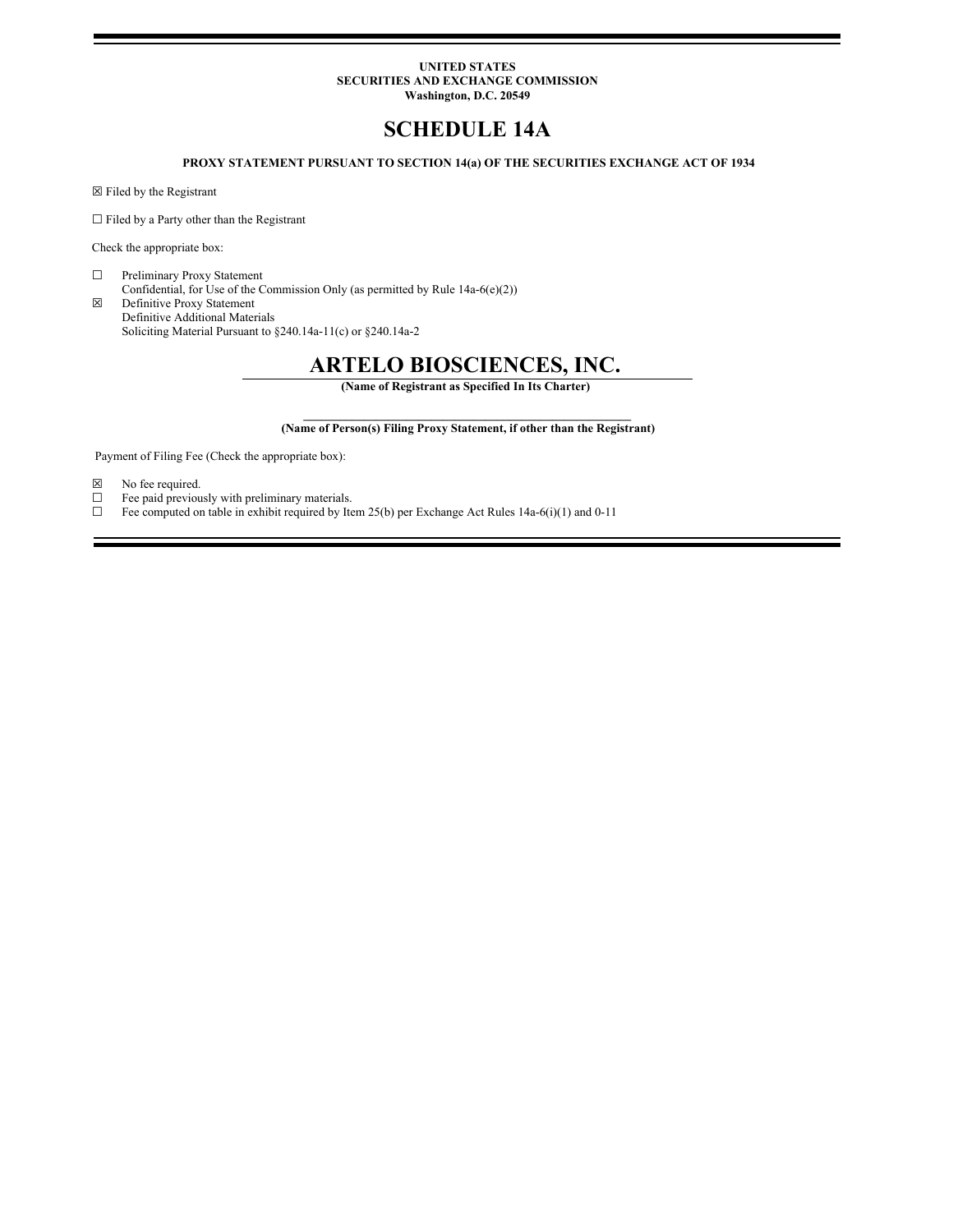UNITED STATES
SECURITIES AND EXCHANGE COMMISSION
Washington, D.C. 20549

# SCHEDULE 14A

**PROXY STATEMENT PURSUANT TO SECTION 14(a) OF THE SECURITIES EXCHANGE ACT OF 1934**

☒ Filed by the Registrant

☐ Filed by a Party other than the Registrant

Check the appropriate box:

☐ Preliminary Proxy Statement
Confidential, for Use of the Commission Only (as permitted by Rule 14a-6(e)(2))
☒ Definitive Proxy Statement
Definitive Additional Materials
Soliciting Material Pursuant to §240.14a-11(c) or §240.14a-2

# ARTELO BIOSCIENCES, INC.

**(Name of Registrant as Specified In Its Charter)**

______________________________________________________

**(Name of Person(s) Filing Proxy Statement, if other than the Registrant)**

Payment of Filing Fee (Check the appropriate box):

☒ No fee required.
☐ Fee paid previously with preliminary materials.
☐ Fee computed on table in exhibit required by Item 25(b) per Exchange Act Rules 14a-6(i)(1) and 0-11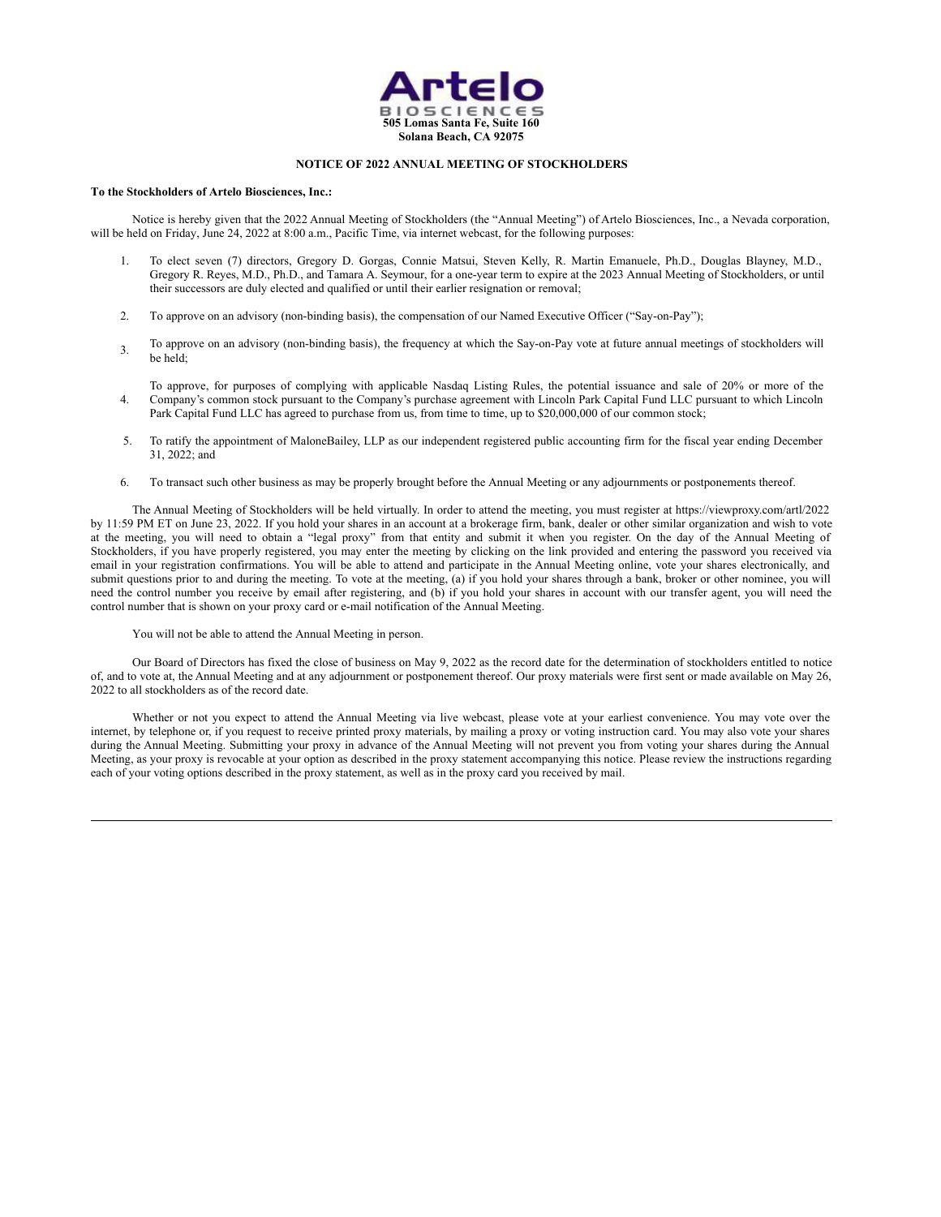Artelo
BIOSCIENCES
**505 Lomas Santa Fe, Suite 160**
**Solana Beach, CA 92075**

**NOTICE OF 2022 ANNUAL MEETING OF STOCKHOLDERS**

**To the Stockholders of Artelo Biosciences, Inc.:**

Notice is hereby given that the 2022 Annual Meeting of Stockholders (the "Annual Meeting") of Artelo Biosciences, Inc., a Nevada corporation, will be held on Friday, June 24, 2022 at 8:00 a.m., Pacific Time, via internet webcast, for the following purposes:

1. To elect seven (7) directors, Gregory D. Gorgas, Connie Matsui, Steven Kelly, R. Martin Emanuele, Ph.D., Douglas Blayney, M.D., Gregory R. Reyes, M.D., Ph.D., and Tamara A. Seymour, for a one-year term to expire at the 2023 Annual Meeting of Stockholders, or until their successors are duly elected and qualified or until their earlier resignation or removal;
2. To approve on an advisory (non-binding basis), the compensation of our Named Executive Officer ("Say-on-Pay");
3. To approve on an advisory (non-binding basis), the frequency at which the Say-on-Pay vote at future annual meetings of stockholders will be held;
4. To approve, for purposes of complying with applicable Nasdaq Listing Rules, the potential issuance and sale of 20% or more of the Company's common stock pursuant to the Company's purchase agreement with Lincoln Park Capital Fund LLC pursuant to which Lincoln Park Capital Fund LLC has agreed to purchase from us, from time to time, up to $20,000,000 of our common stock;
5. To ratify the appointment of MaloneBailey, LLP as our independent registered public accounting firm for the fiscal year ending December 31, 2022; and
6. To transact such other business as may be properly brought before the Annual Meeting or any adjournments or postponements thereof.

The Annual Meeting of Stockholders will be held virtually. In order to attend the meeting, you must register at https://viewproxy.com/artl/2022 by 11:59 PM ET on June 23, 2022. If you hold your shares in an account at a brokerage firm, bank, dealer or other similar organization and wish to vote at the meeting, you will need to obtain a "legal proxy" from that entity and submit it when you register. On the day of the Annual Meeting of Stockholders, if you have properly registered, you may enter the meeting by clicking on the link provided and entering the password you received via email in your registration confirmations. You will be able to attend and participate in the Annual Meeting online, vote your shares electronically, and submit questions prior to and during the meeting. To vote at the meeting, (a) if you hold your shares through a bank, broker or other nominee, you will need the control number you receive by email after registering, and (b) if you hold your shares in account with our transfer agent, you will need the control number that is shown on your proxy card or e-mail notification of the Annual Meeting.

You will not be able to attend the Annual Meeting in person.

Our Board of Directors has fixed the close of business on May 9, 2022 as the record date for the determination of stockholders entitled to notice of, and to vote at, the Annual Meeting and at any adjournment or postponement thereof. Our proxy materials were first sent or made available on May 26, 2022 to all stockholders as of the record date.

Whether or not you expect to attend the Annual Meeting via live webcast, please vote at your earliest convenience. You may vote over the internet, by telephone or, if you request to receive printed proxy materials, by mailing a proxy or voting instruction card. You may also vote your shares during the Annual Meeting. Submitting your proxy in advance of the Annual Meeting will not prevent you from voting your shares during the Annual Meeting, as your proxy is revocable at your option as described in the proxy statement accompanying this notice. Please review the instructions regarding each of your voting options described in the proxy statement, as well as in the proxy card you received by mail.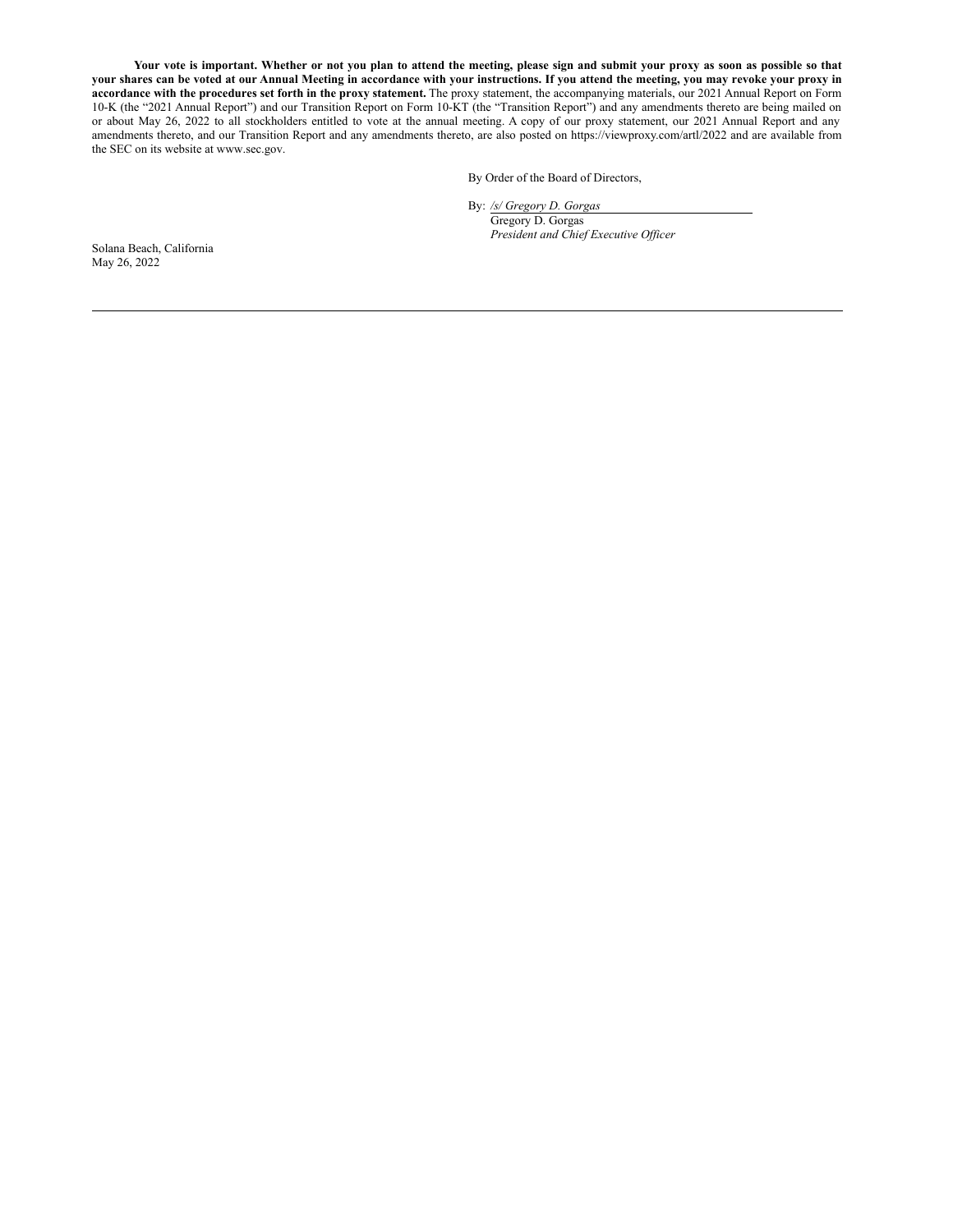**Your vote is important. Whether or not you plan to attend the meeting, please sign and submit your proxy as soon as possible so that your shares can be voted at our Annual Meeting in accordance with your instructions. If you attend the meeting, you may revoke your proxy in accordance with the procedures set forth in the proxy statement.** The proxy statement, the accompanying materials, our 2021 Annual Report on Form 10-K (the "2021 Annual Report") and our Transition Report on Form 10-KT (the "Transition Report") and any amendments thereto are being mailed on or about May 26, 2022 to all stockholders entitled to vote at the annual meeting. A copy of our proxy statement, our 2021 Annual Report and any amendments thereto, and our Transition Report and any amendments thereto, are also posted on https://viewproxy.com/artl/2022 and are available from the SEC on its website at www.sec.gov.

By Order of the Board of Directors,

By: */s/ Gregory D. Gorgas*
Gregory D. Gorgas
*President and Chief Executive Officer*

Solana Beach, California
May 26, 2022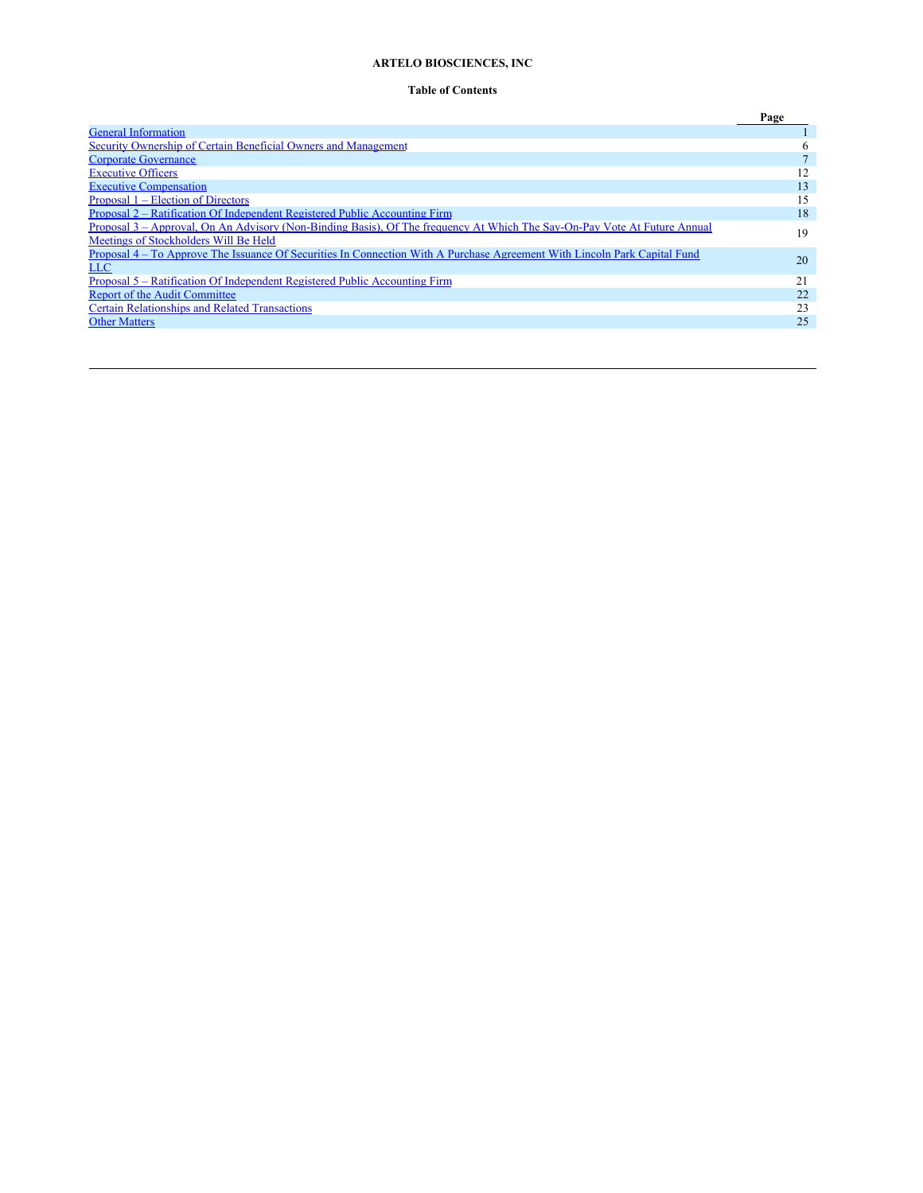**ARTELO BIOSCIENCES, INC**

**Table of Contents**

| | Page |
|---|---|
| General Information | 1 |
| Security Ownership of Certain Beneficial Owners and Management | 6 |
| Corporate Governance | 7 |
| Executive Officers | 12 |
| Executive Compensation | 13 |
| Proposal 1 – Election of Directors | 15 |
| Proposal 2 – Ratification Of Independent Registered Public Accounting Firm | 18 |
| Proposal 3 – Approval, On An Advisory (Non-Binding Basis), Of The frequency At Which The Say-On-Pay Vote At Future Annual Meetings of Stockholders Will Be Held | 19 |
| Proposal 4 – To Approve The Issuance Of Securities In Connection With A Purchase Agreement With Lincoln Park Capital Fund LLC | 20 |
| Proposal 5 – Ratification Of Independent Registered Public Accounting Firm | 21 |
| Report of the Audit Committee | 22 |
| Certain Relationships and Related Transactions | 23 |
| Other Matters | 25 |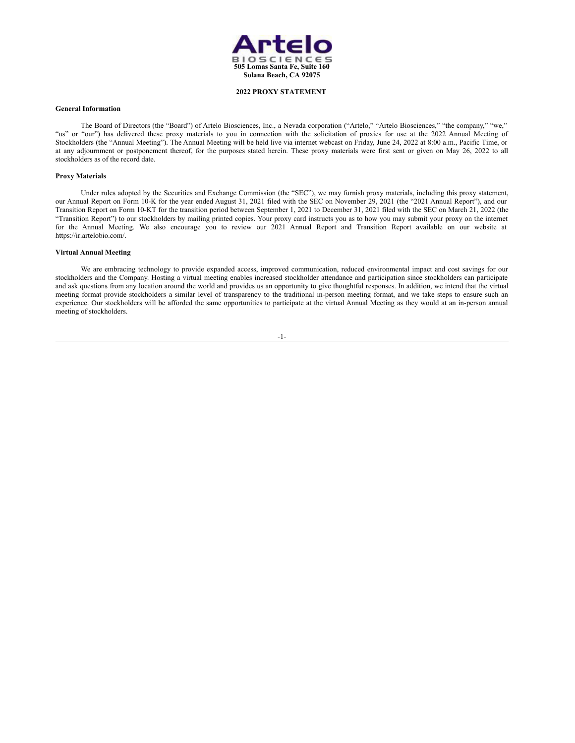**Artelo**
**BIOSCIENCES**
**505 Lomas Santa Fe, Suite 160**
**Solana Beach, CA 92075**

**2022 PROXY STATEMENT**

**General Information**

The Board of Directors (the "Board") of Artelo Biosciences, Inc., a Nevada corporation ("Artelo," "Artelo Biosciences," "the company," "we," "us" or "our") has delivered these proxy materials to you in connection with the solicitation of proxies for use at the 2022 Annual Meeting of Stockholders (the "Annual Meeting"). The Annual Meeting will be held live via internet webcast on Friday, June 24, 2022 at 8:00 a.m., Pacific Time, or at any adjournment or postponement thereof, for the purposes stated herein. These proxy materials were first sent or given on May 26, 2022 to all stockholders as of the record date.

**Proxy Materials**

Under rules adopted by the Securities and Exchange Commission (the "SEC"), we may furnish proxy materials, including this proxy statement, our Annual Report on Form 10-K for the year ended August 31, 2021 filed with the SEC on November 29, 2021 (the "2021 Annual Report"), and our Transition Report on Form 10-KT for the transition period between September 1, 2021 to December 31, 2021 filed with the SEC on March 21, 2022 (the "Transition Report") to our stockholders by mailing printed copies. Your proxy card instructs you as to how you may submit your proxy on the internet for the Annual Meeting. We also encourage you to review our 2021 Annual Report and Transition Report available on our website at https://ir.artelobio.com/.

**Virtual Annual Meeting**

We are embracing technology to provide expanded access, improved communication, reduced environmental impact and cost savings for our stockholders and the Company. Hosting a virtual meeting enables increased stockholder attendance and participation since stockholders can participate and ask questions from any location around the world and provides us an opportunity to give thoughtful responses. In addition, we intend that the virtual meeting format provide stockholders a similar level of transparency to the traditional in-person meeting format, and we take steps to ensure such an experience. Our stockholders will be afforded the same opportunities to participate at the virtual Annual Meeting as they would at an in-person annual meeting of stockholders.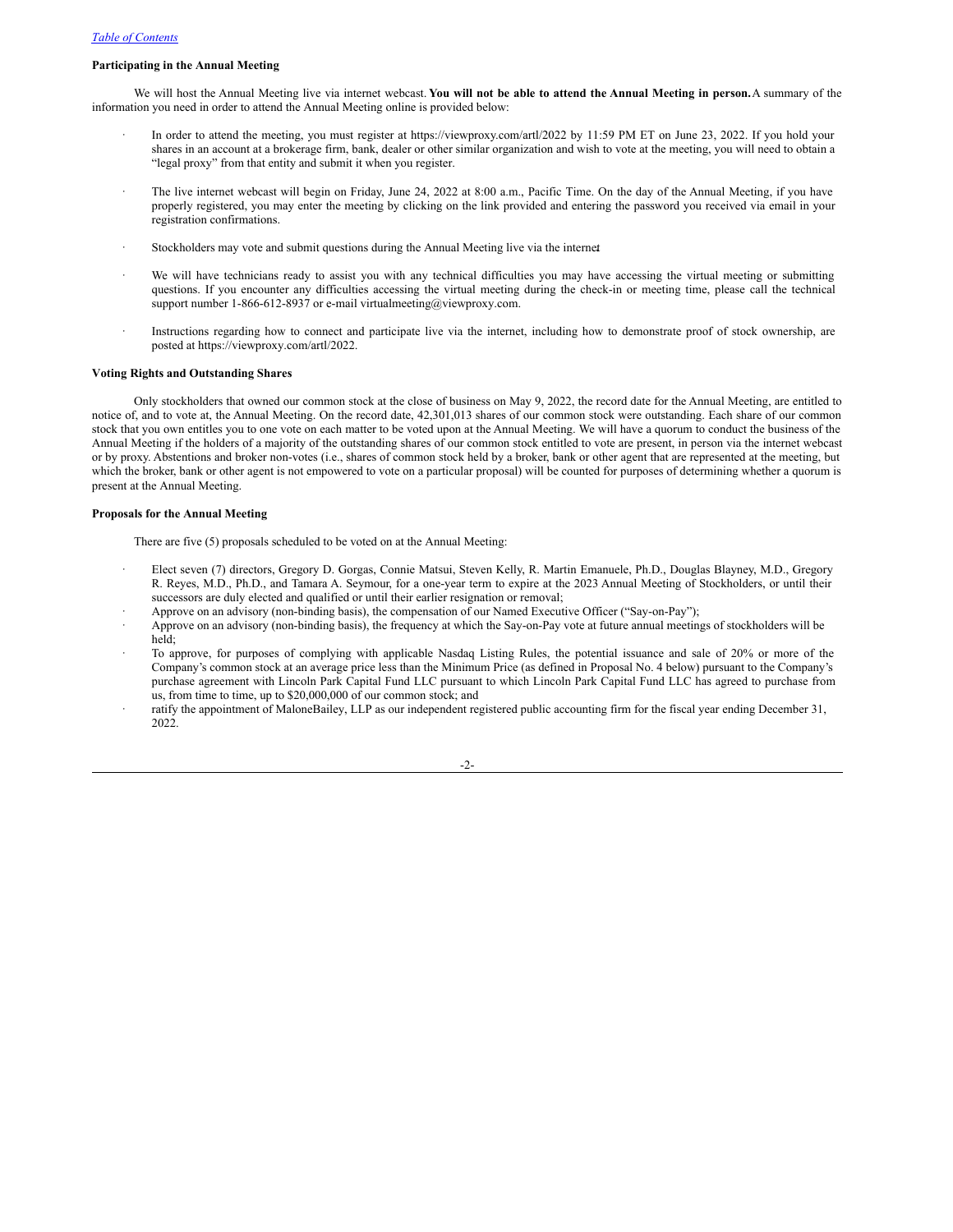#### Participating in the Annual Meeting

We will host the Annual Meeting live via internet webcast. **You will not be able to attend the Annual Meeting in person.** A summary of the information you need in order to attend the Annual Meeting online is provided below:

- In order to attend the meeting, you must register at https://viewproxy.com/artl/2022 by 11:59 PM ET on June 23, 2022. If you hold your shares in an account at a brokerage firm, bank, dealer or other similar organization and wish to vote at the meeting, you will need to obtain a "legal proxy" from that entity and submit it when you register.
- The live internet webcast will begin on Friday, June 24, 2022 at 8:00 a.m., Pacific Time. On the day of the Annual Meeting, if you have properly registered, you may enter the meeting by clicking on the link provided and entering the password you received via email in your registration confirmations.
- Stockholders may vote and submit questions during the Annual Meeting live via the internet.
- We will have technicians ready to assist you with any technical difficulties you may have accessing the virtual meeting or submitting questions. If you encounter any difficulties accessing the virtual meeting during the check-in or meeting time, please call the technical support number 1-866-612-8937 or e-mail virtualmeeting@viewproxy.com.
- Instructions regarding how to connect and participate live via the internet, including how to demonstrate proof of stock ownership, are posted at https://viewproxy.com/artl/2022.

#### Voting Rights and Outstanding Shares

Only stockholders that owned our common stock at the close of business on May 9, 2022, the record date for the Annual Meeting, are entitled to notice of, and to vote at, the Annual Meeting. On the record date, 42,301,013 shares of our common stock were outstanding. Each share of our common stock that you own entitles you to one vote on each matter to be voted upon at the Annual Meeting. We will have a quorum to conduct the business of the Annual Meeting if the holders of a majority of the outstanding shares of our common stock entitled to vote are present, in person via the internet webcast or by proxy. Abstentions and broker non-votes (i.e., shares of common stock held by a broker, bank or other agent that are represented at the meeting, but which the broker, bank or other agent is not empowered to vote on a particular proposal) will be counted for purposes of determining whether a quorum is present at the Annual Meeting.

#### Proposals for the Annual Meeting

There are five (5) proposals scheduled to be voted on at the Annual Meeting:

- Elect seven (7) directors, Gregory D. Gorgas, Connie Matsui, Steven Kelly, R. Martin Emanuele, Ph.D., Douglas Blayney, M.D., Gregory R. Reyes, M.D., Ph.D., and Tamara A. Seymour, for a one-year term to expire at the 2023 Annual Meeting of Stockholders, or until their successors are duly elected and qualified or until their earlier resignation or removal;
- Approve on an advisory (non-binding basis), the compensation of our Named Executive Officer ("Say-on-Pay");
- Approve on an advisory (non-binding basis), the frequency at which the Say-on-Pay vote at future annual meetings of stockholders will be held;
- To approve, for purposes of complying with applicable Nasdaq Listing Rules, the potential issuance and sale of 20% or more of the Company's common stock at an average price less than the Minimum Price (as defined in Proposal No. 4 below) pursuant to the Company's purchase agreement with Lincoln Park Capital Fund LLC pursuant to which Lincoln Park Capital Fund LLC has agreed to purchase from us, from time to time, up to $20,000,000 of our common stock; and
- ratify the appointment of MaloneBailey, LLP as our independent registered public accounting firm for the fiscal year ending December 31, 2022.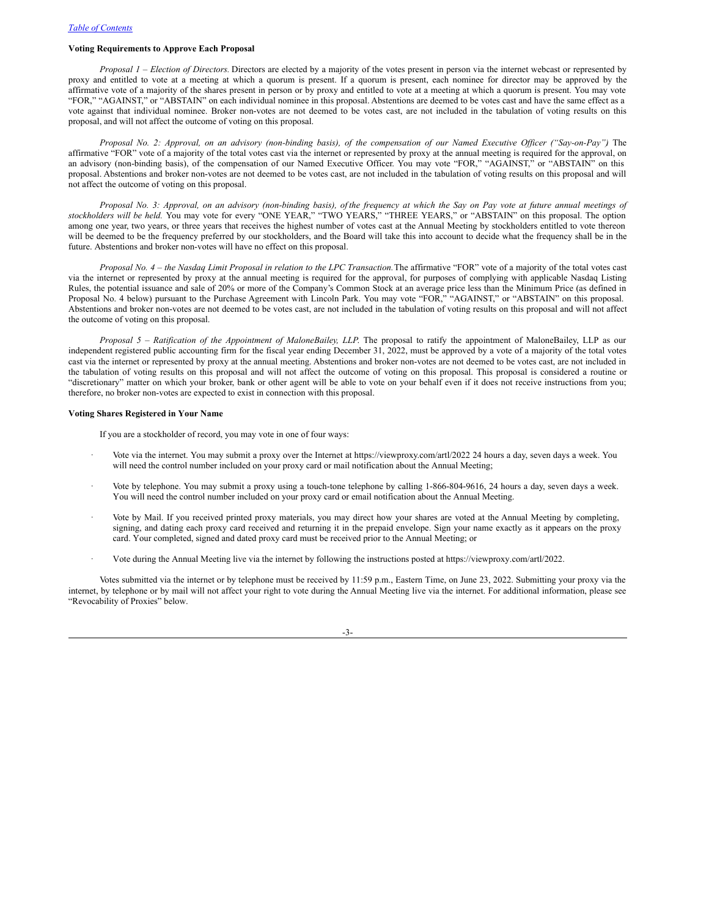[Table of Contents](#)

**Voting Requirements to Approve Each Proposal**

*Proposal 1 – Election of Directors.* Directors are elected by a majority of the votes present in person via the internet webcast or represented by proxy and entitled to vote at a meeting at which a quorum is present. If a quorum is present, each nominee for director may be approved by the affirmative vote of a majority of the shares present in person or by proxy and entitled to vote at a meeting at which a quorum is present. You may vote "FOR," "AGAINST," or "ABSTAIN" on each individual nominee in this proposal. Abstentions are deemed to be votes cast and have the same effect as a vote against that individual nominee. Broker non-votes are not deemed to be votes cast, are not included in the tabulation of voting results on this proposal, and will not affect the outcome of voting on this proposal.

*Proposal No. 2: Approval, on an advisory (non-binding basis), of the compensation of our Named Executive Officer ("Say-on-Pay")* The affirmative "FOR" vote of a majority of the total votes cast via the internet or represented by proxy at the annual meeting is required for the approval, on an advisory (non-binding basis), of the compensation of our Named Executive Officer. You may vote "FOR," "AGAINST," or "ABSTAIN" on this proposal. Abstentions and broker non-votes are not deemed to be votes cast, are not included in the tabulation of voting results on this proposal and will not affect the outcome of voting on this proposal.

*Proposal No. 3: Approval, on an advisory (non-binding basis), of the frequency at which the Say on Pay vote at future annual meetings of stockholders will be held.* You may vote for every "ONE YEAR," "TWO YEARS," "THREE YEARS," or "ABSTAIN" on this proposal. The option among one year, two years, or three years that receives the highest number of votes cast at the Annual Meeting by stockholders entitled to vote thereon will be deemed to be the frequency preferred by our stockholders, and the Board will take this into account to decide what the frequency shall be in the future. Abstentions and broker non-votes will have no effect on this proposal.

*Proposal No. 4 – the Nasdaq Limit Proposal in relation to the LPC Transaction.* The affirmative "FOR" vote of a majority of the total votes cast via the internet or represented by proxy at the annual meeting is required for the approval, for purposes of complying with applicable Nasdaq Listing Rules, the potential issuance and sale of 20% or more of the Company's Common Stock at an average price less than the Minimum Price (as defined in Proposal No. 4 below) pursuant to the Purchase Agreement with Lincoln Park. You may vote "FOR," "AGAINST," or "ABSTAIN" on this proposal. Abstentions and broker non-votes are not deemed to be votes cast, are not included in the tabulation of voting results on this proposal and will not affect the outcome of voting on this proposal.

*Proposal 5 – Ratification of the Appointment of MaloneBailey, LLP.* The proposal to ratify the appointment of MaloneBailey, LLP as our independent registered public accounting firm for the fiscal year ending December 31, 2022, must be approved by a vote of a majority of the total votes cast via the internet or represented by proxy at the annual meeting. Abstentions and broker non-votes are not deemed to be votes cast, are not included in the tabulation of voting results on this proposal and will not affect the outcome of voting on this proposal. This proposal is considered a routine or "discretionary" matter on which your broker, bank or other agent will be able to vote on your behalf even if it does not receive instructions from you; therefore, no broker non-votes are expected to exist in connection with this proposal.

**Voting Shares Registered in Your Name**

If you are a stockholder of record, you may vote in one of four ways:

- Vote via the internet. You may submit a proxy over the Internet at https://viewproxy.com/artl/2022 24 hours a day, seven days a week. You will need the control number included on your proxy card or mail notification about the Annual Meeting;
- Vote by telephone. You may submit a proxy using a touch-tone telephone by calling 1-866-804-9616, 24 hours a day, seven days a week. You will need the control number included on your proxy card or email notification about the Annual Meeting.
- Vote by Mail. If you received printed proxy materials, you may direct how your shares are voted at the Annual Meeting by completing, signing, and dating each proxy card received and returning it in the prepaid envelope. Sign your name exactly as it appears on the proxy card. Your completed, signed and dated proxy card must be received prior to the Annual Meeting; or
- Vote during the Annual Meeting live via the internet by following the instructions posted at https://viewproxy.com/artl/2022.

Votes submitted via the internet or by telephone must be received by 11:59 p.m., Eastern Time, on June 23, 2022. Submitting your proxy via the internet, by telephone or by mail will not affect your right to vote during the Annual Meeting live via the internet. For additional information, please see "Revocability of Proxies" below.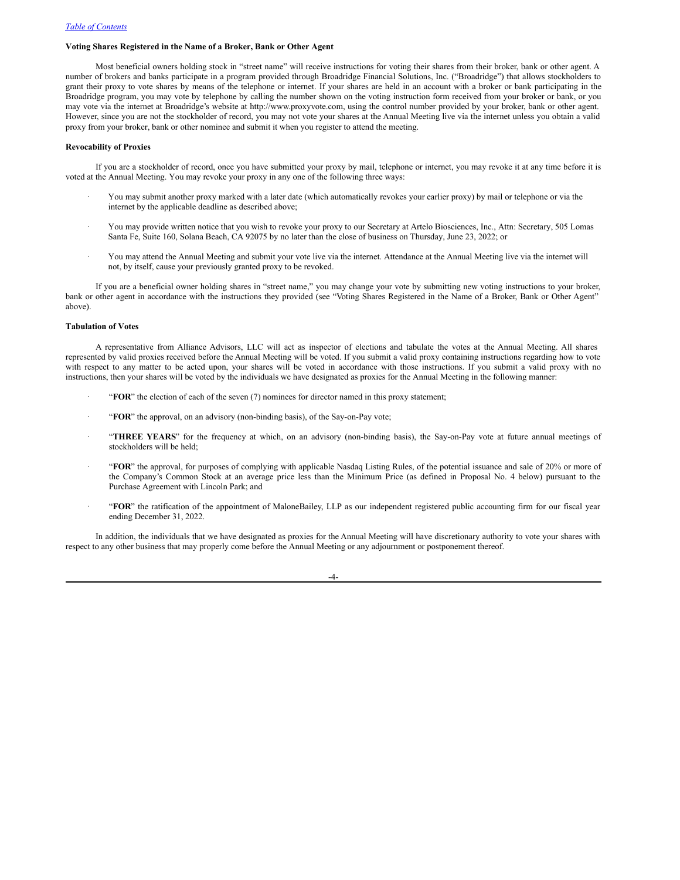**Voting Shares Registered in the Name of a Broker, Bank or Other Agent**

Most beneficial owners holding stock in "street name" will receive instructions for voting their shares from their broker, bank or other agent. A number of brokers and banks participate in a program provided through Broadridge Financial Solutions, Inc. ("Broadridge") that allows stockholders to grant their proxy to vote shares by means of the telephone or internet. If your shares are held in an account with a broker or bank participating in the Broadridge program, you may vote by telephone by calling the number shown on the voting instruction form received from your broker or bank, or you may vote via the internet at Broadridge's website at http://www.proxyvote.com, using the control number provided by your broker, bank or other agent. However, since you are not the stockholder of record, you may not vote your shares at the Annual Meeting live via the internet unless you obtain a valid proxy from your broker, bank or other nominee and submit it when you register to attend the meeting.

**Revocability of Proxies**

If you are a stockholder of record, once you have submitted your proxy by mail, telephone or internet, you may revoke it at any time before it is voted at the Annual Meeting. You may revoke your proxy in any one of the following three ways:

- You may submit another proxy marked with a later date (which automatically revokes your earlier proxy) by mail or telephone or via the internet by the applicable deadline as described above;
- You may provide written notice that you wish to revoke your proxy to our Secretary at Artelo Biosciences, Inc., Attn: Secretary, 505 Lomas Santa Fe, Suite 160, Solana Beach, CA 92075 by no later than the close of business on Thursday, June 23, 2022; or
- You may attend the Annual Meeting and submit your vote live via the internet. Attendance at the Annual Meeting live via the internet will not, by itself, cause your previously granted proxy to be revoked.

If you are a beneficial owner holding shares in "street name," you may change your vote by submitting new voting instructions to your broker, bank or other agent in accordance with the instructions they provided (see "Voting Shares Registered in the Name of a Broker, Bank or Other Agent" above).

**Tabulation of Votes**

A representative from Alliance Advisors, LLC will act as inspector of elections and tabulate the votes at the Annual Meeting. All shares represented by valid proxies received before the Annual Meeting will be voted. If you submit a valid proxy containing instructions regarding how to vote with respect to any matter to be acted upon, your shares will be voted in accordance with those instructions. If you submit a valid proxy with no instructions, then your shares will be voted by the individuals we have designated as proxies for the Annual Meeting in the following manner:

- "**FOR**" the election of each of the seven (7) nominees for director named in this proxy statement;
- "**FOR**" the approval, on an advisory (non-binding basis), of the Say-on-Pay vote;
- "**THREE YEARS**" for the frequency at which, on an advisory (non-binding basis), the Say-on-Pay vote at future annual meetings of stockholders will be held;
- "**FOR**" the approval, for purposes of complying with applicable Nasdaq Listing Rules, of the potential issuance and sale of 20% or more of the Company's Common Stock at an average price less than the Minimum Price (as defined in Proposal No. 4 below) pursuant to the Purchase Agreement with Lincoln Park; and
- "**FOR**" the ratification of the appointment of MaloneBailey, LLP as our independent registered public accounting firm for our fiscal year ending December 31, 2022.

In addition, the individuals that we have designated as proxies for the Annual Meeting will have discretionary authority to vote your shares with respect to any other business that may properly come before the Annual Meeting or any adjournment or postponement thereof.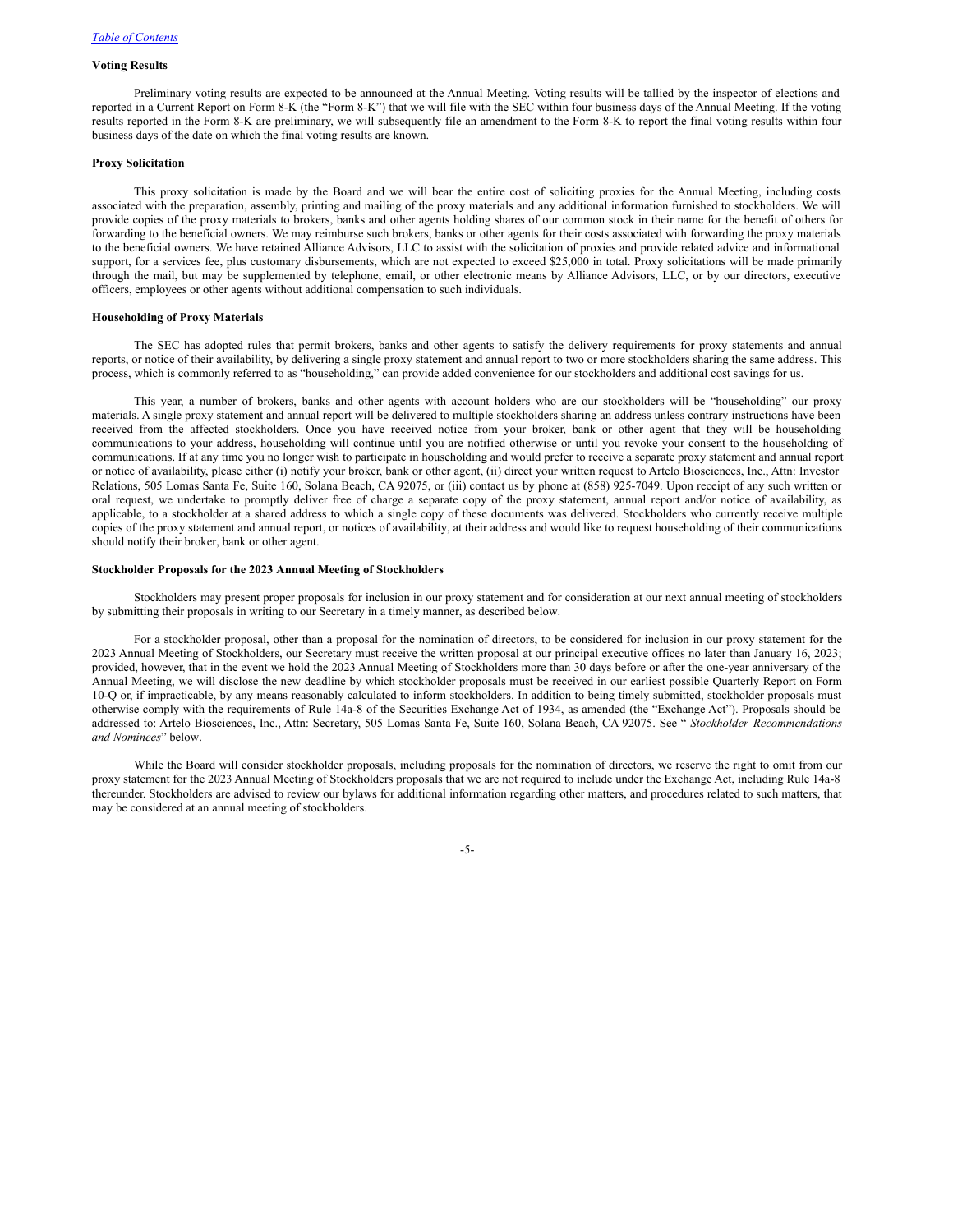### Voting Results

Preliminary voting results are expected to be announced at the Annual Meeting. Voting results will be tallied by the inspector of elections and reported in a Current Report on Form 8-K (the "Form 8-K") that we will file with the SEC within four business days of the Annual Meeting. If the voting results reported in the Form 8-K are preliminary, we will subsequently file an amendment to the Form 8-K to report the final voting results within four business days of the date on which the final voting results are known.

### Proxy Solicitation

This proxy solicitation is made by the Board and we will bear the entire cost of soliciting proxies for the Annual Meeting, including costs associated with the preparation, assembly, printing and mailing of the proxy materials and any additional information furnished to stockholders. We will provide copies of the proxy materials to brokers, banks and other agents holding shares of our common stock in their name for the benefit of others for forwarding to the beneficial owners. We may reimburse such brokers, banks or other agents for their costs associated with forwarding the proxy materials to the beneficial owners. We have retained Alliance Advisors, LLC to assist with the solicitation of proxies and provide related advice and informational support, for a services fee, plus customary disbursements, which are not expected to exceed $25,000 in total. Proxy solicitations will be made primarily through the mail, but may be supplemented by telephone, email, or other electronic means by Alliance Advisors, LLC, or by our directors, executive officers, employees or other agents without additional compensation to such individuals.

### Householding of Proxy Materials

The SEC has adopted rules that permit brokers, banks and other agents to satisfy the delivery requirements for proxy statements and annual reports, or notice of their availability, by delivering a single proxy statement and annual report to two or more stockholders sharing the same address. This process, which is commonly referred to as "householding," can provide added convenience for our stockholders and additional cost savings for us.

This year, a number of brokers, banks and other agents with account holders who are our stockholders will be "householding" our proxy materials. A single proxy statement and annual report will be delivered to multiple stockholders sharing an address unless contrary instructions have been received from the affected stockholders. Once you have received notice from your broker, bank or other agent that they will be householding communications to your address, householding will continue until you are notified otherwise or until you revoke your consent to the householding of communications. If at any time you no longer wish to participate in householding and would prefer to receive a separate proxy statement and annual report or notice of availability, please either (i) notify your broker, bank or other agent, (ii) direct your written request to Artelo Biosciences, Inc., Attn: Investor Relations, 505 Lomas Santa Fe, Suite 160, Solana Beach, CA 92075, or (iii) contact us by phone at (858) 925-7049. Upon receipt of any such written or oral request, we undertake to promptly deliver free of charge a separate copy of the proxy statement, annual report and/or notice of availability, as applicable, to a stockholder at a shared address to which a single copy of these documents was delivered. Stockholders who currently receive multiple copies of the proxy statement and annual report, or notices of availability, at their address and would like to request householding of their communications should notify their broker, bank or other agent.

### Stockholder Proposals for the 2023 Annual Meeting of Stockholders

Stockholders may present proper proposals for inclusion in our proxy statement and for consideration at our next annual meeting of stockholders by submitting their proposals in writing to our Secretary in a timely manner, as described below.

For a stockholder proposal, other than a proposal for the nomination of directors, to be considered for inclusion in our proxy statement for the 2023 Annual Meeting of Stockholders, our Secretary must receive the written proposal at our principal executive offices no later than January 16, 2023; provided, however, that in the event we hold the 2023 Annual Meeting of Stockholders more than 30 days before or after the one-year anniversary of the Annual Meeting, we will disclose the new deadline by which stockholder proposals must be received in our earliest possible Quarterly Report on Form 10-Q or, if impracticable, by any means reasonably calculated to inform stockholders. In addition to being timely submitted, stockholder proposals must otherwise comply with the requirements of Rule 14a-8 of the Securities Exchange Act of 1934, as amended (the "Exchange Act"). Proposals should be addressed to: Artelo Biosciences, Inc., Attn: Secretary, 505 Lomas Santa Fe, Suite 160, Solana Beach, CA 92075. See "*Stockholder Recommendations and Nominees*" below.

While the Board will consider stockholder proposals, including proposals for the nomination of directors, we reserve the right to omit from our proxy statement for the 2023 Annual Meeting of Stockholders proposals that we are not required to include under the Exchange Act, including Rule 14a-8 thereunder. Stockholders are advised to review our bylaws for additional information regarding other matters, and procedures related to such matters, that may be considered at an annual meeting of stockholders.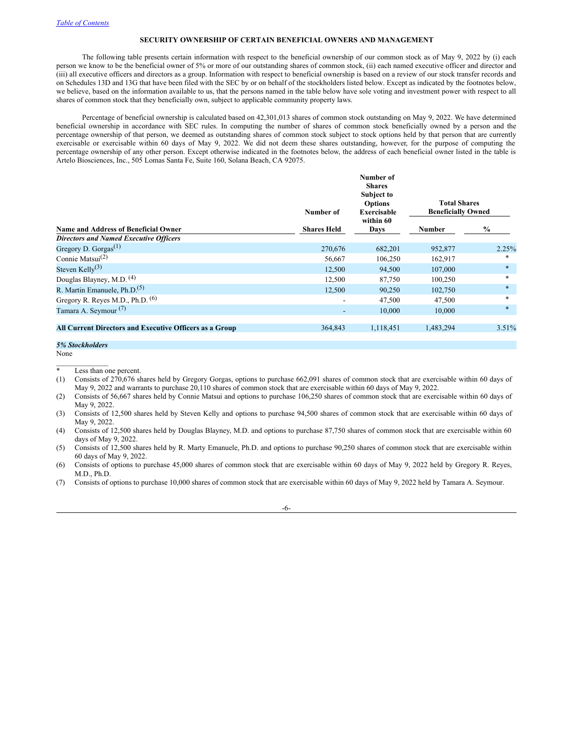[Table of Contents](#)

## SECURITY OWNERSHIP OF CERTAIN BENEFICIAL OWNERS AND MANAGEMENT

The following table presents certain information with respect to the beneficial ownership of our common stock as of May 9, 2022 by (i) each person we know to be the beneficial owner of 5% or more of our outstanding shares of common stock, (ii) each named executive officer and director and (iii) all executive officers and directors as a group. Information with respect to beneficial ownership is based on a review of our stock transfer records and on Schedules 13D and 13G that have been filed with the SEC by or on behalf of the stockholders listed below. Except as indicated by the footnotes below, we believe, based on the information available to us, that the persons named in the table below have sole voting and investment power with respect to all shares of common stock that they beneficially own, subject to applicable community property laws.

Percentage of beneficial ownership is calculated based on 42,301,013 shares of common stock outstanding on May 9, 2022. We have determined beneficial ownership in accordance with SEC rules. In computing the number of shares of common stock beneficially owned by a person and the percentage ownership of that person, we deemed as outstanding shares of common stock subject to stock options held by that person that are currently exercisable or exercisable within 60 days of May 9, 2022. We did not deem these shares outstanding, however, for the purpose of computing the percentage ownership of any other person. Except otherwise indicated in the footnotes below, the address of each beneficial owner listed in the table is Artelo Biosciences, Inc., 505 Lomas Santa Fe, Suite 160, Solana Beach, CA 92075.

| Name and Address of Beneficial Owner | Number of Shares Held | Number of Shares Subject to Options Exercisable within 60 Days | Total Shares Beneficially Owned | |
|---|---|---|---|---|
| | | | Number | % |
| ***Directors and Named Executive Officers*** | | | | |
| Gregory D. Gorgas[(1)] | 270,676 | 682,201 | 952,877 | 2.25% |
| Connie Matsui[(2)] | 56,667 | 106,250 | 162,917 | * |
| Steven Kelly[(3)] | 12,500 | 94,500 | 107,000 | * |
| Douglas Blayney, M.D. [(4)] | 12,500 | 87,750 | 100,250 | * |
| R. Martin Emanuele, Ph.D.[(5)] | 12,500 | 90,250 | 102,750 | * |
| Gregory R. Reyes M.D., Ph.D. [(6)] | - | 47,500 | 47,500 | * |
| Tamara A. Seymour [(7)] | - | 10,000 | 10,000 | * |
| **All Current Directors and Executive Officers as a Group** | 364,843 | 1,118,451 | 1,483,294 | 3.51% |
| ***5% Stockholders*** | | | | |
| None | | | | |

\* Less than one percent.

(1) Consists of 270,676 shares held by Gregory Gorgas, options to purchase 662,091 shares of common stock that are exercisable within 60 days of May 9, 2022 and warrants to purchase 20,110 shares of common stock that are exercisable within 60 days of May 9, 2022.

(2) Consists of 56,667 shares held by Connie Matsui and options to purchase 106,250 shares of common stock that are exercisable within 60 days of May 9, 2022.

(3) Consists of 12,500 shares held by Steven Kelly and options to purchase 94,500 shares of common stock that are exercisable within 60 days of May 9, 2022.

(4) Consists of 12,500 shares held by Douglas Blayney, M.D. and options to purchase 87,750 shares of common stock that are exercisable within 60 days of May 9, 2022.

(5) Consists of 12,500 shares held by R. Marty Emanuele, Ph.D. and options to purchase 90,250 shares of common stock that are exercisable within 60 days of May 9, 2022.

(6) Consists of options to purchase 45,000 shares of common stock that are exercisable within 60 days of May 9, 2022 held by Gregory R. Reyes, M.D., Ph.D.

(7) Consists of options to purchase 10,000 shares of common stock that are exercisable within 60 days of May 9, 2022 held by Tamara A. Seymour.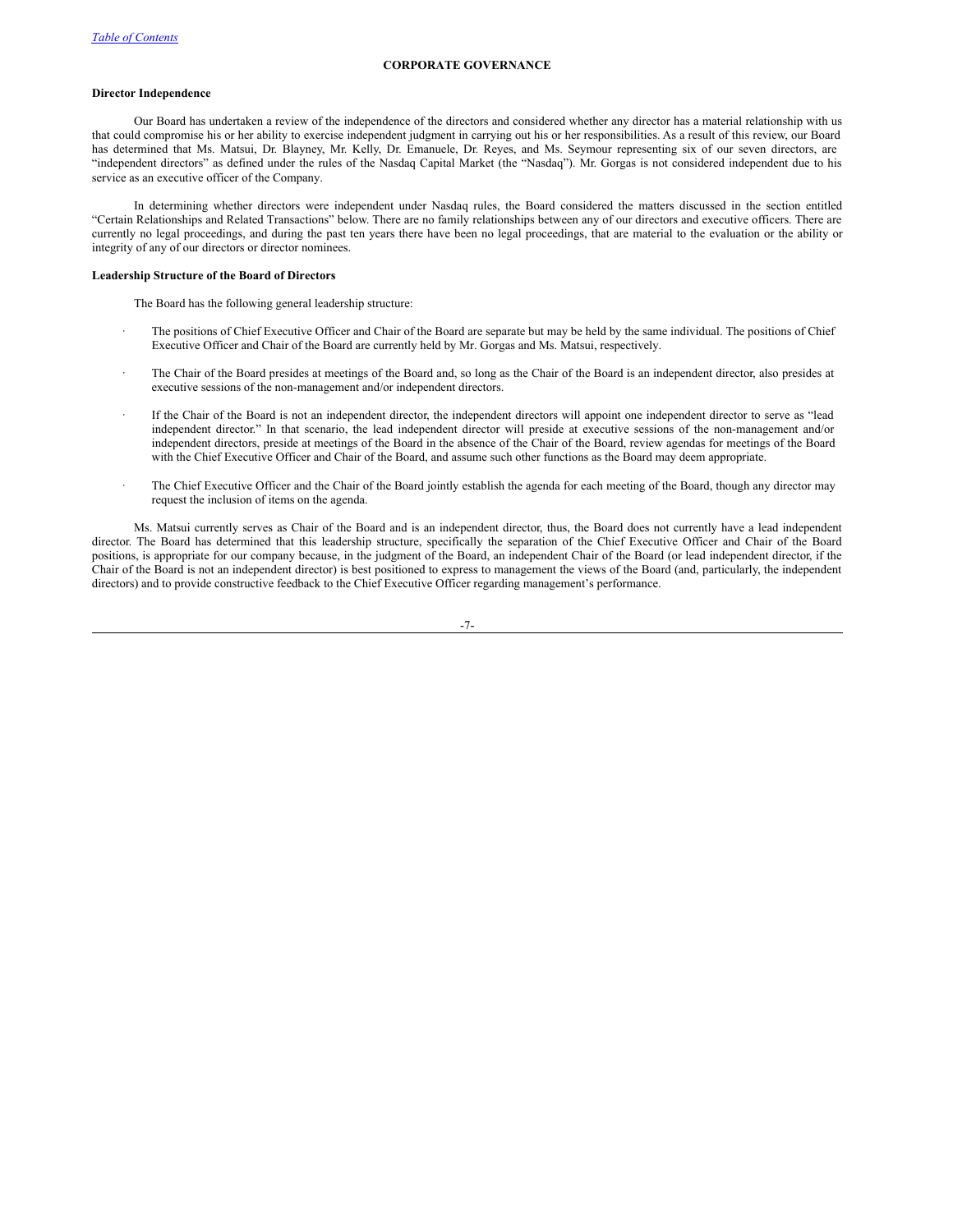## CORPORATE GOVERNANCE

### Director Independence

Our Board has undertaken a review of the independence of the directors and considered whether any director has a material relationship with us that could compromise his or her ability to exercise independent judgment in carrying out his or her responsibilities. As a result of this review, our Board has determined that Ms. Matsui, Dr. Blayney, Mr. Kelly, Dr. Emanuele, Dr. Reyes, and Ms. Seymour representing six of our seven directors, are "independent directors" as defined under the rules of the Nasdaq Capital Market (the "Nasdaq"). Mr. Gorgas is not considered independent due to his service as an executive officer of the Company.

In determining whether directors were independent under Nasdaq rules, the Board considered the matters discussed in the section entitled "Certain Relationships and Related Transactions" below. There are no family relationships between any of our directors and executive officers. There are currently no legal proceedings, and during the past ten years there have been no legal proceedings, that are material to the evaluation or the ability or integrity of any of our directors or director nominees.

### Leadership Structure of the Board of Directors

The Board has the following general leadership structure:

- The positions of Chief Executive Officer and Chair of the Board are separate but may be held by the same individual. The positions of Chief Executive Officer and Chair of the Board are currently held by Mr. Gorgas and Ms. Matsui, respectively.
- The Chair of the Board presides at meetings of the Board and, so long as the Chair of the Board is an independent director, also presides at executive sessions of the non-management and/or independent directors.
- If the Chair of the Board is not an independent director, the independent directors will appoint one independent director to serve as "lead independent director." In that scenario, the lead independent director will preside at executive sessions of the non-management and/or independent directors, preside at meetings of the Board in the absence of the Chair of the Board, review agendas for meetings of the Board with the Chief Executive Officer and Chair of the Board, and assume such other functions as the Board may deem appropriate.
- The Chief Executive Officer and the Chair of the Board jointly establish the agenda for each meeting of the Board, though any director may request the inclusion of items on the agenda.

Ms. Matsui currently serves as Chair of the Board and is an independent director, thus, the Board does not currently have a lead independent director. The Board has determined that this leadership structure, specifically the separation of the Chief Executive Officer and Chair of the Board positions, is appropriate for our company because, in the judgment of the Board, an independent Chair of the Board (or lead independent director, if the Chair of the Board is not an independent director) is best positioned to express to management the views of the Board (and, particularly, the independent directors) and to provide constructive feedback to the Chief Executive Officer regarding management's performance.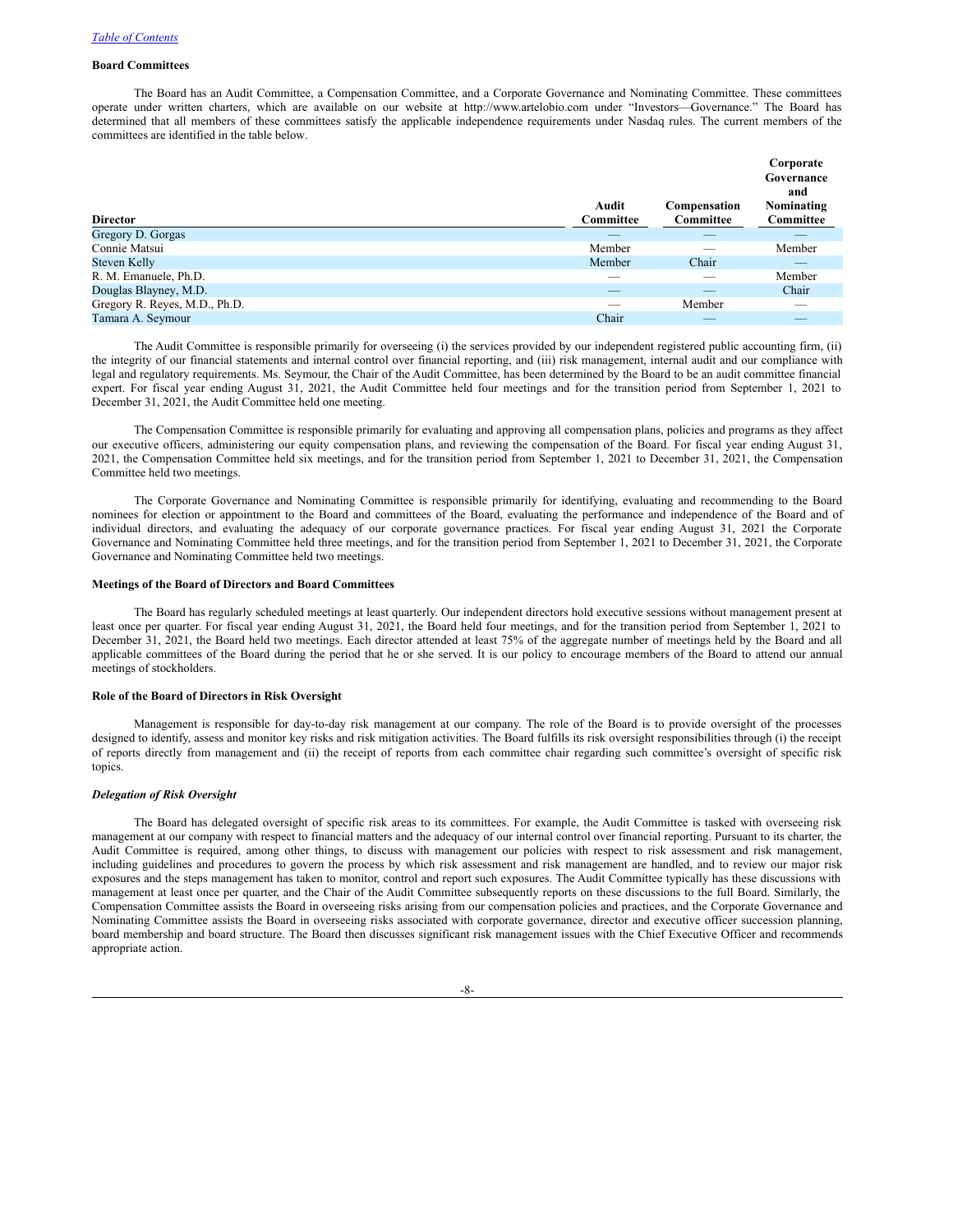[Table of Contents](#)

**Board Committees**

The Board has an Audit Committee, a Compensation Committee, and a Corporate Governance and Nominating Committee. These committees operate under written charters, which are available on our website at http://www.artelobio.com under "Investors—Governance." The Board has determined that all members of these committees satisfy the applicable independence requirements under Nasdaq rules. The current members of the committees are identified in the table below.

| Director | Audit Committee | Compensation Committee | Corporate Governance and Nominating Committee |
|---|---|---|---|
| Gregory D. Gorgas | — | — | — |
| Connie Matsui | Member | — | Member |
| Steven Kelly | Member | Chair | — |
| R. M. Emanuele, Ph.D. | — | — | Member |
| Douglas Blayney, M.D. | — | — | Chair |
| Gregory R. Reyes, M.D., Ph.D. | — | Member | — |
| Tamara A. Seymour | Chair | — | — |

The Audit Committee is responsible primarily for overseeing (i) the services provided by our independent registered public accounting firm, (ii) the integrity of our financial statements and internal control over financial reporting, and (iii) risk management, internal audit and our compliance with legal and regulatory requirements. Ms. Seymour, the Chair of the Audit Committee, has been determined by the Board to be an audit committee financial expert. For fiscal year ending August 31, 2021, the Audit Committee held four meetings and for the transition period from September 1, 2021 to December 31, 2021, the Audit Committee held one meeting.

The Compensation Committee is responsible primarily for evaluating and approving all compensation plans, policies and programs as they affect our executive officers, administering our equity compensation plans, and reviewing the compensation of the Board. For fiscal year ending August 31, 2021, the Compensation Committee held six meetings, and for the transition period from September 1, 2021 to December 31, 2021, the Compensation Committee held two meetings.

The Corporate Governance and Nominating Committee is responsible primarily for identifying, evaluating and recommending to the Board nominees for election or appointment to the Board and committees of the Board, evaluating the performance and independence of the Board and of individual directors, and evaluating the adequacy of our corporate governance practices. For fiscal year ending August 31, 2021 the Corporate Governance and Nominating Committee held three meetings, and for the transition period from September 1, 2021 to December 31, 2021, the Corporate Governance and Nominating Committee held two meetings.

**Meetings of the Board of Directors and Board Committees**

The Board has regularly scheduled meetings at least quarterly. Our independent directors hold executive sessions without management present at least once per quarter. For fiscal year ending August 31, 2021, the Board held four meetings, and for the transition period from September 1, 2021 to December 31, 2021, the Board held two meetings. Each director attended at least 75% of the aggregate number of meetings held by the Board and all applicable committees of the Board during the period that he or she served. It is our policy to encourage members of the Board to attend our annual meetings of stockholders.

**Role of the Board of Directors in Risk Oversight**

Management is responsible for day-to-day risk management at our company. The role of the Board is to provide oversight of the processes designed to identify, assess and monitor key risks and risk mitigation activities. The Board fulfills its risk oversight responsibilities through (i) the receipt of reports directly from management and (ii) the receipt of reports from each committee chair regarding such committee's oversight of specific risk topics.

***Delegation of Risk Oversight***

The Board has delegated oversight of specific risk areas to its committees. For example, the Audit Committee is tasked with overseeing risk management at our company with respect to financial matters and the adequacy of our internal control over financial reporting. Pursuant to its charter, the Audit Committee is required, among other things, to discuss with management our policies with respect to risk assessment and risk management, including guidelines and procedures to govern the process by which risk assessment and risk management are handled, and to review our major risk exposures and the steps management has taken to monitor, control and report such exposures. The Audit Committee typically has these discussions with management at least once per quarter, and the Chair of the Audit Committee subsequently reports on these discussions to the full Board. Similarly, the Compensation Committee assists the Board in overseeing risks arising from our compensation policies and practices, and the Corporate Governance and Nominating Committee assists the Board in overseeing risks associated with corporate governance, director and executive officer succession planning, board membership and board structure. The Board then discusses significant risk management issues with the Chief Executive Officer and recommends appropriate action.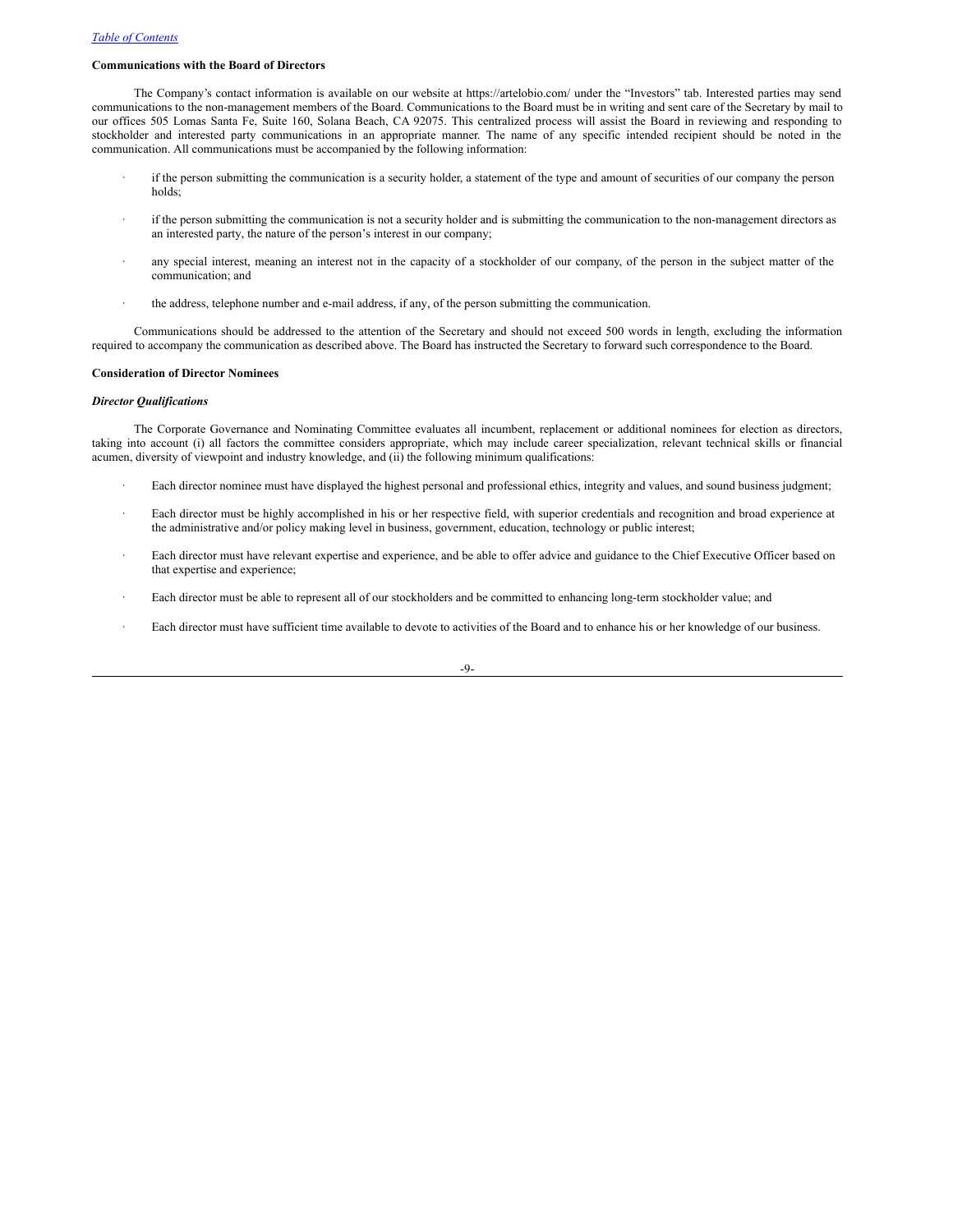### Communications with the Board of Directors

The Company's contact information is available on our website at https://artelobio.com/ under the "Investors" tab. Interested parties may send communications to the non-management members of the Board. Communications to the Board must be in writing and sent care of the Secretary by mail to our offices 505 Lomas Santa Fe, Suite 160, Solana Beach, CA 92075. This centralized process will assist the Board in reviewing and responding to stockholder and interested party communications in an appropriate manner. The name of any specific intended recipient should be noted in the communication. All communications must be accompanied by the following information:

- if the person submitting the communication is a security holder, a statement of the type and amount of securities of our company the person holds;
- if the person submitting the communication is not a security holder and is submitting the communication to the non-management directors as an interested party, the nature of the person's interest in our company;
- any special interest, meaning an interest not in the capacity of a stockholder of our company, of the person in the subject matter of the communication; and
- the address, telephone number and e-mail address, if any, of the person submitting the communication.

Communications should be addressed to the attention of the Secretary and should not exceed 500 words in length, excluding the information required to accompany the communication as described above. The Board has instructed the Secretary to forward such correspondence to the Board.

### Consideration of Director Nominees

#### *Director Qualifications*

The Corporate Governance and Nominating Committee evaluates all incumbent, replacement or additional nominees for election as directors, taking into account (i) all factors the committee considers appropriate, which may include career specialization, relevant technical skills or financial acumen, diversity of viewpoint and industry knowledge, and (ii) the following minimum qualifications:

- Each director nominee must have displayed the highest personal and professional ethics, integrity and values, and sound business judgment;
- Each director must be highly accomplished in his or her respective field, with superior credentials and recognition and broad experience at the administrative and/or policy making level in business, government, education, technology or public interest;
- Each director must have relevant expertise and experience, and be able to offer advice and guidance to the Chief Executive Officer based on that expertise and experience;
- Each director must be able to represent all of our stockholders and be committed to enhancing long-term stockholder value; and
- Each director must have sufficient time available to devote to activities of the Board and to enhance his or her knowledge of our business.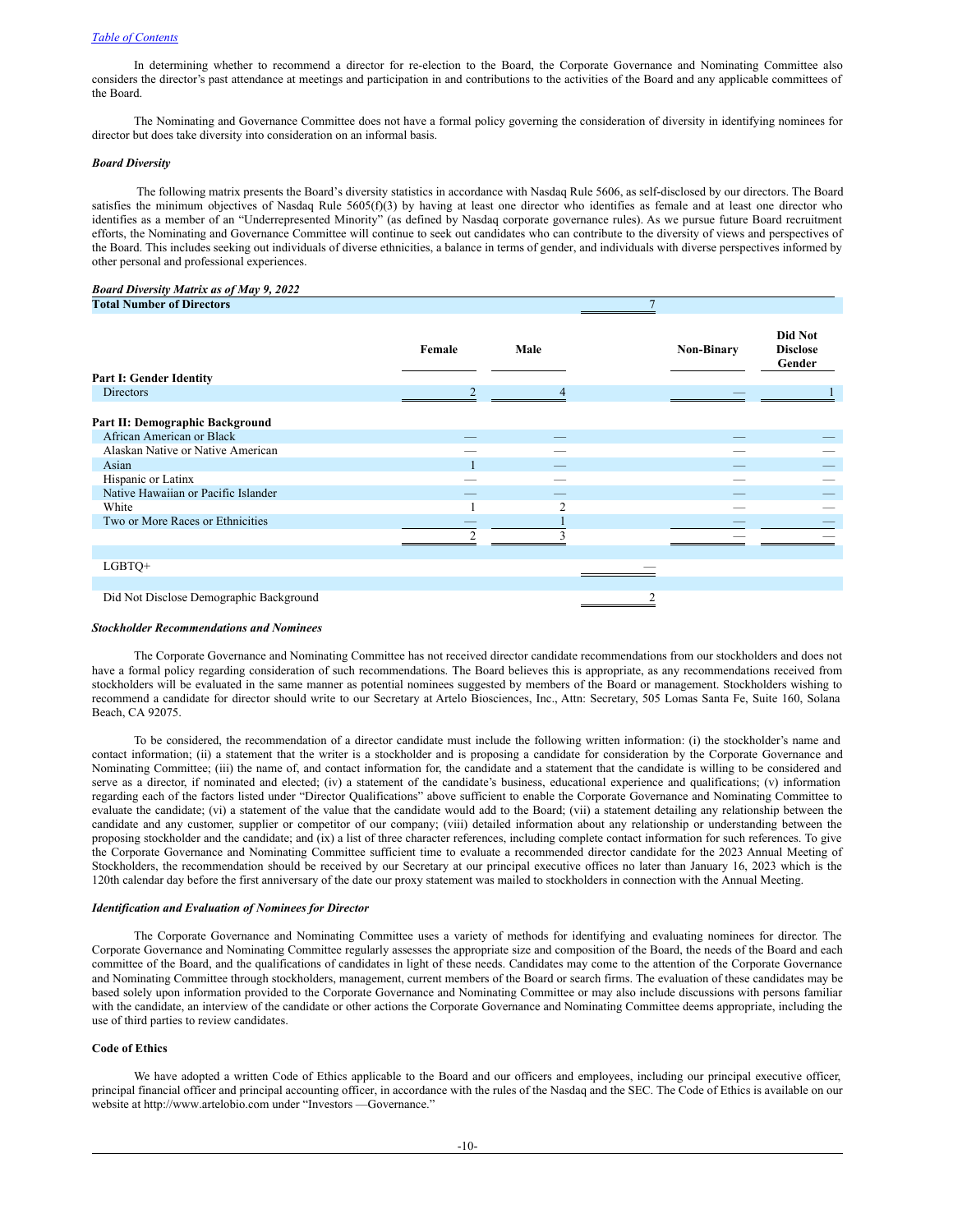In determining whether to recommend a director for re-election to the Board, the Corporate Governance and Nominating Committee also considers the director's past attendance at meetings and participation in and contributions to the activities of the Board and any applicable committees of the Board.

The Nominating and Governance Committee does not have a formal policy governing the consideration of diversity in identifying nominees for director but does take diversity into consideration on an informal basis.

***Board Diversity***

The following matrix presents the Board's diversity statistics in accordance with Nasdaq Rule 5606, as self-disclosed by our directors. The Board satisfies the minimum objectives of Nasdaq Rule 5605(f)(3) by having at least one director who identifies as female and at least one director who identifies as a member of an "Underrepresented Minority" (as defined by Nasdaq corporate governance rules). As we pursue future Board recruitment efforts, the Nominating and Governance Committee will continue to seek out candidates who can contribute to the diversity of views and perspectives of the Board. This includes seeking out individuals of diverse ethnicities, a balance in terms of gender, and individuals with diverse perspectives informed by other personal and professional experiences.

***Board Diversity Matrix as of May 9, 2022***

| **Total Number of Directors** | | | 7 | | |
|---|---|---|---|---|---|
| | **Female** | **Male** | | **Non-Binary** | **Did Not Disclose Gender** |
| **Part I: Gender Identity** | | | | | |
| Directors | 2 | 4 | | — | 1 |
| **Part II: Demographic Background** | | | | | |
| African American or Black | — | — | | — | — |
| Alaskan Native or Native American | — | — | | — | — |
| Asian | 1 | — | | — | — |
| Hispanic or Latinx | — | — | | — | — |
| Native Hawaiian or Pacific Islander | — | — | | — | — |
| White | 1 | 2 | | — | — |
| Two or More Races or Ethnicities | — | 1 | | — | — |
| | 2 | 3 | | — | — |
| LGBTQ+ | | | — | | |
| Did Not Disclose Demographic Background | | | 2 | | |

***Stockholder Recommendations and Nominees***

The Corporate Governance and Nominating Committee has not received director candidate recommendations from our stockholders and does not have a formal policy regarding consideration of such recommendations. The Board believes this is appropriate, as any recommendations received from stockholders will be evaluated in the same manner as potential nominees suggested by members of the Board or management. Stockholders wishing to recommend a candidate for director should write to our Secretary at Artelo Biosciences, Inc., Attn: Secretary, 505 Lomas Santa Fe, Suite 160, Solana Beach, CA 92075.

To be considered, the recommendation of a director candidate must include the following written information: (i) the stockholder's name and contact information; (ii) a statement that the writer is a stockholder and is proposing a candidate for consideration by the Corporate Governance and Nominating Committee; (iii) the name of, and contact information for, the candidate and a statement that the candidate is willing to be considered and serve as a director, if nominated and elected; (iv) a statement of the candidate's business, educational experience and qualifications; (v) information regarding each of the factors listed under "Director Qualifications" above sufficient to enable the Corporate Governance and Nominating Committee to evaluate the candidate; (vi) a statement of the value that the candidate would add to the Board; (vii) a statement detailing any relationship between the candidate and any customer, supplier or competitor of our company; (viii) detailed information about any relationship or understanding between the proposing stockholder and the candidate; and (ix) a list of three character references, including complete contact information for such references. To give the Corporate Governance and Nominating Committee sufficient time to evaluate a recommended director candidate for the 2023 Annual Meeting of Stockholders, the recommendation should be received by our Secretary at our principal executive offices no later than January 16, 2023 which is the 120th calendar day before the first anniversary of the date our proxy statement was mailed to stockholders in connection with the Annual Meeting.

***Identification and Evaluation of Nominees for Director***

The Corporate Governance and Nominating Committee uses a variety of methods for identifying and evaluating nominees for director. The Corporate Governance and Nominating Committee regularly assesses the appropriate size and composition of the Board, the needs of the Board and each committee of the Board, and the qualifications of candidates in light of these needs. Candidates may come to the attention of the Corporate Governance and Nominating Committee through stockholders, management, current members of the Board or search firms. The evaluation of these candidates may be based solely upon information provided to the Corporate Governance and Nominating Committee or may also include discussions with persons familiar with the candidate, an interview of the candidate or other actions the Corporate Governance and Nominating Committee deems appropriate, including the use of third parties to review candidates.

**Code of Ethics**

We have adopted a written Code of Ethics applicable to the Board and our officers and employees, including our principal executive officer, principal financial officer and principal accounting officer, in accordance with the rules of the Nasdaq and the SEC. The Code of Ethics is available on our website at http://www.artelobio.com under "Investors —Governance."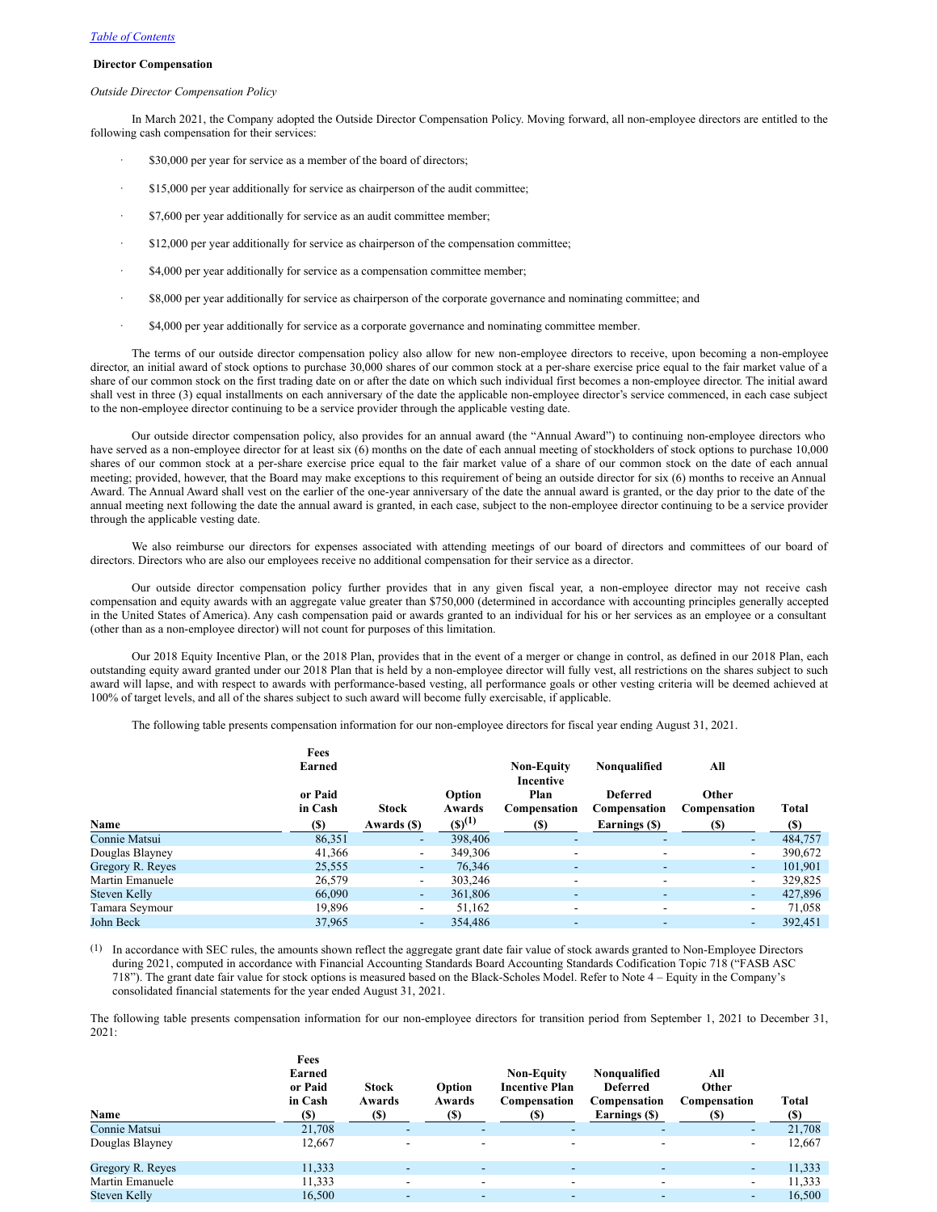[Table of Contents](#)

**Director Compensation**

*Outside Director Compensation Policy*

In March 2021, the Company adopted the Outside Director Compensation Policy. Moving forward, all non-employee directors are entitled to the following cash compensation for their services:

- $30,000 per year for service as a member of the board of directors;
- $15,000 per year additionally for service as chairperson of the audit committee;
- $7,600 per year additionally for service as an audit committee member;
- $12,000 per year additionally for service as chairperson of the compensation committee;
- $4,000 per year additionally for service as a compensation committee member;
- $8,000 per year additionally for service as chairperson of the corporate governance and nominating committee; and
- $4,000 per year additionally for service as a corporate governance and nominating committee member.

The terms of our outside director compensation policy also allow for new non-employee directors to receive, upon becoming a non-employee director, an initial award of stock options to purchase 30,000 shares of our common stock at a per-share exercise price equal to the fair market value of a share of our common stock on the first trading date on or after the date on which such individual first becomes a non-employee director. The initial award shall vest in three (3) equal installments on each anniversary of the date the applicable non-employee director's service commenced, in each case subject to the non-employee director continuing to be a service provider through the applicable vesting date.

Our outside director compensation policy, also provides for an annual award (the "Annual Award") to continuing non-employee directors who have served as a non-employee director for at least six (6) months on the date of each annual meeting of stockholders of stock options to purchase 10,000 shares of our common stock at a per-share exercise price equal to the fair market value of a share of our common stock on the date of each annual meeting; provided, however, that the Board may make exceptions to this requirement of being an outside director for six (6) months to receive an Annual Award. The Annual Award shall vest on the earlier of the one-year anniversary of the date the annual award is granted, or the day prior to the date of the annual meeting next following the date the annual award is granted, in each case, subject to the non-employee director continuing to be a service provider through the applicable vesting date.

We also reimburse our directors for expenses associated with attending meetings of our board of directors and committees of our board of directors. Directors who are also our employees receive no additional compensation for their service as a director.

Our outside director compensation policy further provides that in any given fiscal year, a non-employee director may not receive cash compensation and equity awards with an aggregate value greater than $750,000 (determined in accordance with accounting principles generally accepted in the United States of America). Any cash compensation paid or awards granted to an individual for his or her services as an employee or a consultant (other than as a non-employee director) will not count for purposes of this limitation.

Our 2018 Equity Incentive Plan, or the 2018 Plan, provides that in the event of a merger or change in control, as defined in our 2018 Plan, each outstanding equity award granted under our 2018 Plan that is held by a non-employee director will fully vest, all restrictions on the shares subject to such award will lapse, and with respect to awards with performance-based vesting, all performance goals or other vesting criteria will be deemed achieved at 100% of target levels, and all of the shares subject to such award will become fully exercisable, if applicable.

The following table presents compensation information for our non-employee directors for fiscal year ending August 31, 2021.

| Name | Fees Earned or Paid in Cash ($) | Stock Awards ($) | Option Awards ($)[(1)] | Non-Equity Incentive Plan Compensation ($) | Nonqualified Deferred Compensation Earnings ($) | All Other Compensation ($) | Total ($) |
|---|---|---|---|---|---|---|---|
| Connie Matsui | 86,351 | - | 398,406 | - | - | - | 484,757 |
| Douglas Blayney | 41,366 | - | 349,306 | - | - | - | 390,672 |
| Gregory R. Reyes | 25,555 | - | 76,346 | - | - | - | 101,901 |
| Martin Emanuele | 26,579 | - | 303,246 | - | - | - | 329,825 |
| Steven Kelly | 66,090 | - | 361,806 | - | - | - | 427,896 |
| Tamara Seymour | 19,896 | - | 51,162 | - | - | - | 71,058 |
| John Beck | 37,965 | - | 354,486 | - | - | - | 392,451 |

(1) In accordance with SEC rules, the amounts shown reflect the aggregate grant date fair value of stock awards granted to Non-Employee Directors during 2021, computed in accordance with Financial Accounting Standards Board Accounting Standards Codification Topic 718 ("FASB ASC 718"). The grant date fair value for stock options is measured based on the Black-Scholes Model. Refer to Note 4 – Equity in the Company's consolidated financial statements for the year ended August 31, 2021.

The following table presents compensation information for our non-employee directors for transition period from September 1, 2021 to December 31, 2021:

| Name | Fees Earned or Paid in Cash ($) | Stock Awards ($) | Option Awards ($) | Non-Equity Incentive Plan Compensation ($) | Nonqualified Deferred Compensation Earnings ($) | All Other Compensation ($) | Total ($) |
|---|---|---|---|---|---|---|---|
| Connie Matsui | 21,708 | - | - | - | - | - | 21,708 |
| Douglas Blayney | 12,667 | - | - | - | - | - | 12,667 |
| Gregory R. Reyes | 11,333 | - | - | - | - | - | 11,333 |
| Martin Emanuele | 11,333 | - | - | - | - | - | 11,333 |
| Steven Kelly | 16,500 | - | - | - | - | - | 16,500 |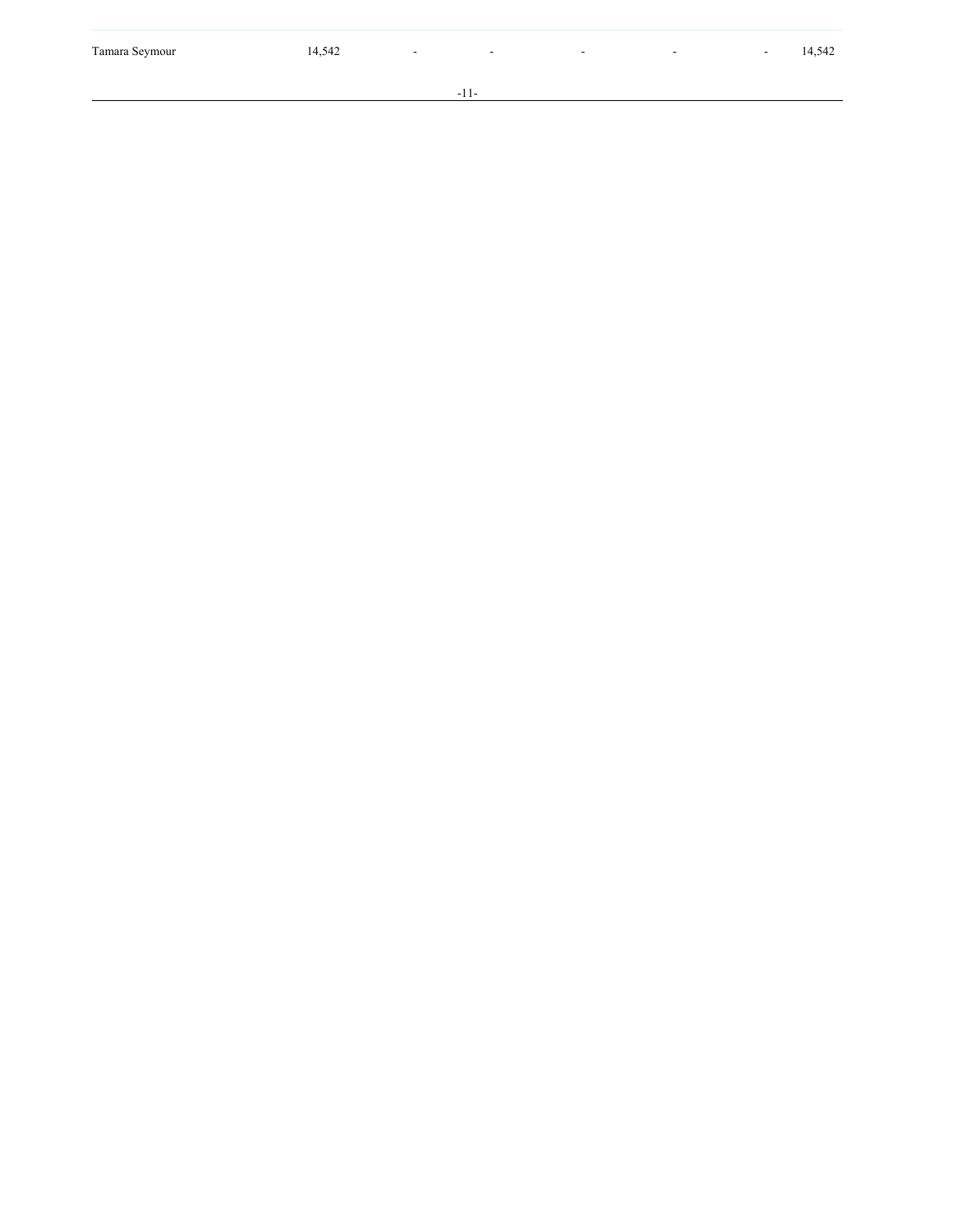| | | | | | | | |
|---|---|---|---|---|---|---|---|
| Tamara Seymour | 14,542 | - | - | - | - | - | 14,542 |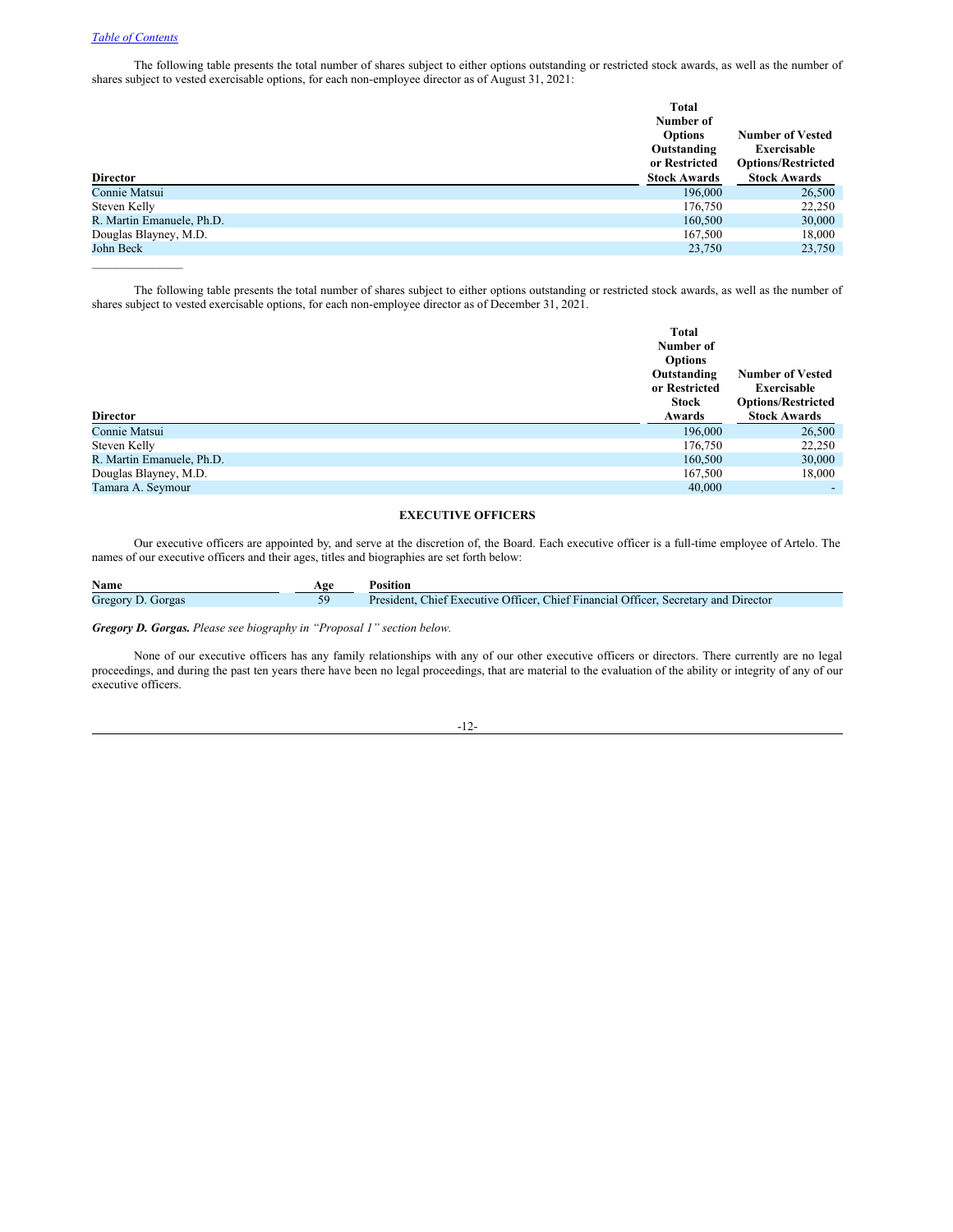The following table presents the total number of shares subject to either options outstanding or restricted stock awards, as well as the number of shares subject to vested exercisable options, for each non-employee director as of August 31, 2021:

| Director | Total Number of Options Outstanding or Restricted Stock Awards | Number of Vested Exercisable Options/Restricted Stock Awards |
|---|---|---|
| Connie Matsui | 196,000 | 26,500 |
| Steven Kelly | 176,750 | 22,250 |
| R. Martin Emanuele, Ph.D. | 160,500 | 30,000 |
| Douglas Blayney, M.D. | 167,500 | 18,000 |
| John Beck | 23,750 | 23,750 |

The following table presents the total number of shares subject to either options outstanding or restricted stock awards, as well as the number of shares subject to vested exercisable options, for each non-employee director as of December 31, 2021.

| Director | Total Number of Options Outstanding or Restricted Stock Awards | Number of Vested Exercisable Options/Restricted Stock Awards |
|---|---|---|
| Connie Matsui | 196,000 | 26,500 |
| Steven Kelly | 176,750 | 22,250 |
| R. Martin Emanuele, Ph.D. | 160,500 | 30,000 |
| Douglas Blayney, M.D. | 167,500 | 18,000 |
| Tamara A. Seymour | 40,000 | - |

## EXECUTIVE OFFICERS

Our executive officers are appointed by, and serve at the discretion of, the Board. Each executive officer is a full-time employee of Artelo. The names of our executive officers and their ages, titles and biographies are set forth below:

| Name | Age | Position |
|---|---|---|
| Gregory D. Gorgas | 59 | President, Chief Executive Officer, Chief Financial Officer, Secretary and Director |

***Gregory D. Gorgas.*** *Please see biography in "Proposal 1" section below.*

None of our executive officers has any family relationships with any of our other executive officers or directors. There currently are no legal proceedings, and during the past ten years there have been no legal proceedings, that are material to the evaluation of the ability or integrity of any of our executive officers.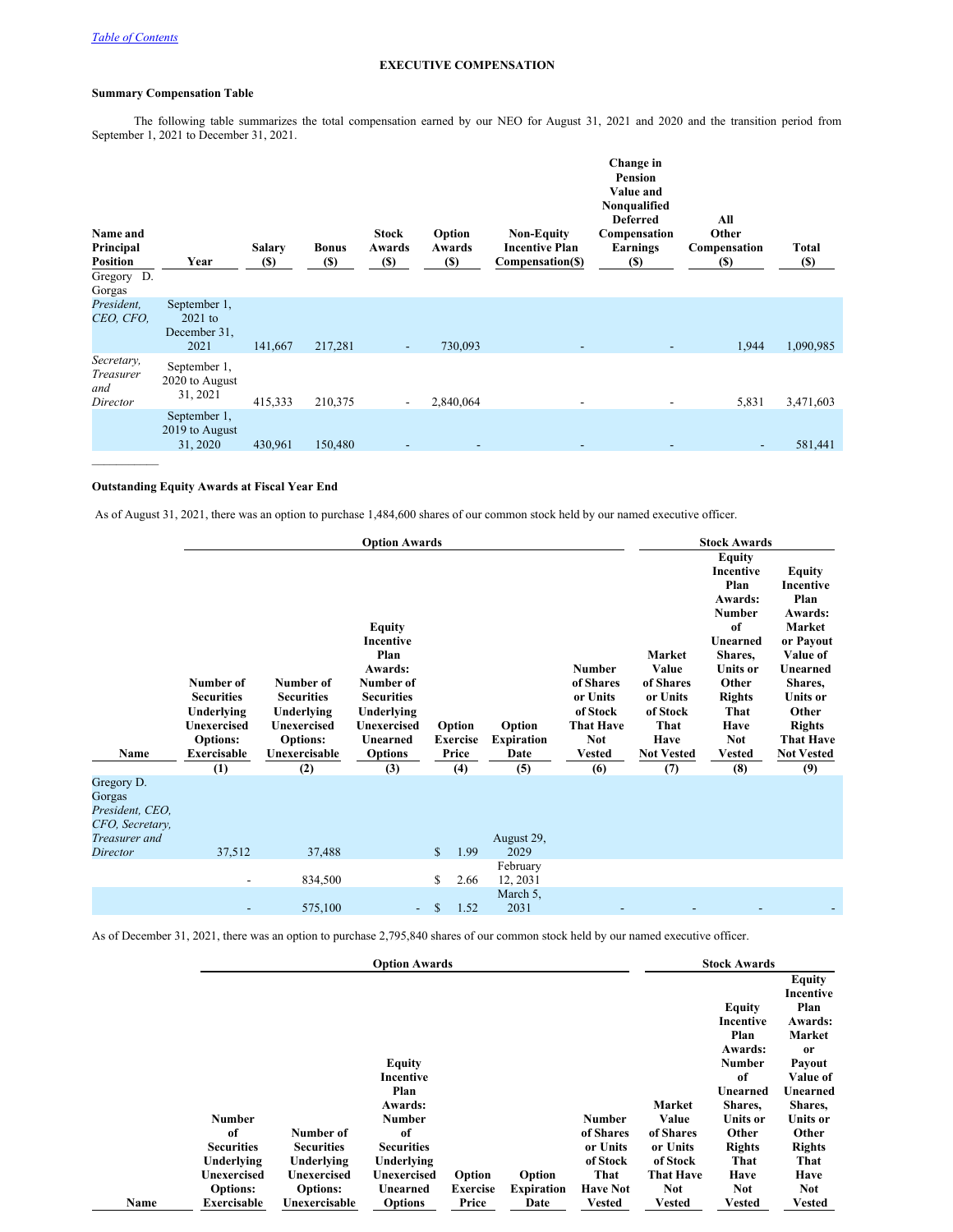[Table of Contents](#)

## EXECUTIVE COMPENSATION

### Summary Compensation Table

The following table summarizes the total compensation earned by our NEO for August 31, 2021 and 2020 and the transition period from September 1, 2021 to December 31, 2021.

| Name and Principal Position | Year | Salary ($) | Bonus ($) | Stock Awards ($) | Option Awards ($) | Non-Equity Incentive Plan Compensation($) | Change in Pension Value and Nonqualified Deferred Compensation Earnings ($) | All Other Compensation ($) | Total ($) |
|---|---|---|---|---|---|---|---|---|---|
| Gregory D. Gorgas *President, CEO, CFO,* | September 1, 2021 to December 31, 2021 | 141,667 | 217,281 | - | 730,093 | - | - | 1,944 | 1,090,985 |
| *Secretary, Treasurer and Director* | September 1, 2020 to August 31, 2021 | 415,333 | 210,375 | - | 2,840,064 | - | - | 5,831 | 3,471,603 |
| | September 1, 2019 to August 31, 2020 | 430,961 | 150,480 | - | - | - | - | - | 581,441 |

### Outstanding Equity Awards at Fiscal Year End

As of August 31, 2021, there was an option to purchase 1,484,600 shares of our common stock held by our named executive officer.

| | Option Awards | | | | | Stock Awards | | | |
|---|---|---|---|---|---|---|---|---|---|
| Name | Number of Securities Underlying Unexercised Options: Exercisable (1) | Number of Securities Underlying Unexercised Options: Unexercisable (2) | Equity Incentive Plan Awards: Number of Securities Underlying Unexercised Unearned Options (3) | Option Exercise Price (4) | Option Expiration Date (5) | Number of Shares or Units of Stock That Have Not Vested (6) | Market Value of Shares or Units of Stock That Have Not Vested (7) | Equity Incentive Plan Awards: Number of Unearned Shares, Units or Other Rights That Have Not Vested (8) | Equity Incentive Plan Awards: Market or Payout Value of Unearned Shares, Units or Other Rights That Have Not Vested (9) |
| Gregory D. Gorgas *President, CEO, CFO, Secretary, Treasurer and Director* | 37,512 | 37,488 | | $ 1.99 | August 29, 2029 | | | | |
| | - | 834,500 | | $ 2.66 | February 12, 2031 | | | | |
| | - | 575,100 | - | $ 1.52 | March 5, 2031 | - | - | - | - |

As of December 31, 2021, there was an option to purchase 2,795,840 shares of our common stock held by our named executive officer.

| | Option Awards | | | | | Stock Awards | | | |
|---|---|---|---|---|---|---|---|---|---|
| Name | Number of Securities Underlying Unexercised Options: Exercisable | Number of Securities Underlying Unexercised Options: Unexercisable | Equity Incentive Plan Awards: Number of Securities Underlying Unexercised Unearned Options | Option Exercise Price | Option Expiration Date | Number of Shares or Units of Stock That Have Not Vested | Market Value of Shares or Units of Stock That Have Not Vested | Equity Incentive Plan Awards: Number of Unearned Shares, Units or Other Rights That Have Not Vested | Equity Incentive Plan Awards: Market or Payout Value of Unearned Shares, Units or Other Rights That Have Not Vested |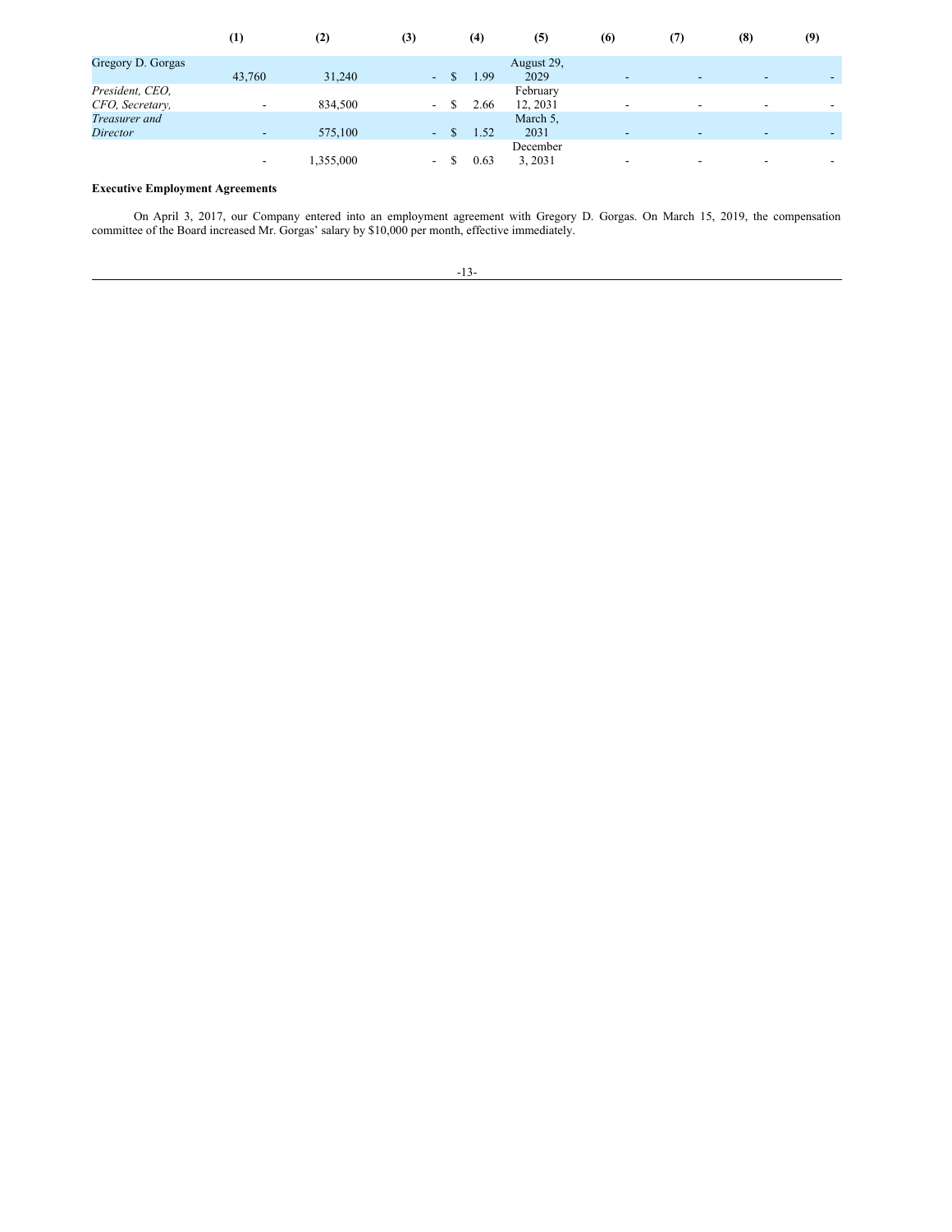| | (1) | (2) | (3) | (4) | (5) | (6) | (7) | (8) | (9) |
|---|---|---|---|---|---|---|---|---|---|
| Gregory D. Gorgas | 43,760 | 31,240 | - | $ 1.99 | August 29, 2029 | - | - | - | - |
| *President, CEO, CFO, Secretary,* | - | 834,500 | - | $ 2.66 | February 12, 2031 | - | - | - | - |
| *Treasurer and Director* | - | 575,100 | - | $ 1.52 | March 5, 2031 | - | - | - | - |
| | - | 1,355,000 | - | $ 0.63 | December 3, 2031 | - | - | - | - |

**Executive Employment Agreements**

On April 3, 2017, our Company entered into an employment agreement with Gregory D. Gorgas. On March 15, 2019, the compensation committee of the Board increased Mr. Gorgas' salary by $10,000 per month, effective immediately.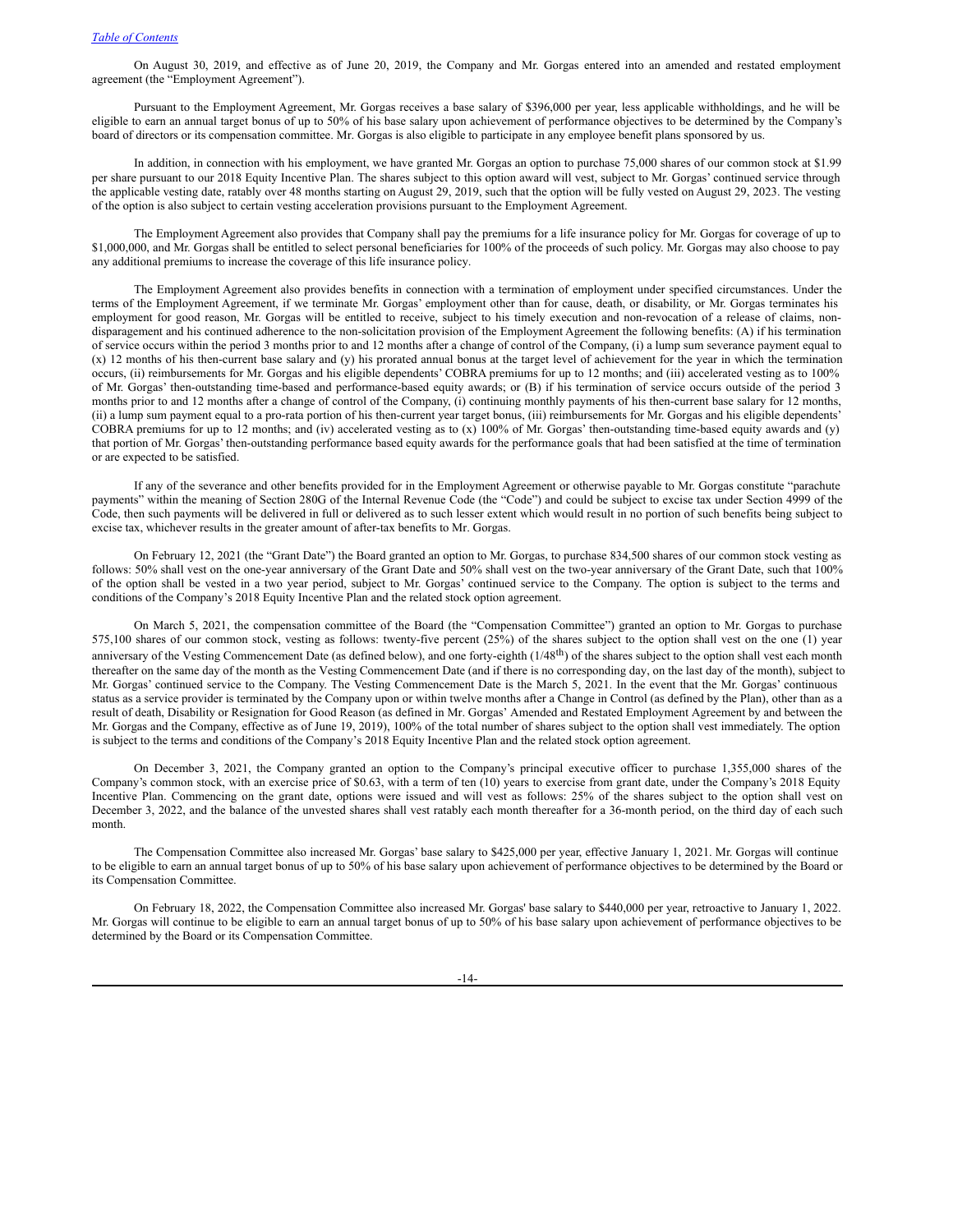On August 30, 2019, and effective as of June 20, 2019, the Company and Mr. Gorgas entered into an amended and restated employment agreement (the "Employment Agreement").

Pursuant to the Employment Agreement, Mr. Gorgas receives a base salary of $396,000 per year, less applicable withholdings, and he will be eligible to earn an annual target bonus of up to 50% of his base salary upon achievement of performance objectives to be determined by the Company's board of directors or its compensation committee. Mr. Gorgas is also eligible to participate in any employee benefit plans sponsored by us.

In addition, in connection with his employment, we have granted Mr. Gorgas an option to purchase 75,000 shares of our common stock at $1.99 per share pursuant to our 2018 Equity Incentive Plan. The shares subject to this option award will vest, subject to Mr. Gorgas' continued service through the applicable vesting date, ratably over 48 months starting on August 29, 2019, such that the option will be fully vested on August 29, 2023. The vesting of the option is also subject to certain vesting acceleration provisions pursuant to the Employment Agreement.

The Employment Agreement also provides that Company shall pay the premiums for a life insurance policy for Mr. Gorgas for coverage of up to $1,000,000, and Mr. Gorgas shall be entitled to select personal beneficiaries for 100% of the proceeds of such policy. Mr. Gorgas may also choose to pay any additional premiums to increase the coverage of this life insurance policy.

The Employment Agreement also provides benefits in connection with a termination of employment under specified circumstances. Under the terms of the Employment Agreement, if we terminate Mr. Gorgas' employment other than for cause, death, or disability, or Mr. Gorgas terminates his employment for good reason, Mr. Gorgas will be entitled to receive, subject to his timely execution and non-revocation of a release of claims, non-disparagement and his continued adherence to the non-solicitation provision of the Employment Agreement the following benefits: (A) if his termination of service occurs within the period 3 months prior to and 12 months after a change of control of the Company, (i) a lump sum severance payment equal to (x) 12 months of his then-current base salary and (y) his prorated annual bonus at the target level of achievement for the year in which the termination occurs, (ii) reimbursements for Mr. Gorgas and his eligible dependents' COBRA premiums for up to 12 months; and (iii) accelerated vesting as to 100% of Mr. Gorgas' then-outstanding time-based and performance-based equity awards; or (B) if his termination of service occurs outside of the period 3 months prior to and 12 months after a change of control of the Company, (i) continuing monthly payments of his then-current base salary for 12 months, (ii) a lump sum payment equal to a pro-rata portion of his then-current year target bonus, (iii) reimbursements for Mr. Gorgas and his eligible dependents' COBRA premiums for up to 12 months; and (iv) accelerated vesting as to (x) 100% of Mr. Gorgas' then-outstanding time-based equity awards and (y) that portion of Mr. Gorgas' then-outstanding performance based equity awards for the performance goals that had been satisfied at the time of termination or are expected to be satisfied.

If any of the severance and other benefits provided for in the Employment Agreement or otherwise payable to Mr. Gorgas constitute "parachute payments" within the meaning of Section 280G of the Internal Revenue Code (the "Code") and could be subject to excise tax under Section 4999 of the Code, then such payments will be delivered in full or delivered as to such lesser extent which would result in no portion of such benefits being subject to excise tax, whichever results in the greater amount of after-tax benefits to Mr. Gorgas.

On February 12, 2021 (the "Grant Date") the Board granted an option to Mr. Gorgas, to purchase 834,500 shares of our common stock vesting as follows: 50% shall vest on the one-year anniversary of the Grant Date and 50% shall vest on the two-year anniversary of the Grant Date, such that 100% of the option shall be vested in a two year period, subject to Mr. Gorgas' continued service to the Company. The option is subject to the terms and conditions of the Company's 2018 Equity Incentive Plan and the related stock option agreement.

On March 5, 2021, the compensation committee of the Board (the "Compensation Committee") granted an option to Mr. Gorgas to purchase 575,100 shares of our common stock, vesting as follows: twenty-five percent (25%) of the shares subject to the option shall vest on the one (1) year anniversary of the Vesting Commencement Date (as defined below), and one forty-eighth (1/48th) of the shares subject to the option shall vest each month thereafter on the same day of the month as the Vesting Commencement Date (and if there is no corresponding day, on the last day of the month), subject to Mr. Gorgas' continued service to the Company. The Vesting Commencement Date is the March 5, 2021. In the event that the Mr. Gorgas' continuous status as a service provider is terminated by the Company upon or within twelve months after a Change in Control (as defined by the Plan), other than as a result of death, Disability or Resignation for Good Reason (as defined in Mr. Gorgas' Amended and Restated Employment Agreement by and between the Mr. Gorgas and the Company, effective as of June 19, 2019), 100% of the total number of shares subject to the option shall vest immediately. The option is subject to the terms and conditions of the Company's 2018 Equity Incentive Plan and the related stock option agreement.

On December 3, 2021, the Company granted an option to the Company's principal executive officer to purchase 1,355,000 shares of the Company's common stock, with an exercise price of $0.63, with a term of ten (10) years to exercise from grant date, under the Company's 2018 Equity Incentive Plan. Commencing on the grant date, options were issued and will vest as follows: 25% of the shares subject to the option shall vest on December 3, 2022, and the balance of the unvested shares shall vest ratably each month thereafter for a 36-month period, on the third day of each such month.

The Compensation Committee also increased Mr. Gorgas' base salary to $425,000 per year, effective January 1, 2021. Mr. Gorgas will continue to be eligible to earn an annual target bonus of up to 50% of his base salary upon achievement of performance objectives to be determined by the Board or its Compensation Committee.

On February 18, 2022, the Compensation Committee also increased Mr. Gorgas' base salary to $440,000 per year, retroactive to January 1, 2022. Mr. Gorgas will continue to be eligible to earn an annual target bonus of up to 50% of his base salary upon achievement of performance objectives to be determined by the Board or its Compensation Committee.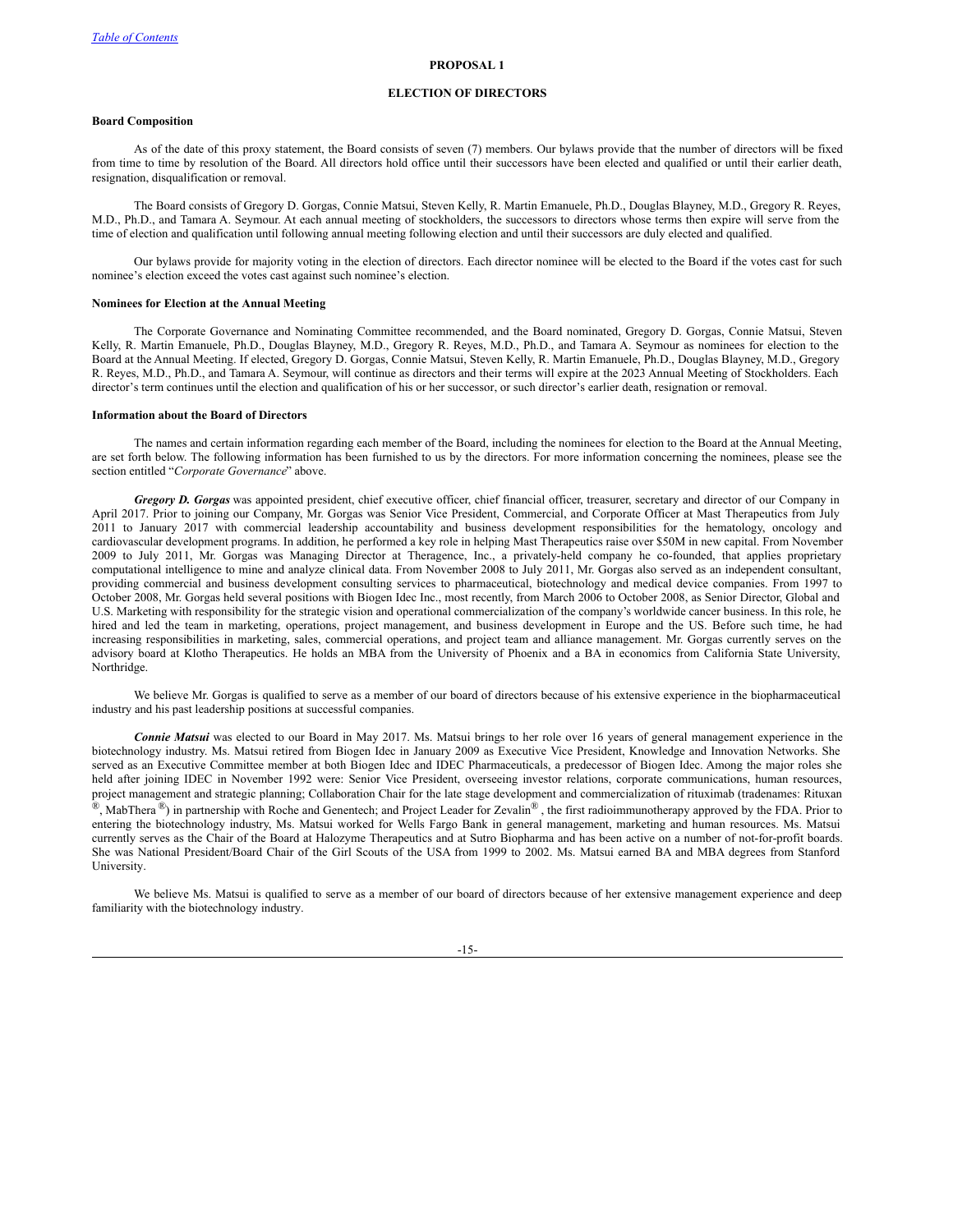[Table of Contents](#)

## PROPOSAL 1

## ELECTION OF DIRECTORS

### Board Composition

As of the date of this proxy statement, the Board consists of seven (7) members. Our bylaws provide that the number of directors will be fixed from time to time by resolution of the Board. All directors hold office until their successors have been elected and qualified or until their earlier death, resignation, disqualification or removal.

The Board consists of Gregory D. Gorgas, Connie Matsui, Steven Kelly, R. Martin Emanuele, Ph.D., Douglas Blayney, M.D., Gregory R. Reyes, M.D., Ph.D., and Tamara A. Seymour. At each annual meeting of stockholders, the successors to directors whose terms then expire will serve from the time of election and qualification until following annual meeting following election and until their successors are duly elected and qualified.

Our bylaws provide for majority voting in the election of directors. Each director nominee will be elected to the Board if the votes cast for such nominee's election exceed the votes cast against such nominee's election.

### Nominees for Election at the Annual Meeting

The Corporate Governance and Nominating Committee recommended, and the Board nominated, Gregory D. Gorgas, Connie Matsui, Steven Kelly, R. Martin Emanuele, Ph.D., Douglas Blayney, M.D., Gregory R. Reyes, M.D., Ph.D., and Tamara A. Seymour as nominees for election to the Board at the Annual Meeting. If elected, Gregory D. Gorgas, Connie Matsui, Steven Kelly, R. Martin Emanuele, Ph.D., Douglas Blayney, M.D., Gregory R. Reyes, M.D., Ph.D., and Tamara A. Seymour, will continue as directors and their terms will expire at the 2023 Annual Meeting of Stockholders. Each director's term continues until the election and qualification of his or her successor, or such director's earlier death, resignation or removal.

### Information about the Board of Directors

The names and certain information regarding each member of the Board, including the nominees for election to the Board at the Annual Meeting, are set forth below. The following information has been furnished to us by the directors. For more information concerning the nominees, please see the section entitled "*Corporate Governance*" above.

***Gregory D. Gorgas*** was appointed president, chief executive officer, chief financial officer, treasurer, secretary and director of our Company in April 2017. Prior to joining our Company, Mr. Gorgas was Senior Vice President, Commercial, and Corporate Officer at Mast Therapeutics from July 2011 to January 2017 with commercial leadership accountability and business development responsibilities for the hematology, oncology and cardiovascular development programs. In addition, he performed a key role in helping Mast Therapeutics raise over $50M in new capital. From November 2009 to July 2011, Mr. Gorgas was Managing Director at Theragence, Inc., a privately-held company he co-founded, that applies proprietary computational intelligence to mine and analyze clinical data. From November 2008 to July 2011, Mr. Gorgas also served as an independent consultant, providing commercial and business development consulting services to pharmaceutical, biotechnology and medical device companies. From 1997 to October 2008, Mr. Gorgas held several positions with Biogen Idec Inc., most recently, from March 2006 to October 2008, as Senior Director, Global and U.S. Marketing with responsibility for the strategic vision and operational commercialization of the company's worldwide cancer business. In this role, he hired and led the team in marketing, operations, project management, and business development in Europe and the US. Before such time, he had increasing responsibilities in marketing, sales, commercial operations, and project team and alliance management. Mr. Gorgas currently serves on the advisory board at Klotho Therapeutics. He holds an MBA from the University of Phoenix and a BA in economics from California State University, Northridge.

We believe Mr. Gorgas is qualified to serve as a member of our board of directors because of his extensive experience in the biopharmaceutical industry and his past leadership positions at successful companies.

***Connie Matsui*** was elected to our Board in May 2017. Ms. Matsui brings to her role over 16 years of general management experience in the biotechnology industry. Ms. Matsui retired from Biogen Idec in January 2009 as Executive Vice President, Knowledge and Innovation Networks. She served as an Executive Committee member at both Biogen Idec and IDEC Pharmaceuticals, a predecessor of Biogen Idec. Among the major roles she held after joining IDEC in November 1992 were: Senior Vice President, overseeing investor relations, corporate communications, human resources, project management and strategic planning; Collaboration Chair for the late stage development and commercialization of rituximab (tradenames: Rituxan®, MabThera®) in partnership with Roche and Genentech; and Project Leader for Zevalin®, the first radioimmunotherapy approved by the FDA. Prior to entering the biotechnology industry, Ms. Matsui worked for Wells Fargo Bank in general management, marketing and human resources. Ms. Matsui currently serves as the Chair of the Board at Halozyme Therapeutics and at Sutro Biopharma and has been active on a number of not-for-profit boards. She was National President/Board Chair of the Girl Scouts of the USA from 1999 to 2002. Ms. Matsui earned BA and MBA degrees from Stanford University.

We believe Ms. Matsui is qualified to serve as a member of our board of directors because of her extensive management experience and deep familiarity with the biotechnology industry.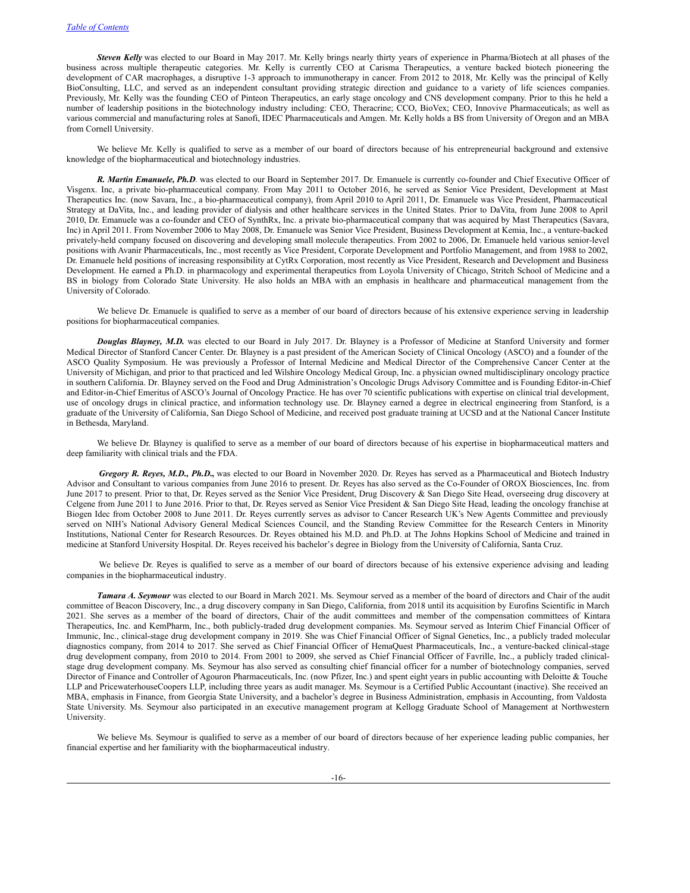***Steven Kelly*** was elected to our Board in May 2017. Mr. Kelly brings nearly thirty years of experience in Pharma/Biotech at all phases of the business across multiple therapeutic categories. Mr. Kelly is currently CEO at Carisma Therapeutics, a venture backed biotech pioneering the development of CAR macrophages, a disruptive 1-3 approach to immunotherapy in cancer. From 2012 to 2018, Mr. Kelly was the principal of Kelly BioConsulting, LLC, and served as an independent consultant providing strategic direction and guidance to a variety of life sciences companies. Previously, Mr. Kelly was the founding CEO of Pinteon Therapeutics, an early stage oncology and CNS development company. Prior to this he held a number of leadership positions in the biotechnology industry including: CEO, Theracrine; CCO, BioVex; CEO, Innovive Pharmaceuticals; as well as various commercial and manufacturing roles at Sanofi, IDEC Pharmaceuticals and Amgen. Mr. Kelly holds a BS from University of Oregon and an MBA from Cornell University.

We believe Mr. Kelly is qualified to serve as a member of our board of directors because of his entrepreneurial background and extensive knowledge of the biopharmaceutical and biotechnology industries.

***R. Martin Emanuele, Ph.D***. was elected to our Board in September 2017. Dr. Emanuele is currently co-founder and Chief Executive Officer of Visgenx. Inc, a private bio-pharmaceutical company. From May 2011 to October 2016, he served as Senior Vice President, Development at Mast Therapeutics Inc. (now Savara, Inc., a bio-pharmaceutical company), from April 2010 to April 2011, Dr. Emanuele was Vice President, Pharmaceutical Strategy at DaVita, Inc., and leading provider of dialysis and other healthcare services in the United States. Prior to DaVita, from June 2008 to April 2010, Dr. Emanuele was a co-founder and CEO of SynthRx, Inc. a private bio-pharmaceutical company that was acquired by Mast Therapeutics (Savara, Inc) in April 2011. From November 2006 to May 2008, Dr. Emanuele was Senior Vice President, Business Development at Kemia, Inc., a venture-backed privately-held company focused on discovering and developing small molecule therapeutics. From 2002 to 2006, Dr. Emanuele held various senior-level positions with Avanir Pharmaceuticals, Inc., most recently as Vice President, Corporate Development and Portfolio Management, and from 1988 to 2002, Dr. Emanuele held positions of increasing responsibility at CytRx Corporation, most recently as Vice President, Research and Development and Business Development. He earned a Ph.D. in pharmacology and experimental therapeutics from Loyola University of Chicago, Stritch School of Medicine and a BS in biology from Colorado State University. He also holds an MBA with an emphasis in healthcare and pharmaceutical management from the University of Colorado.

We believe Dr. Emanuele is qualified to serve as a member of our board of directors because of his extensive experience serving in leadership positions for biopharmaceutical companies.

***Douglas Blayney, M.D.*** was elected to our Board in July 2017. Dr. Blayney is a Professor of Medicine at Stanford University and former Medical Director of Stanford Cancer Center. Dr. Blayney is a past president of the American Society of Clinical Oncology (ASCO) and a founder of the ASCO Quality Symposium. He was previously a Professor of Internal Medicine and Medical Director of the Comprehensive Cancer Center at the University of Michigan, and prior to that practiced and led Wilshire Oncology Medical Group, Inc. a physician owned multidisciplinary oncology practice in southern California. Dr. Blayney served on the Food and Drug Administration's Oncologic Drugs Advisory Committee and is Founding Editor-in-Chief and Editor-in-Chief Emeritus of ASCO's Journal of Oncology Practice. He has over 70 scientific publications with expertise on clinical trial development, use of oncology drugs in clinical practice, and information technology use. Dr. Blayney earned a degree in electrical engineering from Stanford, is a graduate of the University of California, San Diego School of Medicine, and received post graduate training at UCSD and at the National Cancer Institute in Bethesda, Maryland.

We believe Dr. Blayney is qualified to serve as a member of our board of directors because of his expertise in biopharmaceutical matters and deep familiarity with clinical trials and the FDA.

***Gregory R. Reyes, M.D., Ph.D.***, was elected to our Board in November 2020. Dr. Reyes has served as a Pharmaceutical and Biotech Industry Advisor and Consultant to various companies from June 2016 to present. Dr. Reyes has also served as the Co-Founder of OROX Biosciences, Inc. from June 2017 to present. Prior to that, Dr. Reyes served as the Senior Vice President, Drug Discovery & San Diego Site Head, overseeing drug discovery at Celgene from June 2011 to June 2016. Prior to that, Dr. Reyes served as Senior Vice President & San Diego Site Head, leading the oncology franchise at Biogen Idec from October 2008 to June 2011. Dr. Reyes currently serves as advisor to Cancer Research UK's New Agents Committee and previously served on NIH's National Advisory General Medical Sciences Council, and the Standing Review Committee for the Research Centers in Minority Institutions, National Center for Research Resources. Dr. Reyes obtained his M.D. and Ph.D. at The Johns Hopkins School of Medicine and trained in medicine at Stanford University Hospital. Dr. Reyes received his bachelor's degree in Biology from the University of California, Santa Cruz.

We believe Dr. Reyes is qualified to serve as a member of our board of directors because of his extensive experience advising and leading companies in the biopharmaceutical industry.

***Tamara A. Seymour*** was elected to our Board in March 2021. Ms. Seymour served as a member of the board of directors and Chair of the audit committee of Beacon Discovery, Inc., a drug discovery company in San Diego, California, from 2018 until its acquisition by Eurofins Scientific in March 2021. She serves as a member of the board of directors, Chair of the audit committees and member of the compensation committees of Kintara Therapeutics, Inc. and KemPharm, Inc., both publicly-traded drug development companies. Ms. Seymour served as Interim Chief Financial Officer of Immunic, Inc., clinical-stage drug development company in 2019. She was Chief Financial Officer of Signal Genetics, Inc., a publicly traded molecular diagnostics company, from 2014 to 2017. She served as Chief Financial Officer of HemaQuest Pharmaceuticals, Inc., a venture-backed clinical-stage drug development company, from 2010 to 2014. From 2001 to 2009, she served as Chief Financial Officer of Favrille, Inc., a publicly traded clinical-stage drug development company. Ms. Seymour has also served as consulting chief financial officer for a number of biotechnology companies, served Director of Finance and Controller of Agouron Pharmaceuticals, Inc. (now Pfizer, Inc.) and spent eight years in public accounting with Deloitte & Touche LLP and PricewaterhouseCoopers LLP, including three years as audit manager. Ms. Seymour is a Certified Public Accountant (inactive). She received an MBA, emphasis in Finance, from Georgia State University, and a bachelor's degree in Business Administration, emphasis in Accounting, from Valdosta State University. Ms. Seymour also participated in an executive management program at Kellogg Graduate School of Management at Northwestern University.

We believe Ms. Seymour is qualified to serve as a member of our board of directors because of her experience leading public companies, her financial expertise and her familiarity with the biopharmaceutical industry.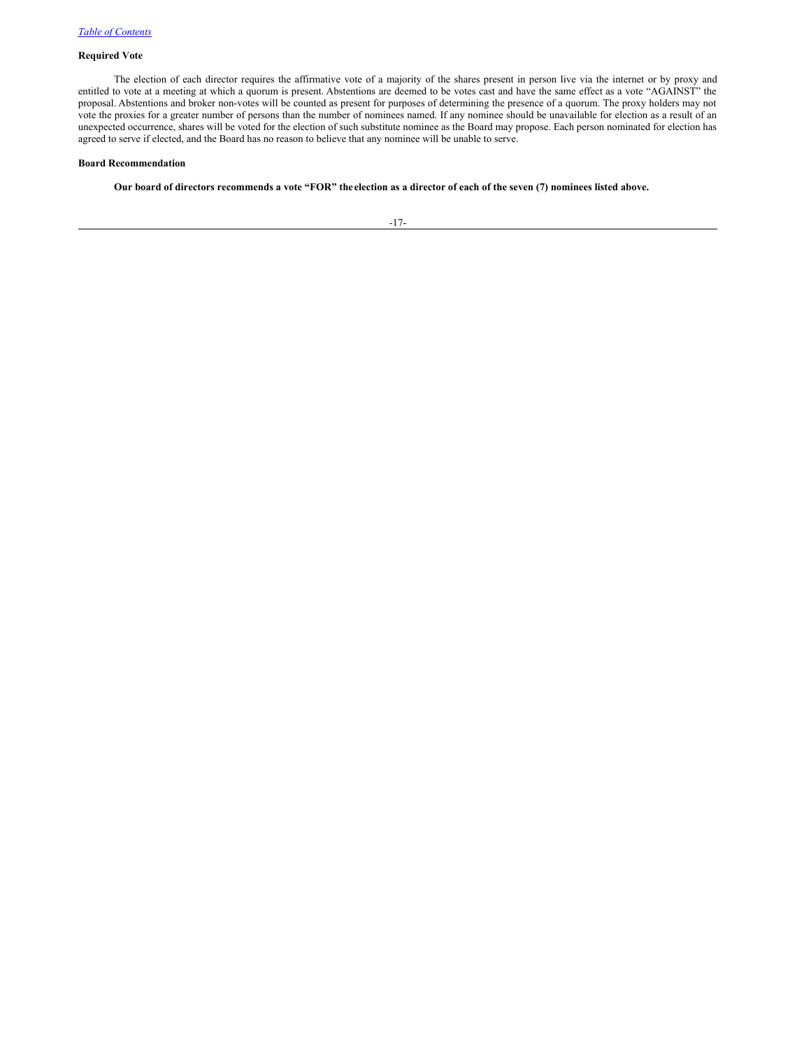**Required Vote**

The election of each director requires the affirmative vote of a majority of the shares present in person live via the internet or by proxy and entitled to vote at a meeting at which a quorum is present. Abstentions are deemed to be votes cast and have the same effect as a vote "AGAINST" the proposal. Abstentions and broker non-votes will be counted as present for purposes of determining the presence of a quorum. The proxy holders may not vote the proxies for a greater number of persons than the number of nominees named. If any nominee should be unavailable for election as a result of an unexpected occurrence, shares will be voted for the election of such substitute nominee as the Board may propose. Each person nominated for election has agreed to serve if elected, and the Board has no reason to believe that any nominee will be unable to serve.

**Board Recommendation**

**Our board of directors recommends a vote "FOR" the election as a director of each of the seven (7) nominees listed above.**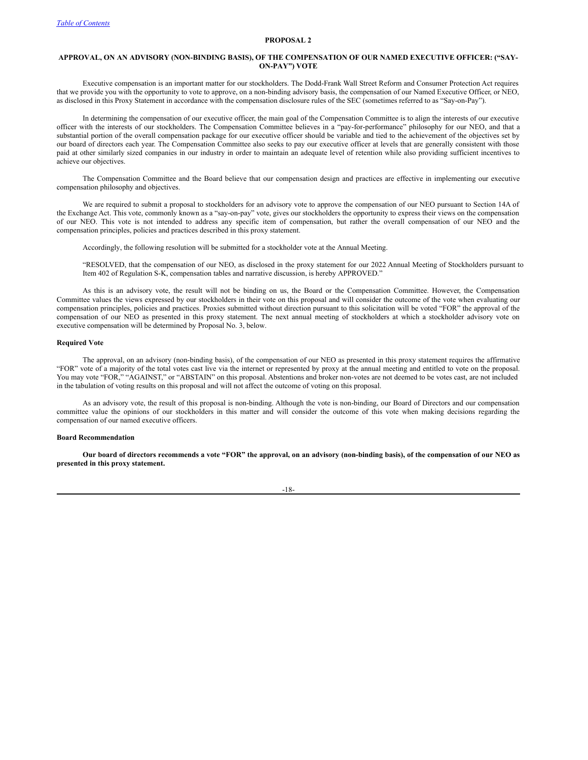## PROPOSAL 2

### APPROVAL, ON AN ADVISORY (NON-BINDING BASIS), OF THE COMPENSATION OF OUR NAMED EXECUTIVE OFFICER: ("SAY-ON-PAY") VOTE

Executive compensation is an important matter for our stockholders. The Dodd-Frank Wall Street Reform and Consumer Protection Act requires that we provide you with the opportunity to vote to approve, on a non-binding advisory basis, the compensation of our Named Executive Officer, or NEO, as disclosed in this Proxy Statement in accordance with the compensation disclosure rules of the SEC (sometimes referred to as "Say-on-Pay").

In determining the compensation of our executive officer, the main goal of the Compensation Committee is to align the interests of our executive officer with the interests of our stockholders. The Compensation Committee believes in a "pay-for-performance" philosophy for our NEO, and that a substantial portion of the overall compensation package for our executive officer should be variable and tied to the achievement of the objectives set by our board of directors each year. The Compensation Committee also seeks to pay our executive officer at levels that are generally consistent with those paid at other similarly sized companies in our industry in order to maintain an adequate level of retention while also providing sufficient incentives to achieve our objectives.

The Compensation Committee and the Board believe that our compensation design and practices are effective in implementing our executive compensation philosophy and objectives.

We are required to submit a proposal to stockholders for an advisory vote to approve the compensation of our NEO pursuant to Section 14A of the Exchange Act. This vote, commonly known as a "say-on-pay" vote, gives our stockholders the opportunity to express their views on the compensation of our NEO. This vote is not intended to address any specific item of compensation, but rather the overall compensation of our NEO and the compensation principles, policies and practices described in this proxy statement.

Accordingly, the following resolution will be submitted for a stockholder vote at the Annual Meeting.

"RESOLVED, that the compensation of our NEO, as disclosed in the proxy statement for our 2022 Annual Meeting of Stockholders pursuant to Item 402 of Regulation S-K, compensation tables and narrative discussion, is hereby APPROVED."

As this is an advisory vote, the result will not be binding on us, the Board or the Compensation Committee. However, the Compensation Committee values the views expressed by our stockholders in their vote on this proposal and will consider the outcome of the vote when evaluating our compensation principles, policies and practices. Proxies submitted without direction pursuant to this solicitation will be voted "FOR" the approval of the compensation of our NEO as presented in this proxy statement. The next annual meeting of stockholders at which a stockholder advisory vote on executive compensation will be determined by Proposal No. 3, below.

**Required Vote**

The approval, on an advisory (non-binding basis), of the compensation of our NEO as presented in this proxy statement requires the affirmative "FOR" vote of a majority of the total votes cast live via the internet or represented by proxy at the annual meeting and entitled to vote on the proposal. You may vote "FOR," "AGAINST," or "ABSTAIN" on this proposal. Abstentions and broker non-votes are not deemed to be votes cast, are not included in the tabulation of voting results on this proposal and will not affect the outcome of voting on this proposal.

As an advisory vote, the result of this proposal is non-binding. Although the vote is non-binding, our Board of Directors and our compensation committee value the opinions of our stockholders in this matter and will consider the outcome of this vote when making decisions regarding the compensation of our named executive officers.

**Board Recommendation**

**Our board of directors recommends a vote "FOR" the approval, on an advisory (non-binding basis), of the compensation of our NEO as presented in this proxy statement.**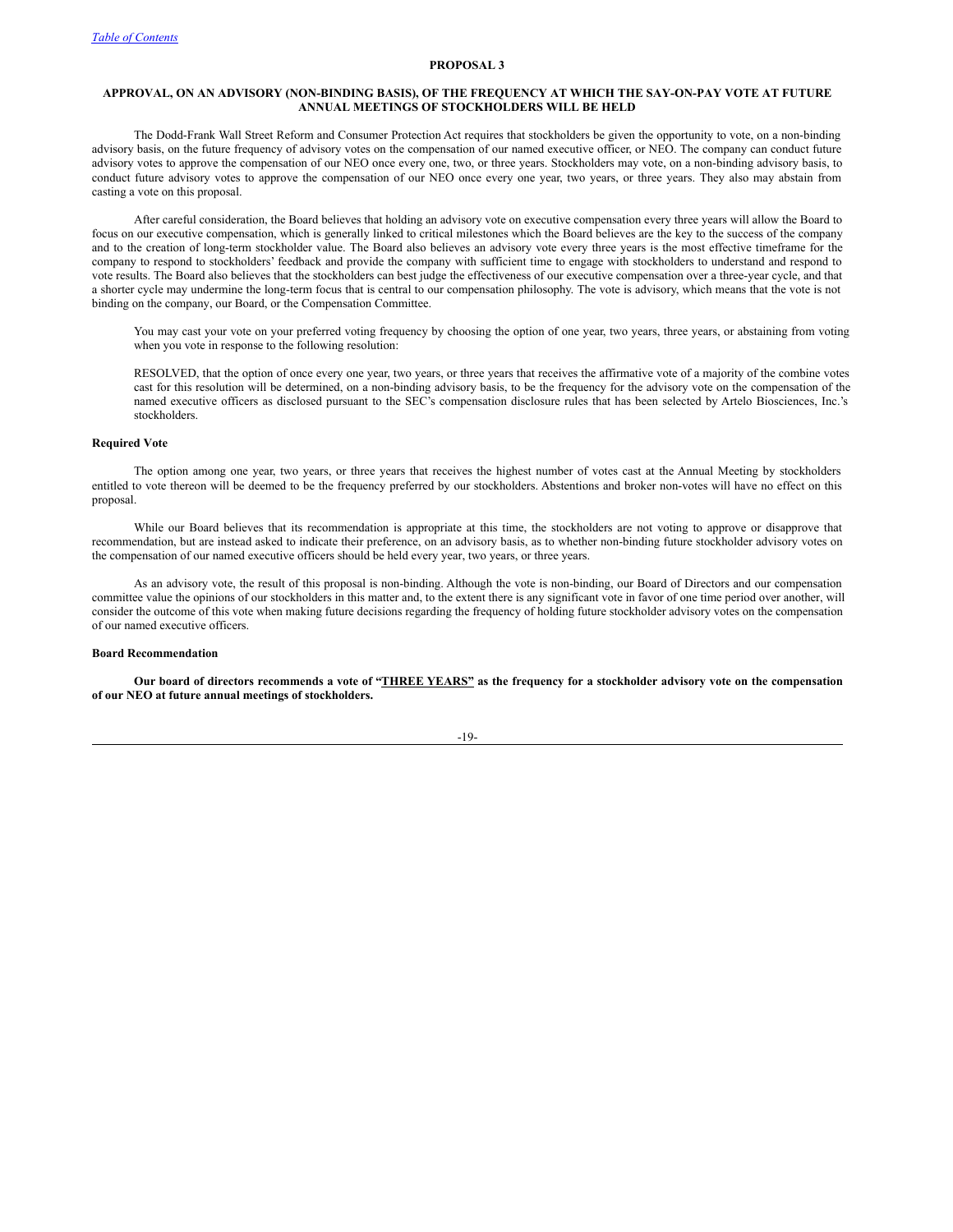## PROPOSAL 3

### APPROVAL, ON AN ADVISORY (NON-BINDING BASIS), OF THE FREQUENCY AT WHICH THE SAY-ON-PAY VOTE AT FUTURE ANNUAL MEETINGS OF STOCKHOLDERS WILL BE HELD

The Dodd-Frank Wall Street Reform and Consumer Protection Act requires that stockholders be given the opportunity to vote, on a non-binding advisory basis, on the future frequency of advisory votes on the compensation of our named executive officer, or NEO. The company can conduct future advisory votes to approve the compensation of our NEO once every one, two, or three years. Stockholders may vote, on a non-binding advisory basis, to conduct future advisory votes to approve the compensation of our NEO once every one year, two years, or three years. They also may abstain from casting a vote on this proposal.

After careful consideration, the Board believes that holding an advisory vote on executive compensation every three years will allow the Board to focus on our executive compensation, which is generally linked to critical milestones which the Board believes are the key to the success of the company and to the creation of long-term stockholder value. The Board also believes an advisory vote every three years is the most effective timeframe for the company to respond to stockholders' feedback and provide the company with sufficient time to engage with stockholders to understand and respond to vote results. The Board also believes that the stockholders can best judge the effectiveness of our executive compensation over a three-year cycle, and that a shorter cycle may undermine the long-term focus that is central to our compensation philosophy. The vote is advisory, which means that the vote is not binding on the company, our Board, or the Compensation Committee.

> You may cast your vote on your preferred voting frequency by choosing the option of one year, two years, three years, or abstaining from voting when you vote in response to the following resolution:
>
> RESOLVED, that the option of once every one year, two years, or three years that receives the affirmative vote of a majority of the combine votes cast for this resolution will be determined, on a non-binding advisory basis, to be the frequency for the advisory vote on the compensation of the named executive officers as disclosed pursuant to the SEC's compensation disclosure rules that has been selected by Artelo Biosciences, Inc.'s stockholders.

**Required Vote**

The option among one year, two years, or three years that receives the highest number of votes cast at the Annual Meeting by stockholders entitled to vote thereon will be deemed to be the frequency preferred by our stockholders. Abstentions and broker non-votes will have no effect on this proposal.

While our Board believes that its recommendation is appropriate at this time, the stockholders are not voting to approve or disapprove that recommendation, but are instead asked to indicate their preference, on an advisory basis, as to whether non-binding future stockholder advisory votes on the compensation of our named executive officers should be held every year, two years, or three years.

As an advisory vote, the result of this proposal is non-binding. Although the vote is non-binding, our Board of Directors and our compensation committee value the opinions of our stockholders in this matter and, to the extent there is any significant vote in favor of one time period over another, will consider the outcome of this vote when making future decisions regarding the frequency of holding future stockholder advisory votes on the compensation of our named executive officers.

**Board Recommendation**

**Our board of directors recommends a vote of "THREE YEARS" as the frequency for a stockholder advisory vote on the compensation of our NEO at future annual meetings of stockholders.**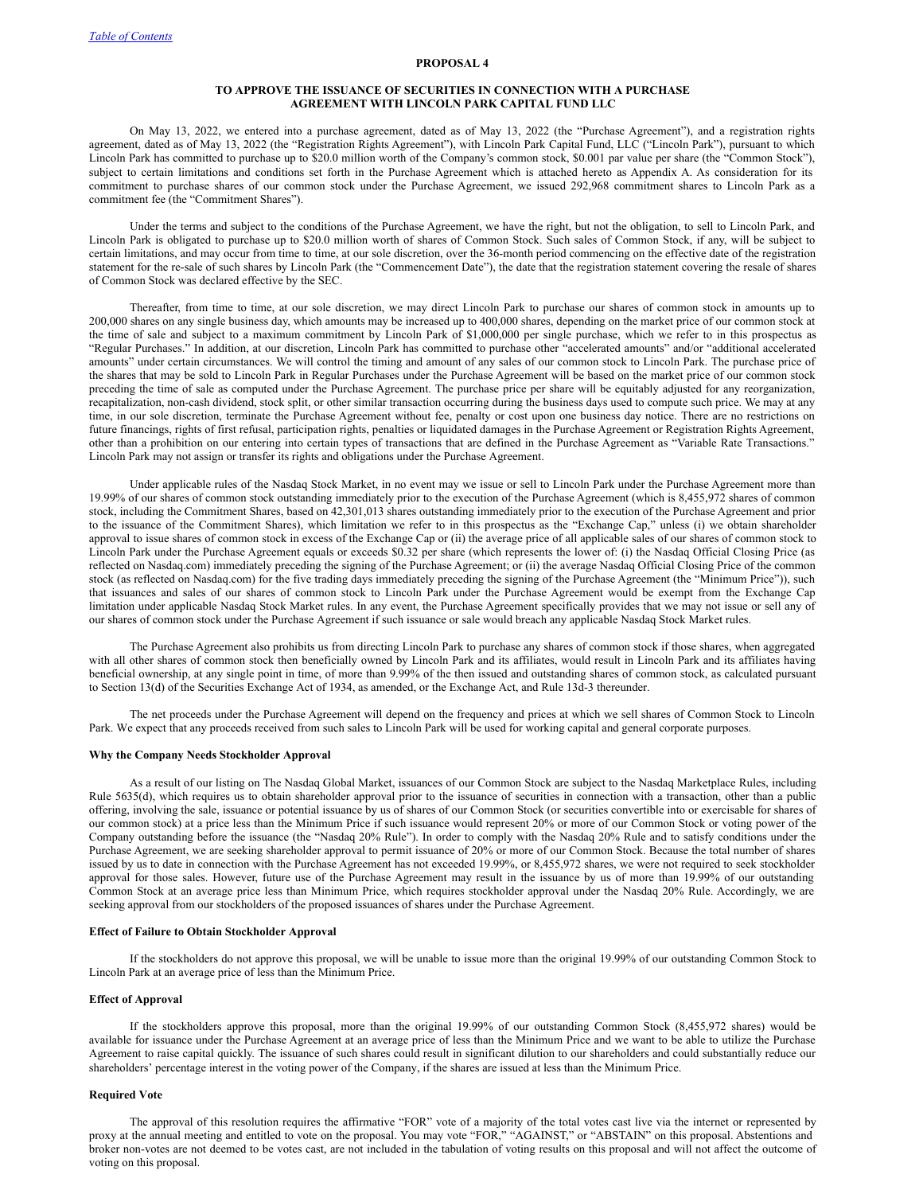## PROPOSAL 4

## TO APPROVE THE ISSUANCE OF SECURITIES IN CONNECTION WITH A PURCHASE AGREEMENT WITH LINCOLN PARK CAPITAL FUND LLC

On May 13, 2022, we entered into a purchase agreement, dated as of May 13, 2022 (the "Purchase Agreement"), and a registration rights agreement, dated as of May 13, 2022 (the "Registration Rights Agreement"), with Lincoln Park Capital Fund, LLC ("Lincoln Park"), pursuant to which Lincoln Park has committed to purchase up to $20.0 million worth of the Company's common stock, $0.001 par value per share (the "Common Stock"), subject to certain limitations and conditions set forth in the Purchase Agreement which is attached hereto as Appendix A. As consideration for its commitment to purchase shares of our common stock under the Purchase Agreement, we issued 292,968 commitment shares to Lincoln Park as a commitment fee (the "Commitment Shares").

Under the terms and subject to the conditions of the Purchase Agreement, we have the right, but not the obligation, to sell to Lincoln Park, and Lincoln Park is obligated to purchase up to $20.0 million worth of shares of Common Stock. Such sales of Common Stock, if any, will be subject to certain limitations, and may occur from time to time, at our sole discretion, over the 36-month period commencing on the effective date of the registration statement for the re-sale of such shares by Lincoln Park (the "Commencement Date"), the date that the registration statement covering the resale of shares of Common Stock was declared effective by the SEC.

Thereafter, from time to time, at our sole discretion, we may direct Lincoln Park to purchase our shares of common stock in amounts up to 200,000 shares on any single business day, which amounts may be increased up to 400,000 shares, depending on the market price of our common stock at the time of sale and subject to a maximum commitment by Lincoln Park of $1,000,000 per single purchase, which we refer to in this prospectus as "Regular Purchases." In addition, at our discretion, Lincoln Park has committed to purchase other "accelerated amounts" and/or "additional accelerated amounts" under certain circumstances. We will control the timing and amount of any sales of our common stock to Lincoln Park. The purchase price of the shares that may be sold to Lincoln Park in Regular Purchases under the Purchase Agreement will be based on the market price of our common stock preceding the time of sale as computed under the Purchase Agreement. The purchase price per share will be equitably adjusted for any reorganization, recapitalization, non-cash dividend, stock split, or other similar transaction occurring during the business days used to compute such price. We may at any time, in our sole discretion, terminate the Purchase Agreement without fee, penalty or cost upon one business day notice. There are no restrictions on future financings, rights of first refusal, participation rights, penalties or liquidated damages in the Purchase Agreement or Registration Rights Agreement, other than a prohibition on our entering into certain types of transactions that are defined in the Purchase Agreement as "Variable Rate Transactions." Lincoln Park may not assign or transfer its rights and obligations under the Purchase Agreement.

Under applicable rules of the Nasdaq Stock Market, in no event may we issue or sell to Lincoln Park under the Purchase Agreement more than 19.99% of our shares of common stock outstanding immediately prior to the execution of the Purchase Agreement (which is 8,455,972 shares of common stock, including the Commitment Shares, based on 42,301,013 shares outstanding immediately prior to the execution of the Purchase Agreement and prior to the issuance of the Commitment Shares), which limitation we refer to in this prospectus as the "Exchange Cap," unless (i) we obtain shareholder approval to issue shares of common stock in excess of the Exchange Cap or (ii) the average price of all applicable sales of our shares of common stock to Lincoln Park under the Purchase Agreement equals or exceeds $0.32 per share (which represents the lower of: (i) the Nasdaq Official Closing Price (as reflected on Nasdaq.com) immediately preceding the signing of the Purchase Agreement; or (ii) the average Nasdaq Official Closing Price of the common stock (as reflected on Nasdaq.com) for the five trading days immediately preceding the signing of the Purchase Agreement (the "Minimum Price")), such that issuances and sales of our shares of common stock to Lincoln Park under the Purchase Agreement would be exempt from the Exchange Cap limitation under applicable Nasdaq Stock Market rules. In any event, the Purchase Agreement specifically provides that we may not issue or sell any of our shares of common stock under the Purchase Agreement if such issuance or sale would breach any applicable Nasdaq Stock Market rules.

The Purchase Agreement also prohibits us from directing Lincoln Park to purchase any shares of common stock if those shares, when aggregated with all other shares of common stock then beneficially owned by Lincoln Park and its affiliates, would result in Lincoln Park and its affiliates having beneficial ownership, at any single point in time, of more than 9.99% of the then issued and outstanding shares of common stock, as calculated pursuant to Section 13(d) of the Securities Exchange Act of 1934, as amended, or the Exchange Act, and Rule 13d-3 thereunder.

The net proceeds under the Purchase Agreement will depend on the frequency and prices at which we sell shares of Common Stock to Lincoln Park. We expect that any proceeds received from such sales to Lincoln Park will be used for working capital and general corporate purposes.

### Why the Company Needs Stockholder Approval

As a result of our listing on The Nasdaq Global Market, issuances of our Common Stock are subject to the Nasdaq Marketplace Rules, including Rule 5635(d), which requires us to obtain shareholder approval prior to the issuance of securities in connection with a transaction, other than a public offering, involving the sale, issuance or potential issuance by us of shares of our Common Stock (or securities convertible into or exercisable for shares of our common stock) at a price less than the Minimum Price if such issuance would represent 20% or more of our Common Stock or voting power of the Company outstanding before the issuance (the "Nasdaq 20% Rule"). In order to comply with the Nasdaq 20% Rule and to satisfy conditions under the Purchase Agreement, we are seeking shareholder approval to permit issuance of 20% or more of our Common Stock. Because the total number of shares issued by us to date in connection with the Purchase Agreement has not exceeded 19.99%, or 8,455,972 shares, we were not required to seek stockholder approval for those sales. However, future use of the Purchase Agreement may result in the issuance by us of more than 19.99% of our outstanding Common Stock at an average price less than Minimum Price, which requires stockholder approval under the Nasdaq 20% Rule. Accordingly, we are seeking approval from our stockholders of the proposed issuances of shares under the Purchase Agreement.

### Effect of Failure to Obtain Stockholder Approval

If the stockholders do not approve this proposal, we will be unable to issue more than the original 19.99% of our outstanding Common Stock to Lincoln Park at an average price of less than the Minimum Price.

### Effect of Approval

If the stockholders approve this proposal, more than the original 19.99% of our outstanding Common Stock (8,455,972 shares) would be available for issuance under the Purchase Agreement at an average price of less than the Minimum Price and we want to be able to utilize the Purchase Agreement to raise capital quickly. The issuance of such shares could result in significant dilution to our shareholders and could substantially reduce our shareholders' percentage interest in the voting power of the Company, if the shares are issued at less than the Minimum Price.

### Required Vote

The approval of this resolution requires the affirmative "FOR" vote of a majority of the total votes cast live via the internet or represented by proxy at the annual meeting and entitled to vote on the proposal. You may vote "FOR," "AGAINST," or "ABSTAIN" on this proposal. Abstentions and broker non-votes are not deemed to be votes cast, are not included in the tabulation of voting results on this proposal and will not affect the outcome of voting on this proposal.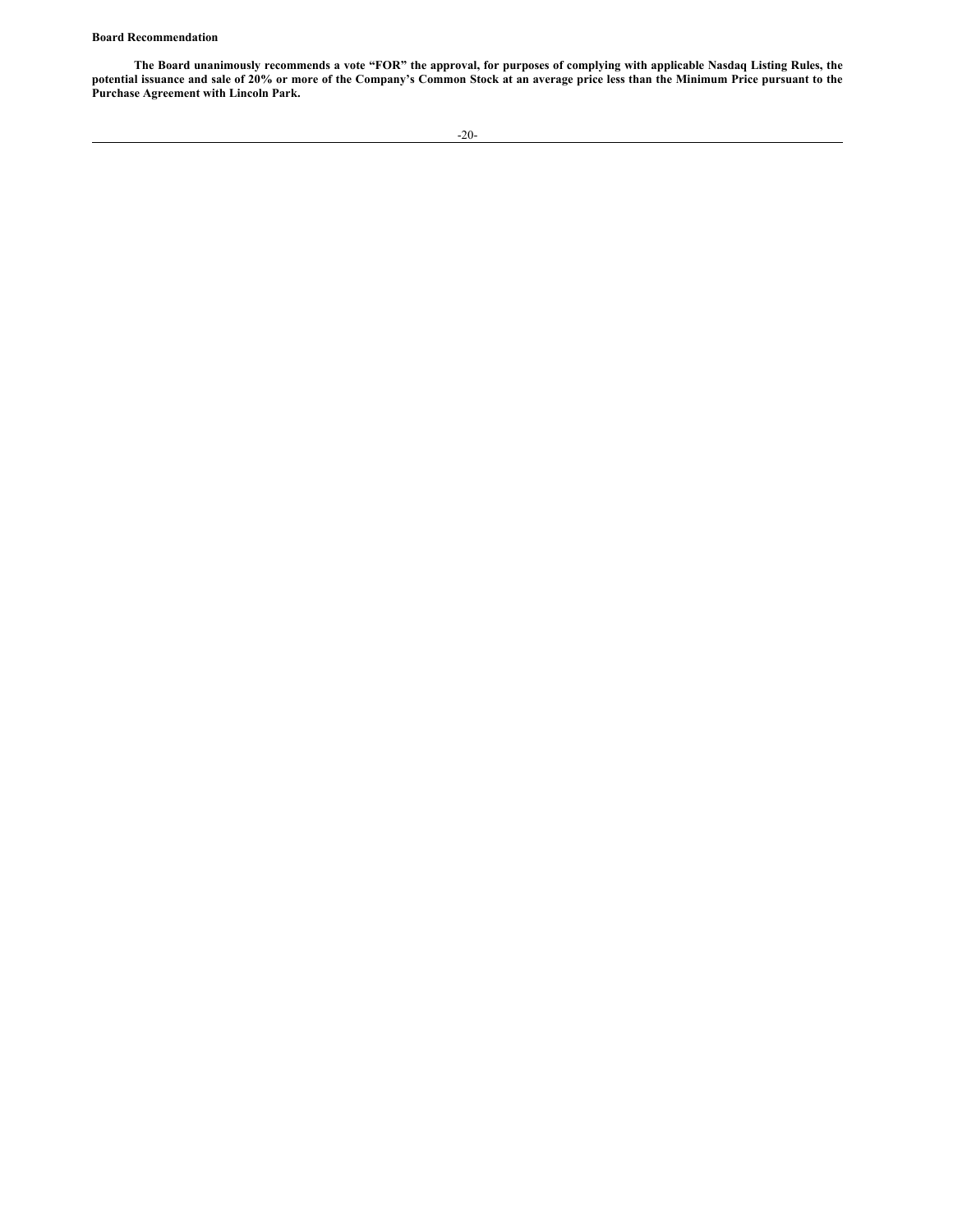**Board Recommendation**

**The Board unanimously recommends a vote "FOR" the approval, for purposes of complying with applicable Nasdaq Listing Rules, the potential issuance and sale of 20% or more of the Company's Common Stock at an average price less than the Minimum Price pursuant to the Purchase Agreement with Lincoln Park.**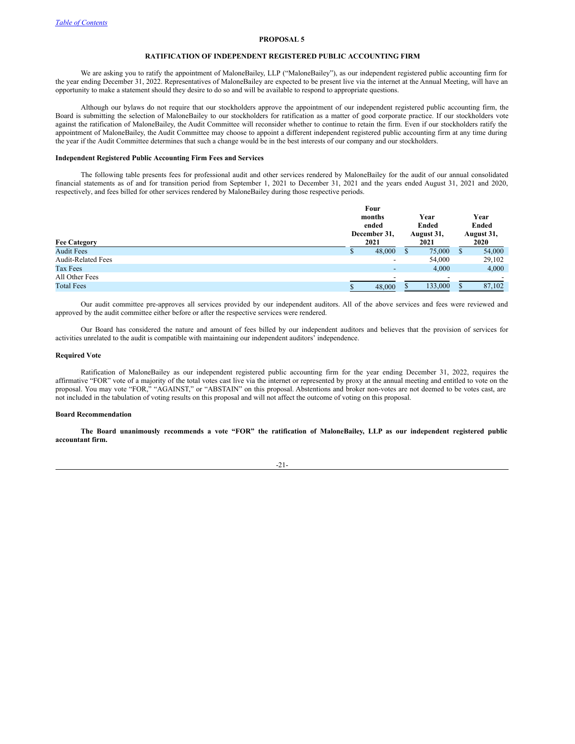*Table of Contents*

## PROPOSAL 5

## RATIFICATION OF INDEPENDENT REGISTERED PUBLIC ACCOUNTING FIRM

We are asking you to ratify the appointment of MaloneBailey, LLP ("MaloneBailey"), as our independent registered public accounting firm for the year ending December 31, 2022. Representatives of MaloneBailey are expected to be present live via the internet at the Annual Meeting, will have an opportunity to make a statement should they desire to do so and will be available to respond to appropriate questions.

Although our bylaws do not require that our stockholders approve the appointment of our independent registered public accounting firm, the Board is submitting the selection of MaloneBailey to our stockholders for ratification as a matter of good corporate practice. If our stockholders vote against the ratification of MaloneBailey, the Audit Committee will reconsider whether to continue to retain the firm. Even if our stockholders ratify the appointment of MaloneBailey, the Audit Committee may choose to appoint a different independent registered public accounting firm at any time during the year if the Audit Committee determines that such a change would be in the best interests of our company and our stockholders.

### Independent Registered Public Accounting Firm Fees and Services

The following table presents fees for professional audit and other services rendered by MaloneBailey for the audit of our annual consolidated financial statements as of and for transition period from September 1, 2021 to December 31, 2021 and the years ended August 31, 2021 and 2020, respectively, and fees billed for other services rendered by MaloneBailey during those respective periods.

| Fee Category | Four months ended December 31, 2021 | Year Ended August 31, 2021 | Year Ended August 31, 2020 |
|---|---|---|---|
| Audit Fees | $ 48,000 | $ 75,000 | $ 54,000 |
| Audit-Related Fees | - | 54,000 | 29,102 |
| Tax Fees | - | 4,000 | 4,000 |
| All Other Fees | - | - | - |
| Total Fees | $ 48,000 | $ 133,000 | $ 87,102 |

Our audit committee pre-approves all services provided by our independent auditors. All of the above services and fees were reviewed and approved by the audit committee either before or after the respective services were rendered.

Our Board has considered the nature and amount of fees billed by our independent auditors and believes that the provision of services for activities unrelated to the audit is compatible with maintaining our independent auditors' independence.

### Required Vote

Ratification of MaloneBailey as our independent registered public accounting firm for the year ending December 31, 2022, requires the affirmative "FOR" vote of a majority of the total votes cast live via the internet or represented by proxy at the annual meeting and entitled to vote on the proposal. You may vote "FOR," "AGAINST," or "ABSTAIN" on this proposal. Abstentions and broker non-votes are not deemed to be votes cast, are not included in the tabulation of voting results on this proposal and will not affect the outcome of voting on this proposal.

### Board Recommendation

**The Board unanimously recommends a vote "FOR" the ratification of MaloneBailey, LLP as our independent registered public accountant firm.**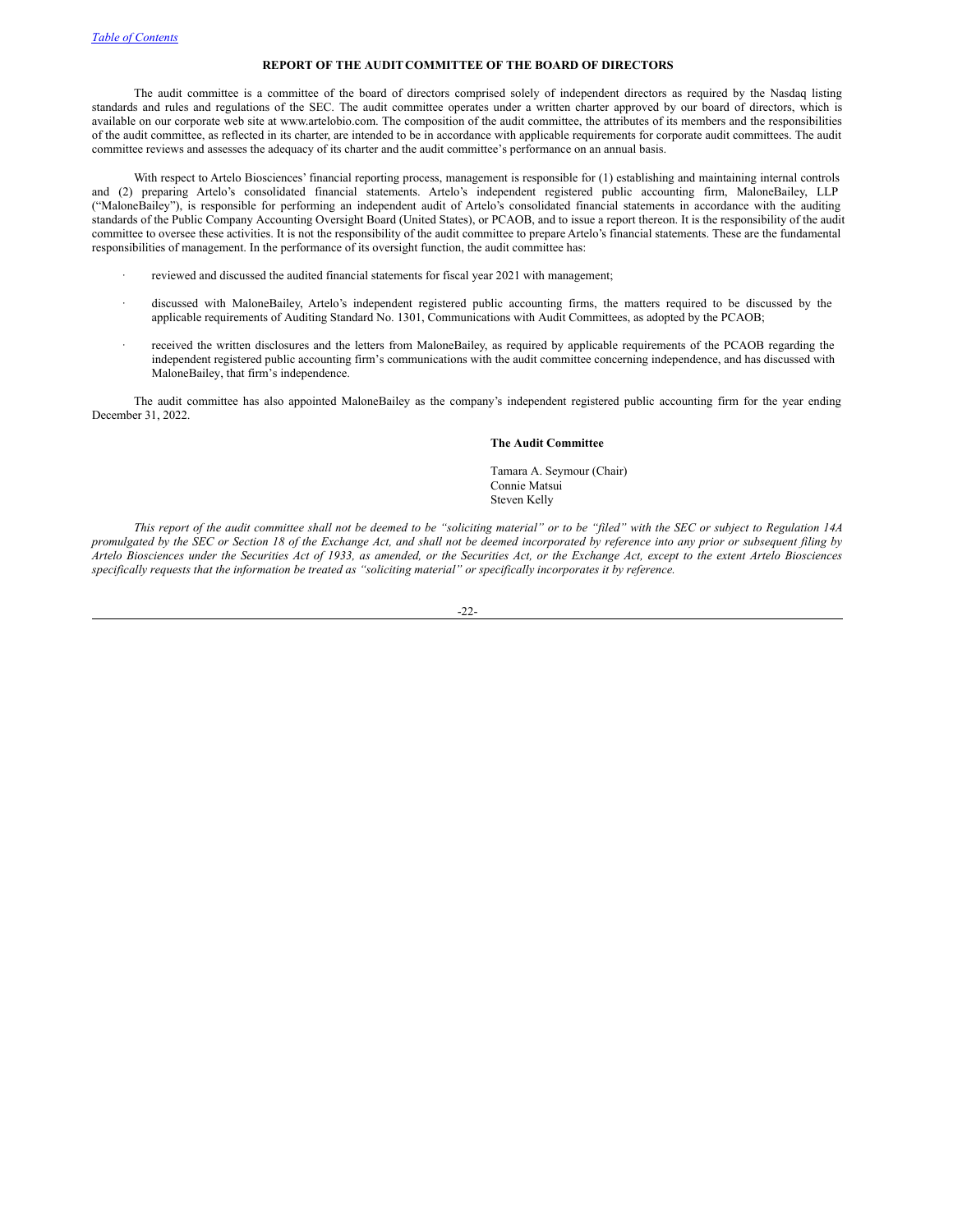## REPORT OF THE AUDIT COMMITTEE OF THE BOARD OF DIRECTORS

The audit committee is a committee of the board of directors comprised solely of independent directors as required by the Nasdaq listing standards and rules and regulations of the SEC. The audit committee operates under a written charter approved by our board of directors, which is available on our corporate web site at www.artelobio.com. The composition of the audit committee, the attributes of its members and the responsibilities of the audit committee, as reflected in its charter, are intended to be in accordance with applicable requirements for corporate audit committees. The audit committee reviews and assesses the adequacy of its charter and the audit committee's performance on an annual basis.

With respect to Artelo Biosciences' financial reporting process, management is responsible for (1) establishing and maintaining internal controls and (2) preparing Artelo's consolidated financial statements. Artelo's independent registered public accounting firm, MaloneBailey, LLP ("MaloneBailey"), is responsible for performing an independent audit of Artelo's consolidated financial statements in accordance with the auditing standards of the Public Company Accounting Oversight Board (United States), or PCAOB, and to issue a report thereon. It is the responsibility of the audit committee to oversee these activities. It is not the responsibility of the audit committee to prepare Artelo's financial statements. These are the fundamental responsibilities of management. In the performance of its oversight function, the audit committee has:

- reviewed and discussed the audited financial statements for fiscal year 2021 with management;
- discussed with MaloneBailey, Artelo's independent registered public accounting firms, the matters required to be discussed by the applicable requirements of Auditing Standard No. 1301, Communications with Audit Committees, as adopted by the PCAOB;
- received the written disclosures and the letters from MaloneBailey, as required by applicable requirements of the PCAOB regarding the independent registered public accounting firm's communications with the audit committee concerning independence, and has discussed with MaloneBailey, that firm's independence.

The audit committee has also appointed MaloneBailey as the company's independent registered public accounting firm for the year ending December 31, 2022.

**The Audit Committee**

Tamara A. Seymour (Chair)
Connie Matsui
Steven Kelly

*This report of the audit committee shall not be deemed to be "soliciting material" or to be "filed" with the SEC or subject to Regulation 14A promulgated by the SEC or Section 18 of the Exchange Act, and shall not be deemed incorporated by reference into any prior or subsequent filing by Artelo Biosciences under the Securities Act of 1933, as amended, or the Securities Act, or the Exchange Act, except to the extent Artelo Biosciences specifically requests that the information be treated as "soliciting material" or specifically incorporates it by reference.*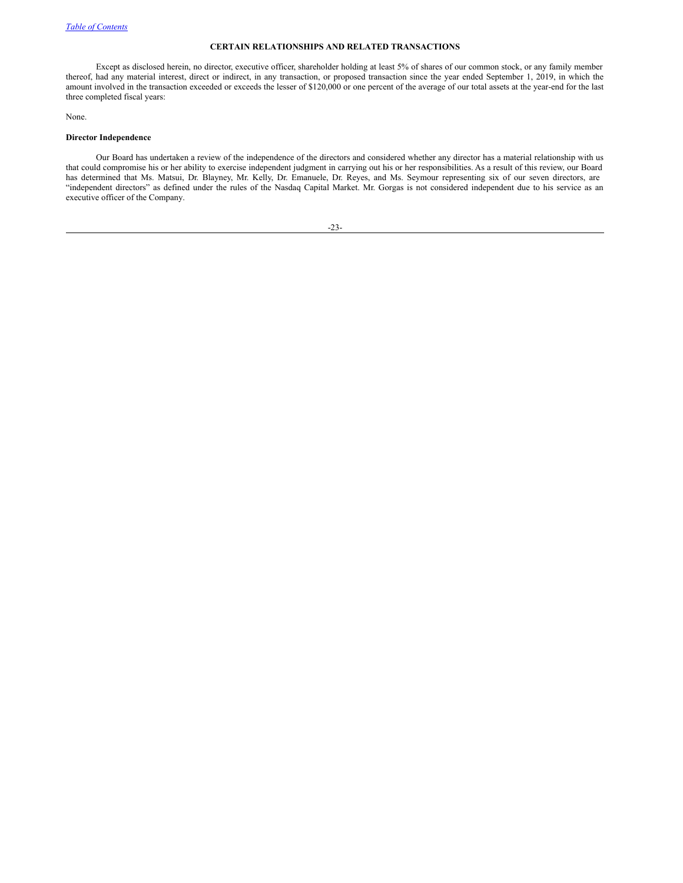## CERTAIN RELATIONSHIPS AND RELATED TRANSACTIONS

Except as disclosed herein, no director, executive officer, shareholder holding at least 5% of shares of our common stock, or any family member thereof, had any material interest, direct or indirect, in any transaction, or proposed transaction since the year ended September 1, 2019, in which the amount involved in the transaction exceeded or exceeds the lesser of $120,000 or one percent of the average of our total assets at the year-end for the last three completed fiscal years:

None.

### Director Independence

Our Board has undertaken a review of the independence of the directors and considered whether any director has a material relationship with us that could compromise his or her ability to exercise independent judgment in carrying out his or her responsibilities. As a result of this review, our Board has determined that Ms. Matsui, Dr. Blayney, Mr. Kelly, Dr. Emanuele, Dr. Reyes, and Ms. Seymour representing six of our seven directors, are "independent directors" as defined under the rules of the Nasdaq Capital Market. Mr. Gorgas is not considered independent due to his service as an executive officer of the Company.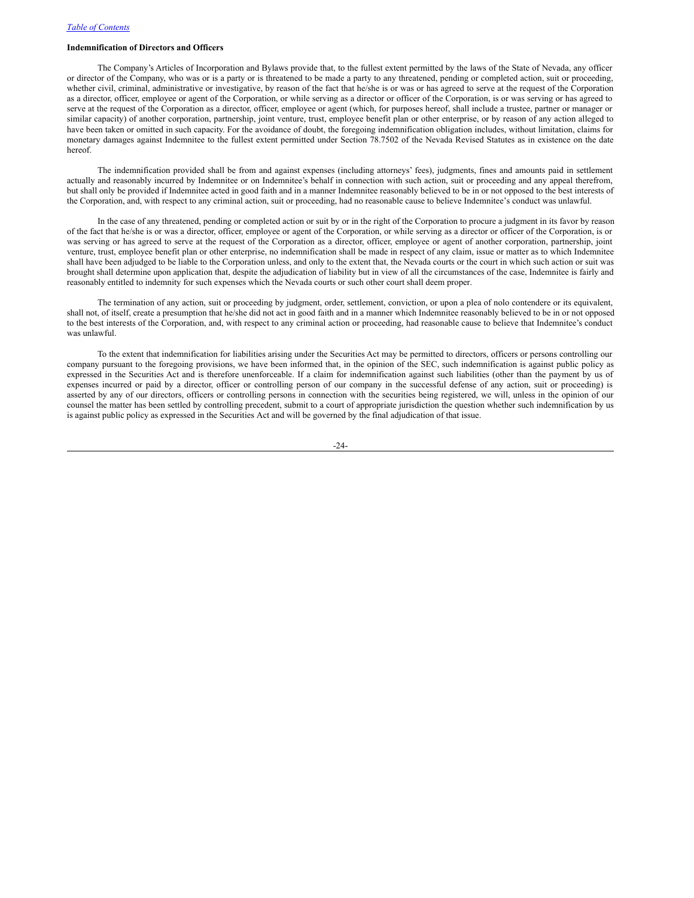### Indemnification of Directors and Officers

The Company's Articles of Incorporation and Bylaws provide that, to the fullest extent permitted by the laws of the State of Nevada, any officer or director of the Company, who was or is a party or is threatened to be made a party to any threatened, pending or completed action, suit or proceeding, whether civil, criminal, administrative or investigative, by reason of the fact that he/she is or was or has agreed to serve at the request of the Corporation as a director, officer, employee or agent of the Corporation, or while serving as a director or officer of the Corporation, is or was serving or has agreed to serve at the request of the Corporation as a director, officer, employee or agent (which, for purposes hereof, shall include a trustee, partner or manager or similar capacity) of another corporation, partnership, joint venture, trust, employee benefit plan or other enterprise, or by reason of any action alleged to have been taken or omitted in such capacity. For the avoidance of doubt, the foregoing indemnification obligation includes, without limitation, claims for monetary damages against Indemnitee to the fullest extent permitted under Section 78.7502 of the Nevada Revised Statutes as in existence on the date hereof.

The indemnification provided shall be from and against expenses (including attorneys' fees), judgments, fines and amounts paid in settlement actually and reasonably incurred by Indemnitee or on Indemnitee's behalf in connection with such action, suit or proceeding and any appeal therefrom, but shall only be provided if Indemnitee acted in good faith and in a manner Indemnitee reasonably believed to be in or not opposed to the best interests of the Corporation, and, with respect to any criminal action, suit or proceeding, had no reasonable cause to believe Indemnitee's conduct was unlawful.

In the case of any threatened, pending or completed action or suit by or in the right of the Corporation to procure a judgment in its favor by reason of the fact that he/she is or was a director, officer, employee or agent of the Corporation, or while serving as a director or officer of the Corporation, is or was serving or has agreed to serve at the request of the Corporation as a director, officer, employee or agent of another corporation, partnership, joint venture, trust, employee benefit plan or other enterprise, no indemnification shall be made in respect of any claim, issue or matter as to which Indemnitee shall have been adjudged to be liable to the Corporation unless, and only to the extent that, the Nevada courts or the court in which such action or suit was brought shall determine upon application that, despite the adjudication of liability but in view of all the circumstances of the case, Indemnitee is fairly and reasonably entitled to indemnity for such expenses which the Nevada courts or such other court shall deem proper.

The termination of any action, suit or proceeding by judgment, order, settlement, conviction, or upon a plea of nolo contendere or its equivalent, shall not, of itself, create a presumption that he/she did not act in good faith and in a manner which Indemnitee reasonably believed to be in or not opposed to the best interests of the Corporation, and, with respect to any criminal action or proceeding, had reasonable cause to believe that Indemnitee's conduct was unlawful.

To the extent that indemnification for liabilities arising under the Securities Act may be permitted to directors, officers or persons controlling our company pursuant to the foregoing provisions, we have been informed that, in the opinion of the SEC, such indemnification is against public policy as expressed in the Securities Act and is therefore unenforceable. If a claim for indemnification against such liabilities (other than the payment by us of expenses incurred or paid by a director, officer or controlling person of our company in the successful defense of any action, suit or proceeding) is asserted by any of our directors, officers or controlling persons in connection with the securities being registered, we will, unless in the opinion of our counsel the matter has been settled by controlling precedent, submit to a court of appropriate jurisdiction the question whether such indemnification by us is against public policy as expressed in the Securities Act and will be governed by the final adjudication of that issue.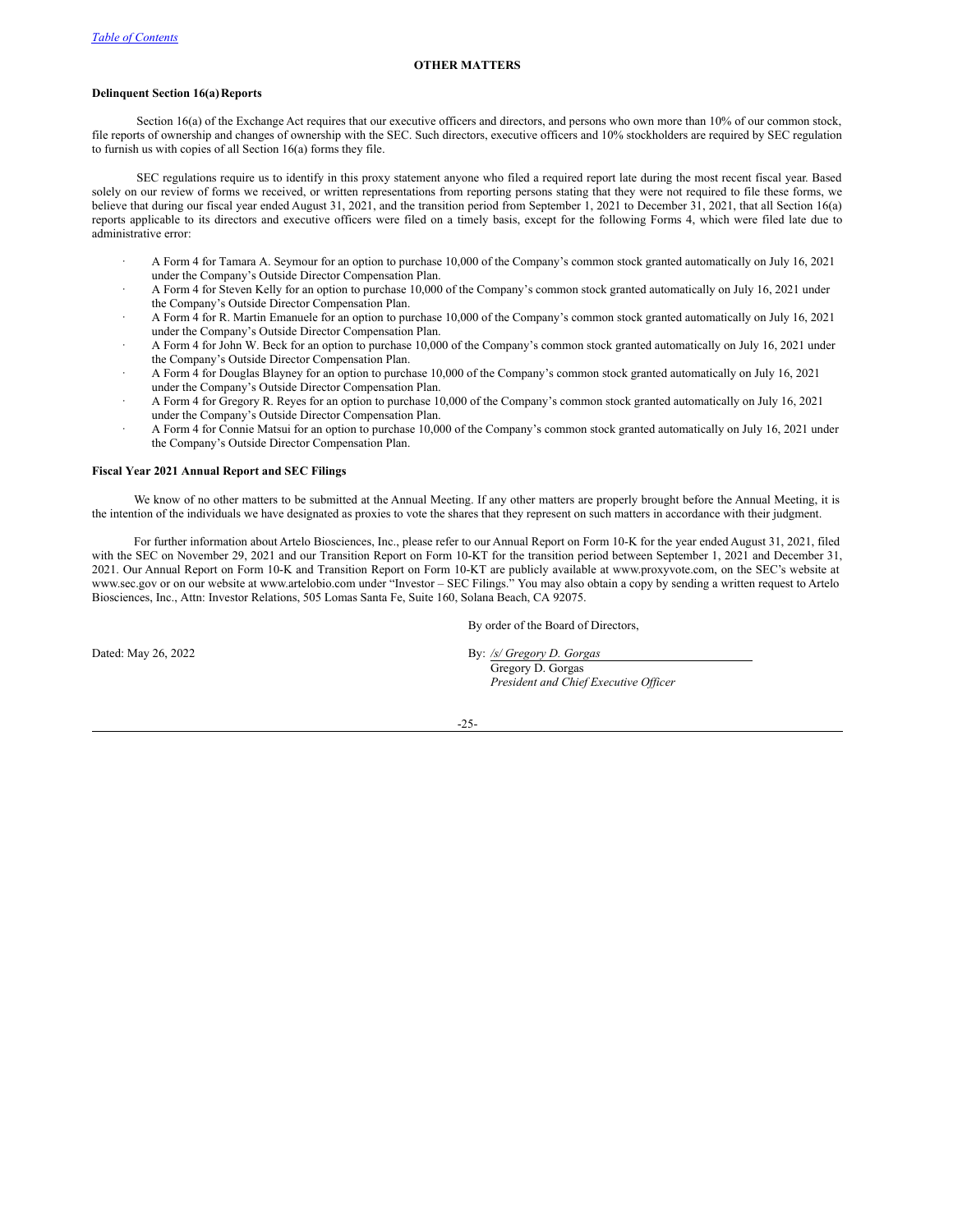## OTHER MATTERS

**Delinquent Section 16(a) Reports**

Section 16(a) of the Exchange Act requires that our executive officers and directors, and persons who own more than 10% of our common stock, file reports of ownership and changes of ownership with the SEC. Such directors, executive officers and 10% stockholders are required by SEC regulation to furnish us with copies of all Section 16(a) forms they file.

SEC regulations require us to identify in this proxy statement anyone who filed a required report late during the most recent fiscal year. Based solely on our review of forms we received, or written representations from reporting persons stating that they were not required to file these forms, we believe that during our fiscal year ended August 31, 2021, and the transition period from September 1, 2021 to December 31, 2021, that all Section 16(a) reports applicable to its directors and executive officers were filed on a timely basis, except for the following Forms 4, which were filed late due to administrative error:

- A Form 4 for Tamara A. Seymour for an option to purchase 10,000 of the Company's common stock granted automatically on July 16, 2021 under the Company's Outside Director Compensation Plan.
- A Form 4 for Steven Kelly for an option to purchase 10,000 of the Company's common stock granted automatically on July 16, 2021 under the Company's Outside Director Compensation Plan.
- A Form 4 for R. Martin Emanuele for an option to purchase 10,000 of the Company's common stock granted automatically on July 16, 2021 under the Company's Outside Director Compensation Plan.
- A Form 4 for John W. Beck for an option to purchase 10,000 of the Company's common stock granted automatically on July 16, 2021 under the Company's Outside Director Compensation Plan.
- A Form 4 for Douglas Blayney for an option to purchase 10,000 of the Company's common stock granted automatically on July 16, 2021 under the Company's Outside Director Compensation Plan.
- A Form 4 for Gregory R. Reyes for an option to purchase 10,000 of the Company's common stock granted automatically on July 16, 2021 under the Company's Outside Director Compensation Plan.
- A Form 4 for Connie Matsui for an option to purchase 10,000 of the Company's common stock granted automatically on July 16, 2021 under the Company's Outside Director Compensation Plan.

**Fiscal Year 2021 Annual Report and SEC Filings**

We know of no other matters to be submitted at the Annual Meeting. If any other matters are properly brought before the Annual Meeting, it is the intention of the individuals we have designated as proxies to vote the shares that they represent on such matters in accordance with their judgment.

For further information about Artelo Biosciences, Inc., please refer to our Annual Report on Form 10-K for the year ended August 31, 2021, filed with the SEC on November 29, 2021 and our Transition Report on Form 10-KT for the transition period between September 1, 2021 and December 31, 2021. Our Annual Report on Form 10-K and Transition Report on Form 10-KT are publicly available at www.proxyvote.com, on the SEC's website at www.sec.gov or on our website at www.artelobio.com under "Investor – SEC Filings." You may also obtain a copy by sending a written request to Artelo Biosciences, Inc., Attn: Investor Relations, 505 Lomas Santa Fe, Suite 160, Solana Beach, CA 92075.

By order of the Board of Directors,

Dated: May 26, 2022

By: */s/ Gregory D. Gorgas*
Gregory D. Gorgas
*President and Chief Executive Officer*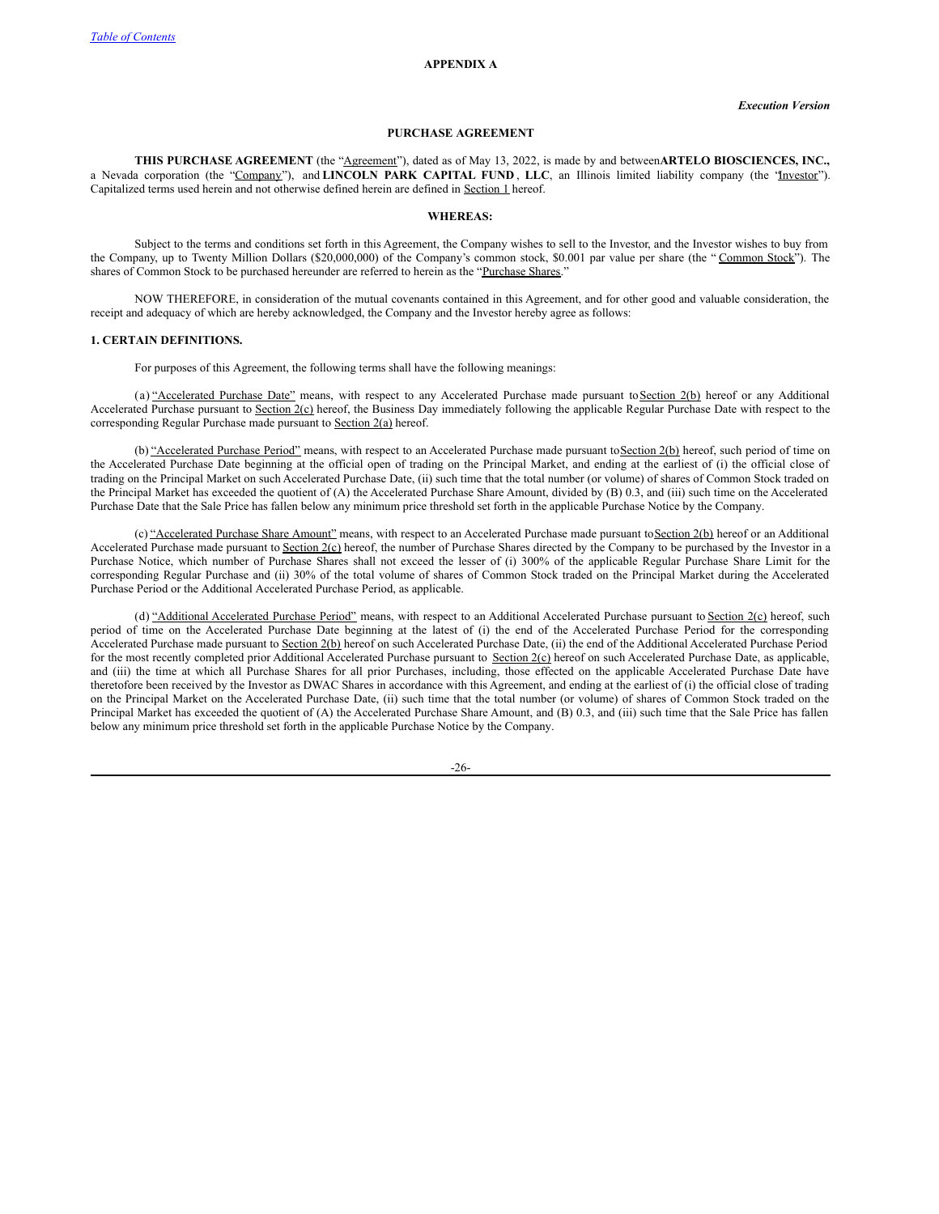**APPENDIX A**

***Execution Version***

**PURCHASE AGREEMENT**

**THIS PURCHASE AGREEMENT** (the "Agreement"), dated as of May 13, 2022, is made by and between **ARTELO BIOSCIENCES, INC.,** a Nevada corporation (the "Company"), and **LINCOLN PARK CAPITAL FUND, LLC**, an Illinois limited liability company (the "Investor"). Capitalized terms used herein and not otherwise defined herein are defined in Section 1 hereof.

**WHEREAS:**

Subject to the terms and conditions set forth in this Agreement, the Company wishes to sell to the Investor, and the Investor wishes to buy from the Company, up to Twenty Million Dollars ($20,000,000) of the Company's common stock, $0.001 par value per share (the "Common Stock"). The shares of Common Stock to be purchased hereunder are referred to herein as the "Purchase Shares."

NOW THEREFORE, in consideration of the mutual covenants contained in this Agreement, and for other good and valuable consideration, the receipt and adequacy of which are hereby acknowledged, the Company and the Investor hereby agree as follows:

**1. CERTAIN DEFINITIONS.**

For purposes of this Agreement, the following terms shall have the following meanings:

(a) "Accelerated Purchase Date" means, with respect to any Accelerated Purchase made pursuant to Section 2(b) hereof or any Additional Accelerated Purchase pursuant to Section 2(c) hereof, the Business Day immediately following the applicable Regular Purchase Date with respect to the corresponding Regular Purchase made pursuant to Section 2(a) hereof.

(b) "Accelerated Purchase Period" means, with respect to an Accelerated Purchase made pursuant to Section 2(b) hereof, such period of time on the Accelerated Purchase Date beginning at the official open of trading on the Principal Market, and ending at the earliest of (i) the official close of trading on the Principal Market on such Accelerated Purchase Date, (ii) such time that the total number (or volume) of shares of Common Stock traded on the Principal Market has exceeded the quotient of (A) the Accelerated Purchase Share Amount, divided by (B) 0.3, and (iii) such time on the Accelerated Purchase Date that the Sale Price has fallen below any minimum price threshold set forth in the applicable Purchase Notice by the Company.

(c) "Accelerated Purchase Share Amount" means, with respect to an Accelerated Purchase made pursuant to Section 2(b) hereof or an Additional Accelerated Purchase made pursuant to Section 2(c) hereof, the number of Purchase Shares directed by the Company to be purchased by the Investor in a Purchase Notice, which number of Purchase Shares shall not exceed the lesser of (i) 300% of the applicable Regular Purchase Share Limit for the corresponding Regular Purchase and (ii) 30% of the total volume of shares of Common Stock traded on the Principal Market during the Accelerated Purchase Period or the Additional Accelerated Purchase Period, as applicable.

(d) "Additional Accelerated Purchase Period" means, with respect to an Additional Accelerated Purchase pursuant to Section 2(c) hereof, such period of time on the Accelerated Purchase Date beginning at the latest of (i) the end of the Accelerated Purchase Period for the corresponding Accelerated Purchase made pursuant to Section 2(b) hereof on such Accelerated Purchase Date, (ii) the end of the Additional Accelerated Purchase Period for the most recently completed prior Additional Accelerated Purchase pursuant to Section 2(c) hereof on such Accelerated Purchase Date, as applicable, and (iii) the time at which all Purchase Shares for all prior Purchases, including, those effected on the applicable Accelerated Purchase Date have theretofore been received by the Investor as DWAC Shares in accordance with this Agreement, and ending at the earliest of (i) the official close of trading on the Principal Market on the Accelerated Purchase Date, (ii) such time that the total number (or volume) of shares of Common Stock traded on the Principal Market has exceeded the quotient of (A) the Accelerated Purchase Share Amount, and (B) 0.3, and (iii) such time that the Sale Price has fallen below any minimum price threshold set forth in the applicable Purchase Notice by the Company.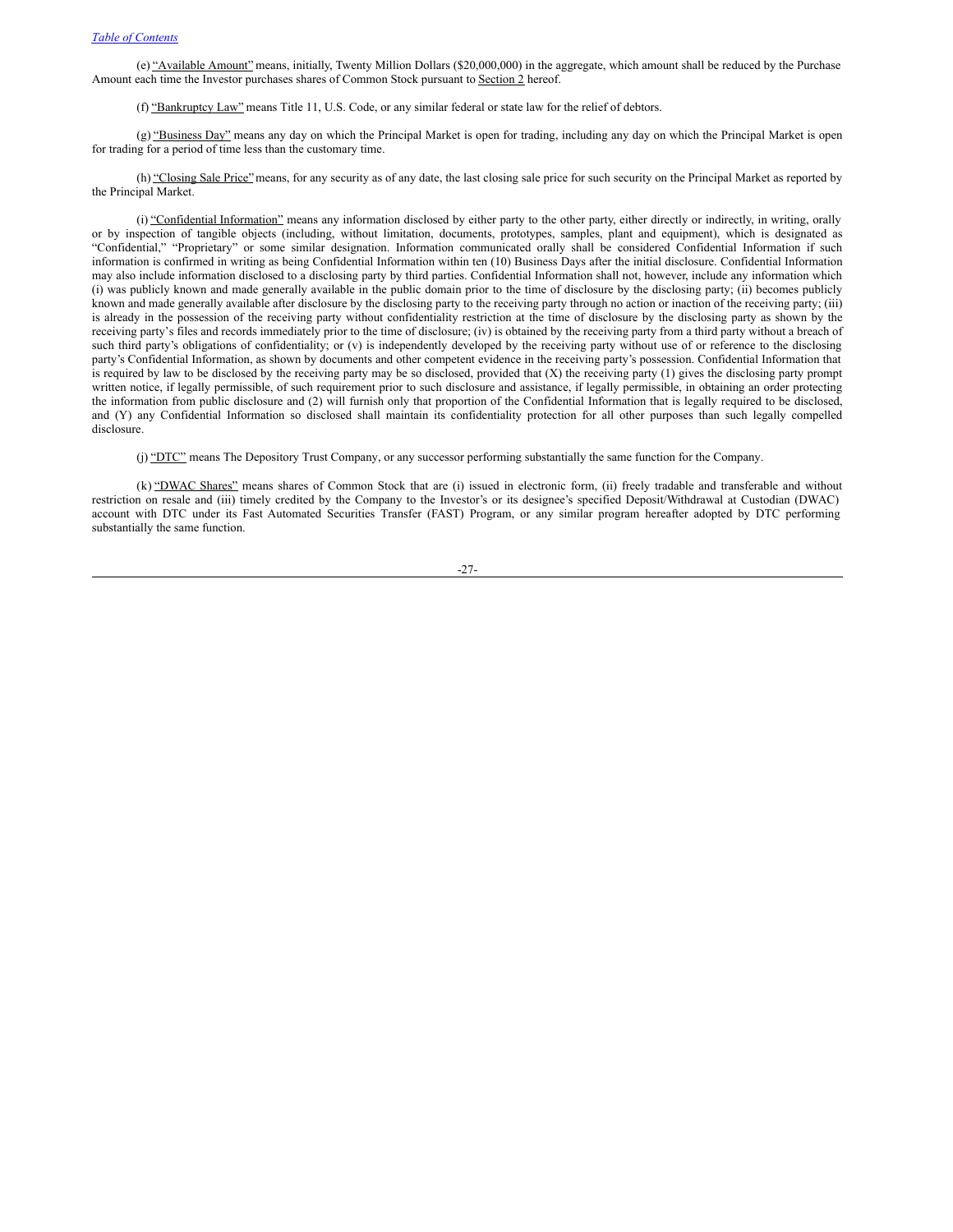(e) "Available Amount" means, initially, Twenty Million Dollars ($20,000,000) in the aggregate, which amount shall be reduced by the Purchase Amount each time the Investor purchases shares of Common Stock pursuant to Section 2 hereof.

(f) "Bankruptcy Law" means Title 11, U.S. Code, or any similar federal or state law for the relief of debtors.

(g) "Business Day" means any day on which the Principal Market is open for trading, including any day on which the Principal Market is open for trading for a period of time less than the customary time.

(h) "Closing Sale Price" means, for any security as of any date, the last closing sale price for such security on the Principal Market as reported by the Principal Market.

(i) "Confidential Information" means any information disclosed by either party to the other party, either directly or indirectly, in writing, orally or by inspection of tangible objects (including, without limitation, documents, prototypes, samples, plant and equipment), which is designated as "Confidential," "Proprietary" or some similar designation. Information communicated orally shall be considered Confidential Information if such information is confirmed in writing as being Confidential Information within ten (10) Business Days after the initial disclosure. Confidential Information may also include information disclosed to a disclosing party by third parties. Confidential Information shall not, however, include any information which (i) was publicly known and made generally available in the public domain prior to the time of disclosure by the disclosing party; (ii) becomes publicly known and made generally available after disclosure by the disclosing party to the receiving party through no action or inaction of the receiving party; (iii) is already in the possession of the receiving party without confidentiality restriction at the time of disclosure by the disclosing party as shown by the receiving party's files and records immediately prior to the time of disclosure; (iv) is obtained by the receiving party from a third party without a breach of such third party's obligations of confidentiality; or (v) is independently developed by the receiving party without use of or reference to the disclosing party's Confidential Information, as shown by documents and other competent evidence in the receiving party's possession. Confidential Information that is required by law to be disclosed by the receiving party may be so disclosed, provided that (X) the receiving party (1) gives the disclosing party prompt written notice, if legally permissible, of such requirement prior to such disclosure and assistance, if legally permissible, in obtaining an order protecting the information from public disclosure and (2) will furnish only that proportion of the Confidential Information that is legally required to be disclosed, and (Y) any Confidential Information so disclosed shall maintain its confidentiality protection for all other purposes than such legally compelled disclosure.

(j) "DTC" means The Depository Trust Company, or any successor performing substantially the same function for the Company.

(k) "DWAC Shares" means shares of Common Stock that are (i) issued in electronic form, (ii) freely tradable and transferable and without restriction on resale and (iii) timely credited by the Company to the Investor's or its designee's specified Deposit/Withdrawal at Custodian (DWAC) account with DTC under its Fast Automated Securities Transfer (FAST) Program, or any similar program hereafter adopted by DTC performing substantially the same function.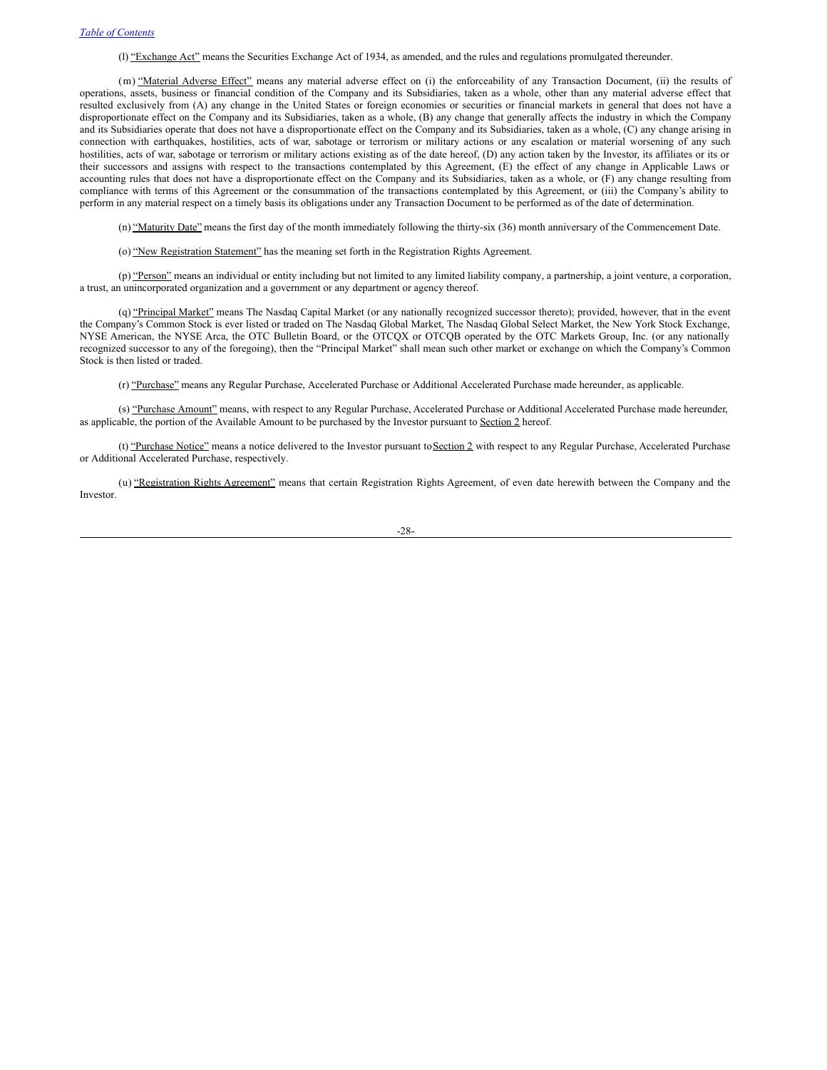(l) "Exchange Act" means the Securities Exchange Act of 1934, as amended, and the rules and regulations promulgated thereunder.

(m) "Material Adverse Effect" means any material adverse effect on (i) the enforceability of any Transaction Document, (ii) the results of operations, assets, business or financial condition of the Company and its Subsidiaries, taken as a whole, other than any material adverse effect that resulted exclusively from (A) any change in the United States or foreign economies or securities or financial markets in general that does not have a disproportionate effect on the Company and its Subsidiaries, taken as a whole, (B) any change that generally affects the industry in which the Company and its Subsidiaries operate that does not have a disproportionate effect on the Company and its Subsidiaries, taken as a whole, (C) any change arising in connection with earthquakes, hostilities, acts of war, sabotage or terrorism or military actions or any escalation or material worsening of any such hostilities, acts of war, sabotage or terrorism or military actions existing as of the date hereof, (D) any action taken by the Investor, its affiliates or its or their successors and assigns with respect to the transactions contemplated by this Agreement, (E) the effect of any change in Applicable Laws or accounting rules that does not have a disproportionate effect on the Company and its Subsidiaries, taken as a whole, or (F) any change resulting from compliance with terms of this Agreement or the consummation of the transactions contemplated by this Agreement, or (iii) the Company's ability to perform in any material respect on a timely basis its obligations under any Transaction Document to be performed as of the date of determination.

(n) "Maturity Date" means the first day of the month immediately following the thirty-six (36) month anniversary of the Commencement Date.

(o) "New Registration Statement" has the meaning set forth in the Registration Rights Agreement.

(p) "Person" means an individual or entity including but not limited to any limited liability company, a partnership, a joint venture, a corporation, a trust, an unincorporated organization and a government or any department or agency thereof.

(q) "Principal Market" means The Nasdaq Capital Market (or any nationally recognized successor thereto); provided, however, that in the event the Company's Common Stock is ever listed or traded on The Nasdaq Global Market, The Nasdaq Global Select Market, the New York Stock Exchange, NYSE American, the NYSE Arca, the OTC Bulletin Board, or the OTCQX or OTCQB operated by the OTC Markets Group, Inc. (or any nationally recognized successor to any of the foregoing), then the "Principal Market" shall mean such other market or exchange on which the Company's Common Stock is then listed or traded.

(r) "Purchase" means any Regular Purchase, Accelerated Purchase or Additional Accelerated Purchase made hereunder, as applicable.

(s) "Purchase Amount" means, with respect to any Regular Purchase, Accelerated Purchase or Additional Accelerated Purchase made hereunder, as applicable, the portion of the Available Amount to be purchased by the Investor pursuant to Section 2 hereof.

(t) "Purchase Notice" means a notice delivered to the Investor pursuant to Section 2 with respect to any Regular Purchase, Accelerated Purchase or Additional Accelerated Purchase, respectively.

(u) "Registration Rights Agreement" means that certain Registration Rights Agreement, of even date herewith between the Company and the Investor.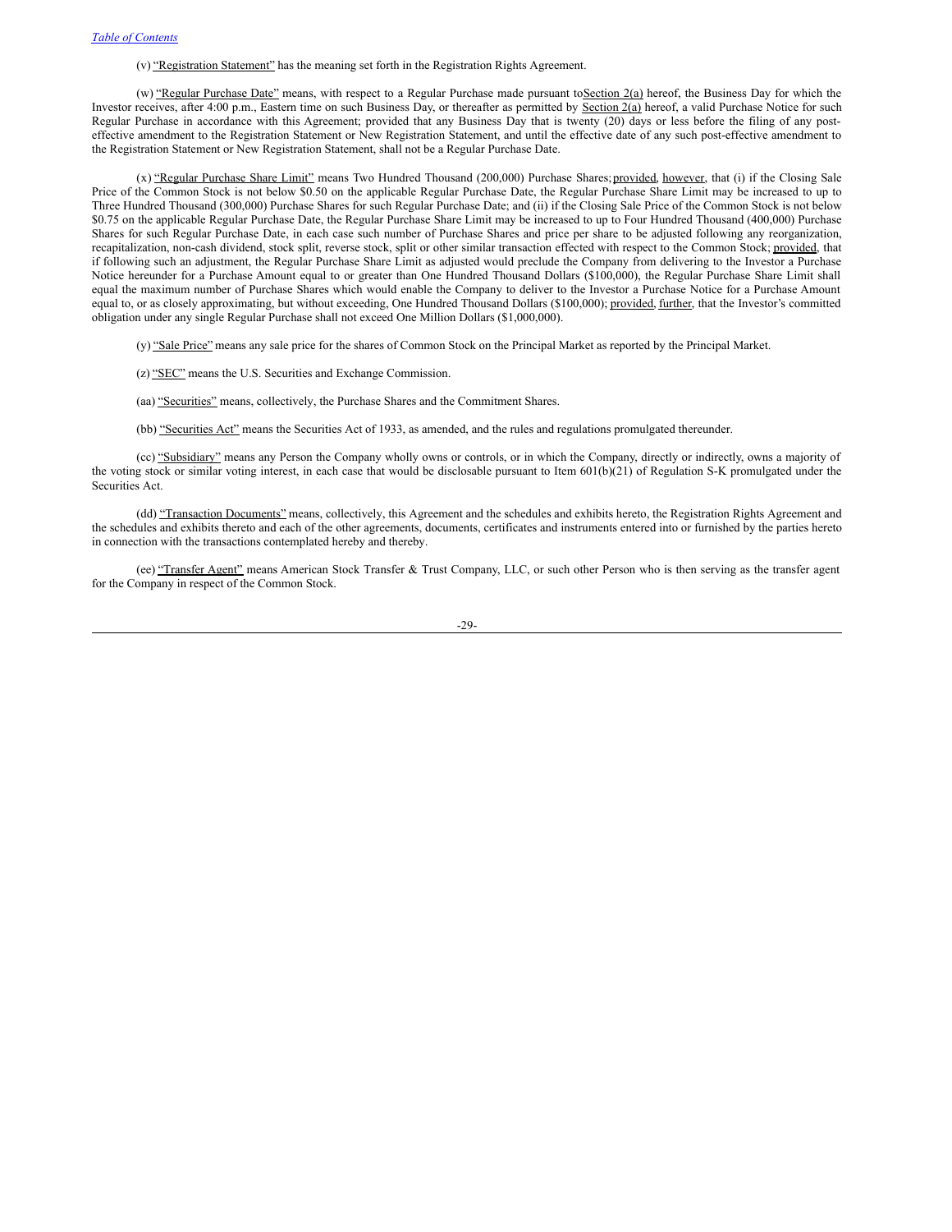(v) "Registration Statement" has the meaning set forth in the Registration Rights Agreement.

(w) "Regular Purchase Date" means, with respect to a Regular Purchase made pursuant to Section 2(a) hereof, the Business Day for which the Investor receives, after 4:00 p.m., Eastern time on such Business Day, or thereafter as permitted by Section 2(a) hereof, a valid Purchase Notice for such Regular Purchase in accordance with this Agreement; provided that any Business Day that is twenty (20) days or less before the filing of any post-effective amendment to the Registration Statement or New Registration Statement, and until the effective date of any such post-effective amendment to the Registration Statement or New Registration Statement, shall not be a Regular Purchase Date.

(x) "Regular Purchase Share Limit" means Two Hundred Thousand (200,000) Purchase Shares; provided, however, that (i) if the Closing Sale Price of the Common Stock is not below $0.50 on the applicable Regular Purchase Date, the Regular Purchase Share Limit may be increased to up to Three Hundred Thousand (300,000) Purchase Shares for such Regular Purchase Date; and (ii) if the Closing Sale Price of the Common Stock is not below $0.75 on the applicable Regular Purchase Date, the Regular Purchase Share Limit may be increased to up to Four Hundred Thousand (400,000) Purchase Shares for such Regular Purchase Date, in each case such number of Purchase Shares and price per share to be adjusted following any reorganization, recapitalization, non-cash dividend, stock split, reverse stock, split or other similar transaction effected with respect to the Common Stock; provided, that if following such an adjustment, the Regular Purchase Share Limit as adjusted would preclude the Company from delivering to the Investor a Purchase Notice hereunder for a Purchase Amount equal to or greater than One Hundred Thousand Dollars ($100,000), the Regular Purchase Share Limit shall equal the maximum number of Purchase Shares which would enable the Company to deliver to the Investor a Purchase Notice for a Purchase Amount equal to, or as closely approximating, but without exceeding, One Hundred Thousand Dollars ($100,000); provided, further, that the Investor's committed obligation under any single Regular Purchase shall not exceed One Million Dollars ($1,000,000).

(y) "Sale Price" means any sale price for the shares of Common Stock on the Principal Market as reported by the Principal Market.

(z) "SEC" means the U.S. Securities and Exchange Commission.

(aa) "Securities" means, collectively, the Purchase Shares and the Commitment Shares.

(bb) "Securities Act" means the Securities Act of 1933, as amended, and the rules and regulations promulgated thereunder.

(cc) "Subsidiary" means any Person the Company wholly owns or controls, or in which the Company, directly or indirectly, owns a majority of the voting stock or similar voting interest, in each case that would be disclosable pursuant to Item 601(b)(21) of Regulation S-K promulgated under the Securities Act.

(dd) "Transaction Documents" means, collectively, this Agreement and the schedules and exhibits hereto, the Registration Rights Agreement and the schedules and exhibits thereto and each of the other agreements, documents, certificates and instruments entered into or furnished by the parties hereto in connection with the transactions contemplated hereby and thereby.

(ee) "Transfer Agent" means American Stock Transfer & Trust Company, LLC, or such other Person who is then serving as the transfer agent for the Company in respect of the Common Stock.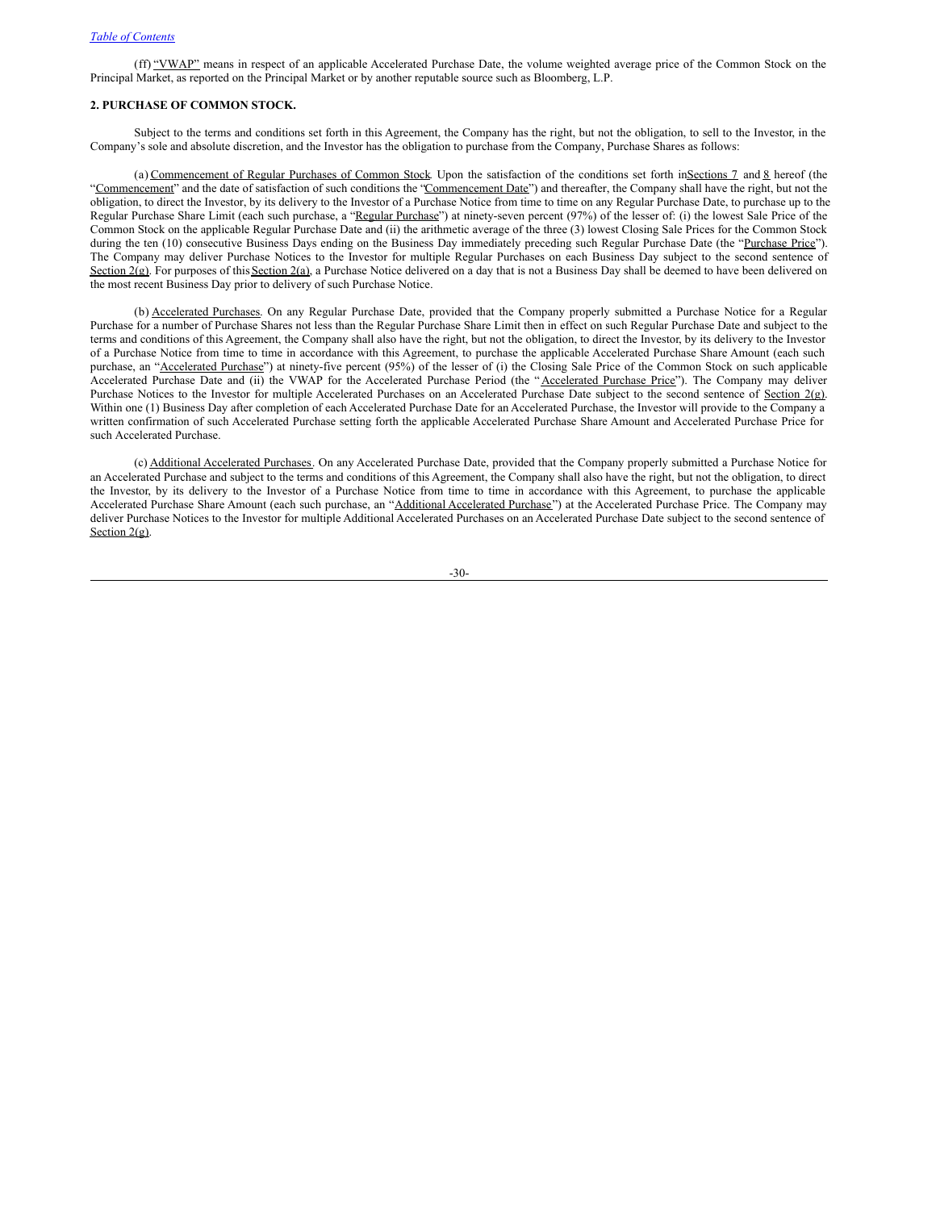(ff) "VWAP" means in respect of an applicable Accelerated Purchase Date, the volume weighted average price of the Common Stock on the Principal Market, as reported on the Principal Market or by another reputable source such as Bloomberg, L.P.

**2. PURCHASE OF COMMON STOCK.**

Subject to the terms and conditions set forth in this Agreement, the Company has the right, but not the obligation, to sell to the Investor, in the Company's sole and absolute discretion, and the Investor has the obligation to purchase from the Company, Purchase Shares as follows:

(a) Commencement of Regular Purchases of Common Stock. Upon the satisfaction of the conditions set forth in Sections 7 and 8 hereof (the "Commencement" and the date of satisfaction of such conditions the "Commencement Date") and thereafter, the Company shall have the right, but not the obligation, to direct the Investor, by its delivery to the Investor of a Purchase Notice from time to time on any Regular Purchase Date, to purchase up to the Regular Purchase Share Limit (each such purchase, a "Regular Purchase") at ninety-seven percent (97%) of the lesser of: (i) the lowest Sale Price of the Common Stock on the applicable Regular Purchase Date and (ii) the arithmetic average of the three (3) lowest Closing Sale Prices for the Common Stock during the ten (10) consecutive Business Days ending on the Business Day immediately preceding such Regular Purchase Date (the "Purchase Price"). The Company may deliver Purchase Notices to the Investor for multiple Regular Purchases on each Business Day subject to the second sentence of Section 2(g). For purposes of this Section 2(a), a Purchase Notice delivered on a day that is not a Business Day shall be deemed to have been delivered on the most recent Business Day prior to delivery of such Purchase Notice.

(b) Accelerated Purchases. On any Regular Purchase Date, provided that the Company properly submitted a Purchase Notice for a Regular Purchase for a number of Purchase Shares not less than the Regular Purchase Share Limit then in effect on such Regular Purchase Date and subject to the terms and conditions of this Agreement, the Company shall also have the right, but not the obligation, to direct the Investor, by its delivery to the Investor of a Purchase Notice from time to time in accordance with this Agreement, to purchase the applicable Accelerated Purchase Share Amount (each such purchase, an "Accelerated Purchase") at ninety-five percent (95%) of the lesser of (i) the Closing Sale Price of the Common Stock on such applicable Accelerated Purchase Date and (ii) the VWAP for the Accelerated Purchase Period (the "Accelerated Purchase Price"). The Company may deliver Purchase Notices to the Investor for multiple Accelerated Purchases on an Accelerated Purchase Date subject to the second sentence of Section 2(g). Within one (1) Business Day after completion of each Accelerated Purchase Date for an Accelerated Purchase, the Investor will provide to the Company a written confirmation of such Accelerated Purchase setting forth the applicable Accelerated Purchase Share Amount and Accelerated Purchase Price for such Accelerated Purchase.

(c) Additional Accelerated Purchases. On any Accelerated Purchase Date, provided that the Company properly submitted a Purchase Notice for an Accelerated Purchase and subject to the terms and conditions of this Agreement, the Company shall also have the right, but not the obligation, to direct the Investor, by its delivery to the Investor of a Purchase Notice from time to time in accordance with this Agreement, to purchase the applicable Accelerated Purchase Share Amount (each such purchase, an "Additional Accelerated Purchase") at the Accelerated Purchase Price. The Company may deliver Purchase Notices to the Investor for multiple Additional Accelerated Purchases on an Accelerated Purchase Date subject to the second sentence of Section 2(g).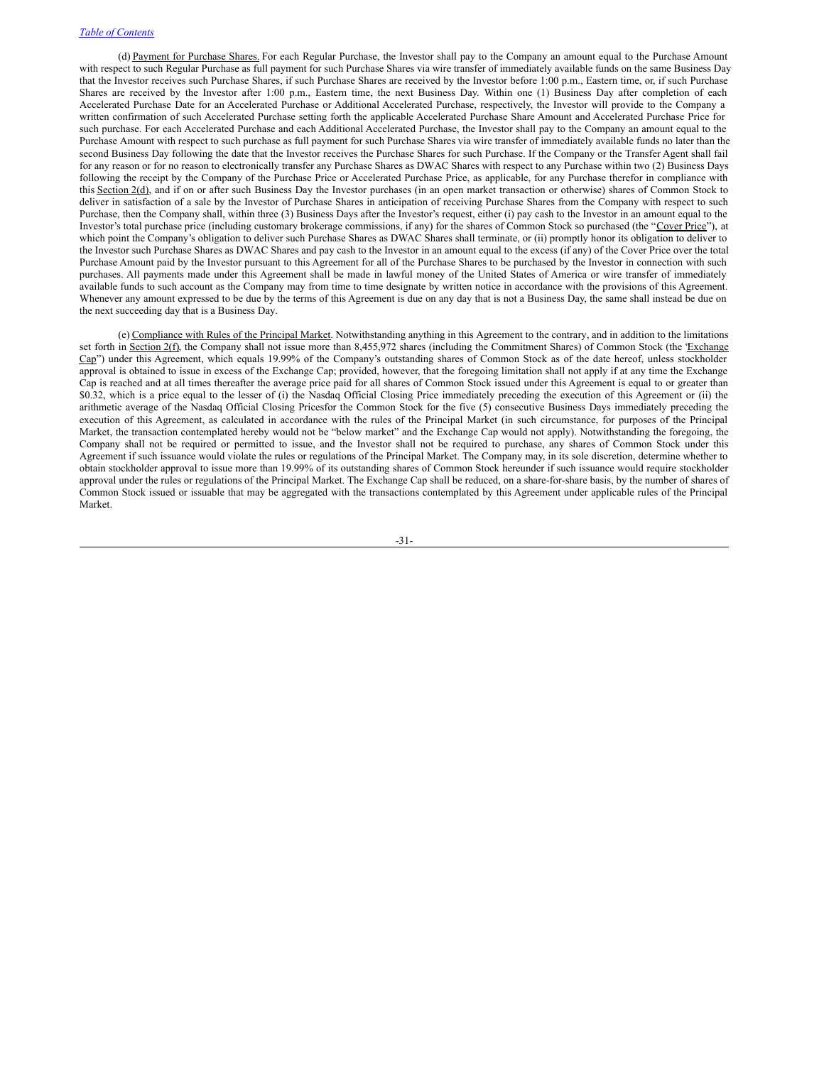(d) Payment for Purchase Shares. For each Regular Purchase, the Investor shall pay to the Company an amount equal to the Purchase Amount with respect to such Regular Purchase as full payment for such Purchase Shares via wire transfer of immediately available funds on the same Business Day that the Investor receives such Purchase Shares, if such Purchase Shares are received by the Investor before 1:00 p.m., Eastern time, or, if such Purchase Shares are received by the Investor after 1:00 p.m., Eastern time, the next Business Day. Within one (1) Business Day after completion of each Accelerated Purchase Date for an Accelerated Purchase or Additional Accelerated Purchase, respectively, the Investor will provide to the Company a written confirmation of such Accelerated Purchase setting forth the applicable Accelerated Purchase Share Amount and Accelerated Purchase Price for such purchase. For each Accelerated Purchase and each Additional Accelerated Purchase, the Investor shall pay to the Company an amount equal to the Purchase Amount with respect to such purchase as full payment for such Purchase Shares via wire transfer of immediately available funds no later than the second Business Day following the date that the Investor receives the Purchase Shares for such Purchase. If the Company or the Transfer Agent shall fail for any reason or for no reason to electronically transfer any Purchase Shares as DWAC Shares with respect to any Purchase within two (2) Business Days following the receipt by the Company of the Purchase Price or Accelerated Purchase Price, as applicable, for any Purchase therefor in compliance with this Section 2(d), and if on or after such Business Day the Investor purchases (in an open market transaction or otherwise) shares of Common Stock to deliver in satisfaction of a sale by the Investor of Purchase Shares in anticipation of receiving Purchase Shares from the Company with respect to such Purchase, then the Company shall, within three (3) Business Days after the Investor's request, either (i) pay cash to the Investor in an amount equal to the Investor's total purchase price (including customary brokerage commissions, if any) for the shares of Common Stock so purchased (the "Cover Price"), at which point the Company's obligation to deliver such Purchase Shares as DWAC Shares shall terminate, or (ii) promptly honor its obligation to deliver to the Investor such Purchase Shares as DWAC Shares and pay cash to the Investor in an amount equal to the excess (if any) of the Cover Price over the total Purchase Amount paid by the Investor pursuant to this Agreement for all of the Purchase Shares to be purchased by the Investor in connection with such purchases. All payments made under this Agreement shall be made in lawful money of the United States of America or wire transfer of immediately available funds to such account as the Company may from time to time designate by written notice in accordance with the provisions of this Agreement. Whenever any amount expressed to be due by the terms of this Agreement is due on any day that is not a Business Day, the same shall instead be due on the next succeeding day that is a Business Day.

(e) Compliance with Rules of the Principal Market. Notwithstanding anything in this Agreement to the contrary, and in addition to the limitations set forth in Section 2(f), the Company shall not issue more than 8,455,972 shares (including the Commitment Shares) of Common Stock (the "Exchange Cap") under this Agreement, which equals 19.99% of the Company's outstanding shares of Common Stock as of the date hereof, unless stockholder approval is obtained to issue in excess of the Exchange Cap; provided, however, that the foregoing limitation shall not apply if at any time the Exchange Cap is reached and at all times thereafter the average price paid for all shares of Common Stock issued under this Agreement is equal to or greater than \$0.32, which is a price equal to the lesser of (i) the Nasdaq Official Closing Price immediately preceding the execution of this Agreement or (ii) the arithmetic average of the Nasdaq Official Closing Pricesfor the Common Stock for the five (5) consecutive Business Days immediately preceding the execution of this Agreement, as calculated in accordance with the rules of the Principal Market (in such circumstance, for purposes of the Principal Market, the transaction contemplated hereby would not be "below market" and the Exchange Cap would not apply). Notwithstanding the foregoing, the Company shall not be required or permitted to issue, and the Investor shall not be required to purchase, any shares of Common Stock under this Agreement if such issuance would violate the rules or regulations of the Principal Market. The Company may, in its sole discretion, determine whether to obtain stockholder approval to issue more than 19.99% of its outstanding shares of Common Stock hereunder if such issuance would require stockholder approval under the rules or regulations of the Principal Market. The Exchange Cap shall be reduced, on a share-for-share basis, by the number of shares of Common Stock issued or issuable that may be aggregated with the transactions contemplated by this Agreement under applicable rules of the Principal Market.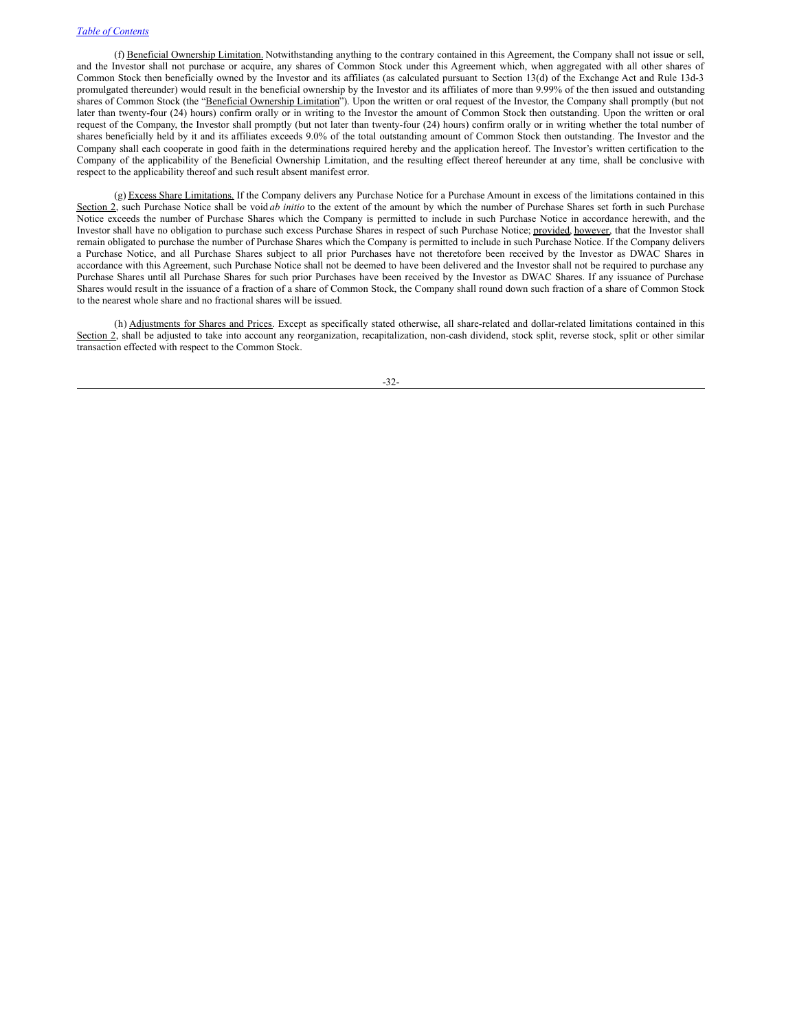(f) Beneficial Ownership Limitation. Notwithstanding anything to the contrary contained in this Agreement, the Company shall not issue or sell, and the Investor shall not purchase or acquire, any shares of Common Stock under this Agreement which, when aggregated with all other shares of Common Stock then beneficially owned by the Investor and its affiliates (as calculated pursuant to Section 13(d) of the Exchange Act and Rule 13d-3 promulgated thereunder) would result in the beneficial ownership by the Investor and its affiliates of more than 9.99% of the then issued and outstanding shares of Common Stock (the "Beneficial Ownership Limitation"). Upon the written or oral request of the Investor, the Company shall promptly (but not later than twenty-four (24) hours) confirm orally or in writing to the Investor the amount of Common Stock then outstanding. Upon the written or oral request of the Company, the Investor shall promptly (but not later than twenty-four (24) hours) confirm orally or in writing whether the total number of shares beneficially held by it and its affiliates exceeds 9.0% of the total outstanding amount of Common Stock then outstanding. The Investor and the Company shall each cooperate in good faith in the determinations required hereby and the application hereof. The Investor's written certification to the Company of the applicability of the Beneficial Ownership Limitation, and the resulting effect thereof hereunder at any time, shall be conclusive with respect to the applicability thereof and such result absent manifest error.

(g) Excess Share Limitations. If the Company delivers any Purchase Notice for a Purchase Amount in excess of the limitations contained in this Section 2, such Purchase Notice shall be void *ab initio* to the extent of the amount by which the number of Purchase Shares set forth in such Purchase Notice exceeds the number of Purchase Shares which the Company is permitted to include in such Purchase Notice in accordance herewith, and the Investor shall have no obligation to purchase such excess Purchase Shares in respect of such Purchase Notice; provided, however, that the Investor shall remain obligated to purchase the number of Purchase Shares which the Company is permitted to include in such Purchase Notice. If the Company delivers a Purchase Notice, and all Purchase Shares subject to all prior Purchases have not theretofore been received by the Investor as DWAC Shares in accordance with this Agreement, such Purchase Notice shall not be deemed to have been delivered and the Investor shall not be required to purchase any Purchase Shares until all Purchase Shares for such prior Purchases have been received by the Investor as DWAC Shares. If any issuance of Purchase Shares would result in the issuance of a fraction of a share of Common Stock, the Company shall round down such fraction of a share of Common Stock to the nearest whole share and no fractional shares will be issued.

(h) Adjustments for Shares and Prices. Except as specifically stated otherwise, all share-related and dollar-related limitations contained in this Section 2, shall be adjusted to take into account any reorganization, recapitalization, non-cash dividend, stock split, reverse stock, split or other similar transaction effected with respect to the Common Stock.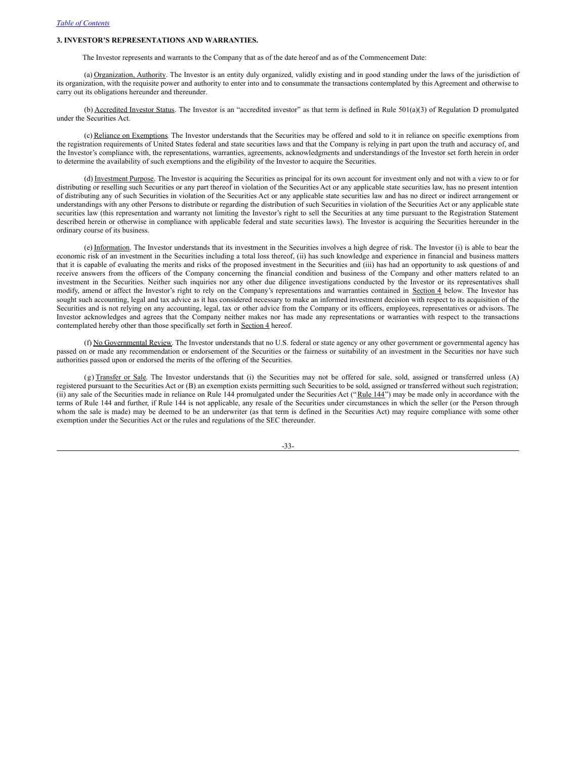### 3. INVESTOR'S REPRESENTATIONS AND WARRANTIES.

The Investor represents and warrants to the Company that as of the date hereof and as of the Commencement Date:

(a) Organization, Authority. The Investor is an entity duly organized, validly existing and in good standing under the laws of the jurisdiction of its organization, with the requisite power and authority to enter into and to consummate the transactions contemplated by this Agreement and otherwise to carry out its obligations hereunder and thereunder.

(b) Accredited Investor Status. The Investor is an "accredited investor" as that term is defined in Rule 501(a)(3) of Regulation D promulgated under the Securities Act.

(c) Reliance on Exemptions. The Investor understands that the Securities may be offered and sold to it in reliance on specific exemptions from the registration requirements of United States federal and state securities laws and that the Company is relying in part upon the truth and accuracy of, and the Investor's compliance with, the representations, warranties, agreements, acknowledgments and understandings of the Investor set forth herein in order to determine the availability of such exemptions and the eligibility of the Investor to acquire the Securities.

(d) Investment Purpose. The Investor is acquiring the Securities as principal for its own account for investment only and not with a view to or for distributing or reselling such Securities or any part thereof in violation of the Securities Act or any applicable state securities law, has no present intention of distributing any of such Securities in violation of the Securities Act or any applicable state securities law and has no direct or indirect arrangement or understandings with any other Persons to distribute or regarding the distribution of such Securities in violation of the Securities Act or any applicable state securities law (this representation and warranty not limiting the Investor's right to sell the Securities at any time pursuant to the Registration Statement described herein or otherwise in compliance with applicable federal and state securities laws). The Investor is acquiring the Securities hereunder in the ordinary course of its business.

(e) Information. The Investor understands that its investment in the Securities involves a high degree of risk. The Investor (i) is able to bear the economic risk of an investment in the Securities including a total loss thereof, (ii) has such knowledge and experience in financial and business matters that it is capable of evaluating the merits and risks of the proposed investment in the Securities and (iii) has had an opportunity to ask questions of and receive answers from the officers of the Company concerning the financial condition and business of the Company and other matters related to an investment in the Securities. Neither such inquiries nor any other due diligence investigations conducted by the Investor or its representatives shall modify, amend or affect the Investor's right to rely on the Company's representations and warranties contained in Section 4 below. The Investor has sought such accounting, legal and tax advice as it has considered necessary to make an informed investment decision with respect to its acquisition of the Securities and is not relying on any accounting, legal, tax or other advice from the Company or its officers, employees, representatives or advisors. The Investor acknowledges and agrees that the Company neither makes nor has made any representations or warranties with respect to the transactions contemplated hereby other than those specifically set forth in Section 4 hereof.

(f) No Governmental Review. The Investor understands that no U.S. federal or state agency or any other government or governmental agency has passed on or made any recommendation or endorsement of the Securities or the fairness or suitability of an investment in the Securities nor have such authorities passed upon or endorsed the merits of the offering of the Securities.

(g) Transfer or Sale. The Investor understands that (i) the Securities may not be offered for sale, sold, assigned or transferred unless (A) registered pursuant to the Securities Act or (B) an exemption exists permitting such Securities to be sold, assigned or transferred without such registration; (ii) any sale of the Securities made in reliance on Rule 144 promulgated under the Securities Act ("Rule 144") may be made only in accordance with the terms of Rule 144 and further, if Rule 144 is not applicable, any resale of the Securities under circumstances in which the seller (or the Person through whom the sale is made) may be deemed to be an underwriter (as that term is defined in the Securities Act) may require compliance with some other exemption under the Securities Act or the rules and regulations of the SEC thereunder.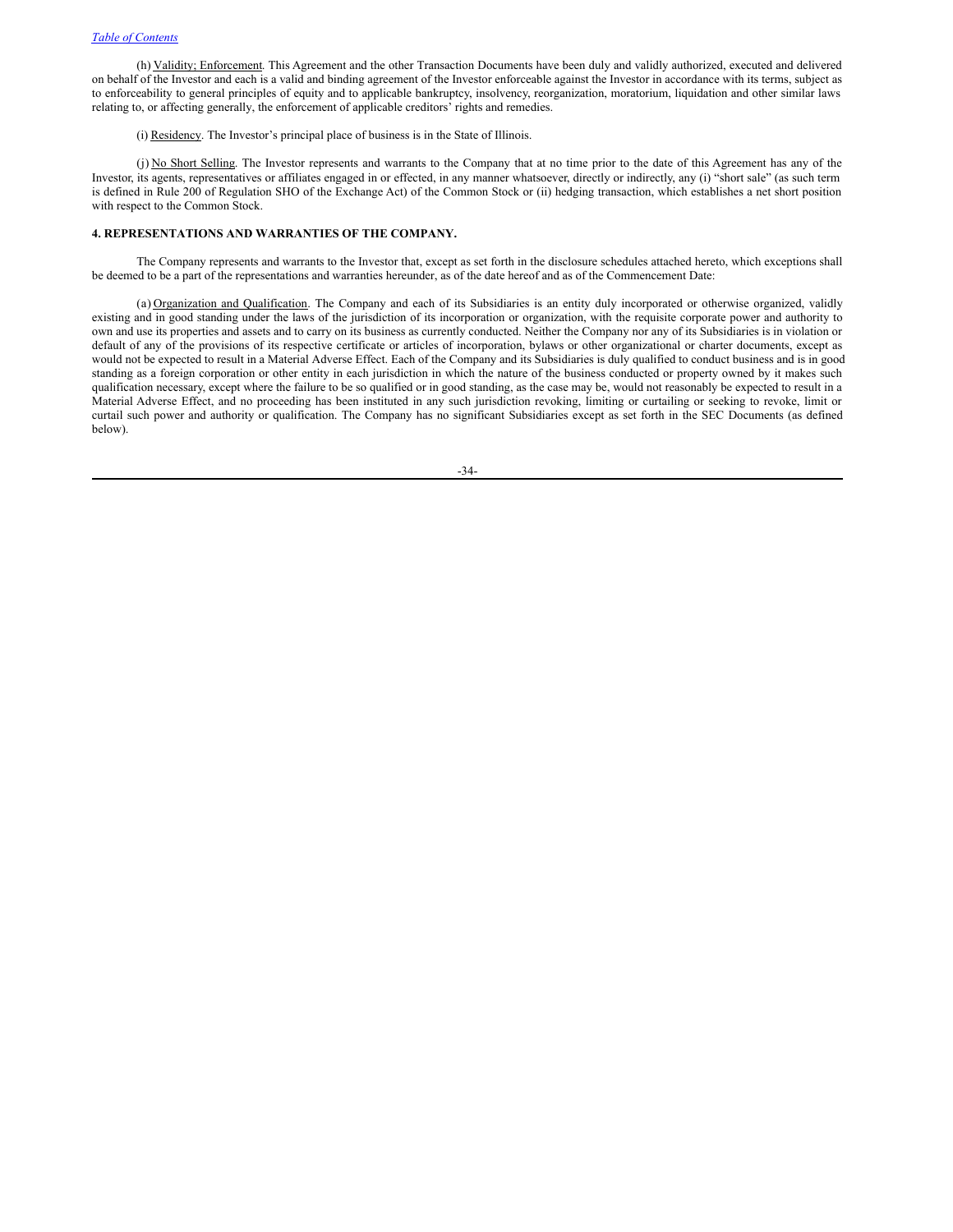(h) Validity; Enforcement. This Agreement and the other Transaction Documents have been duly and validly authorized, executed and delivered on behalf of the Investor and each is a valid and binding agreement of the Investor enforceable against the Investor in accordance with its terms, subject as to enforceability to general principles of equity and to applicable bankruptcy, insolvency, reorganization, moratorium, liquidation and other similar laws relating to, or affecting generally, the enforcement of applicable creditors' rights and remedies.

(i) Residency. The Investor's principal place of business is in the State of Illinois.

(j) No Short Selling. The Investor represents and warrants to the Company that at no time prior to the date of this Agreement has any of the Investor, its agents, representatives or affiliates engaged in or effected, in any manner whatsoever, directly or indirectly, any (i) "short sale" (as such term is defined in Rule 200 of Regulation SHO of the Exchange Act) of the Common Stock or (ii) hedging transaction, which establishes a net short position with respect to the Common Stock.

**4. REPRESENTATIONS AND WARRANTIES OF THE COMPANY.**

The Company represents and warrants to the Investor that, except as set forth in the disclosure schedules attached hereto, which exceptions shall be deemed to be a part of the representations and warranties hereunder, as of the date hereof and as of the Commencement Date:

(a) Organization and Qualification. The Company and each of its Subsidiaries is an entity duly incorporated or otherwise organized, validly existing and in good standing under the laws of the jurisdiction of its incorporation or organization, with the requisite corporate power and authority to own and use its properties and assets and to carry on its business as currently conducted. Neither the Company nor any of its Subsidiaries is in violation or default of any of the provisions of its respective certificate or articles of incorporation, bylaws or other organizational or charter documents, except as would not be expected to result in a Material Adverse Effect. Each of the Company and its Subsidiaries is duly qualified to conduct business and is in good standing as a foreign corporation or other entity in each jurisdiction in which the nature of the business conducted or property owned by it makes such qualification necessary, except where the failure to be so qualified or in good standing, as the case may be, would not reasonably be expected to result in a Material Adverse Effect, and no proceeding has been instituted in any such jurisdiction revoking, limiting or curtailing or seeking to revoke, limit or curtail such power and authority or qualification. The Company has no significant Subsidiaries except as set forth in the SEC Documents (as defined below).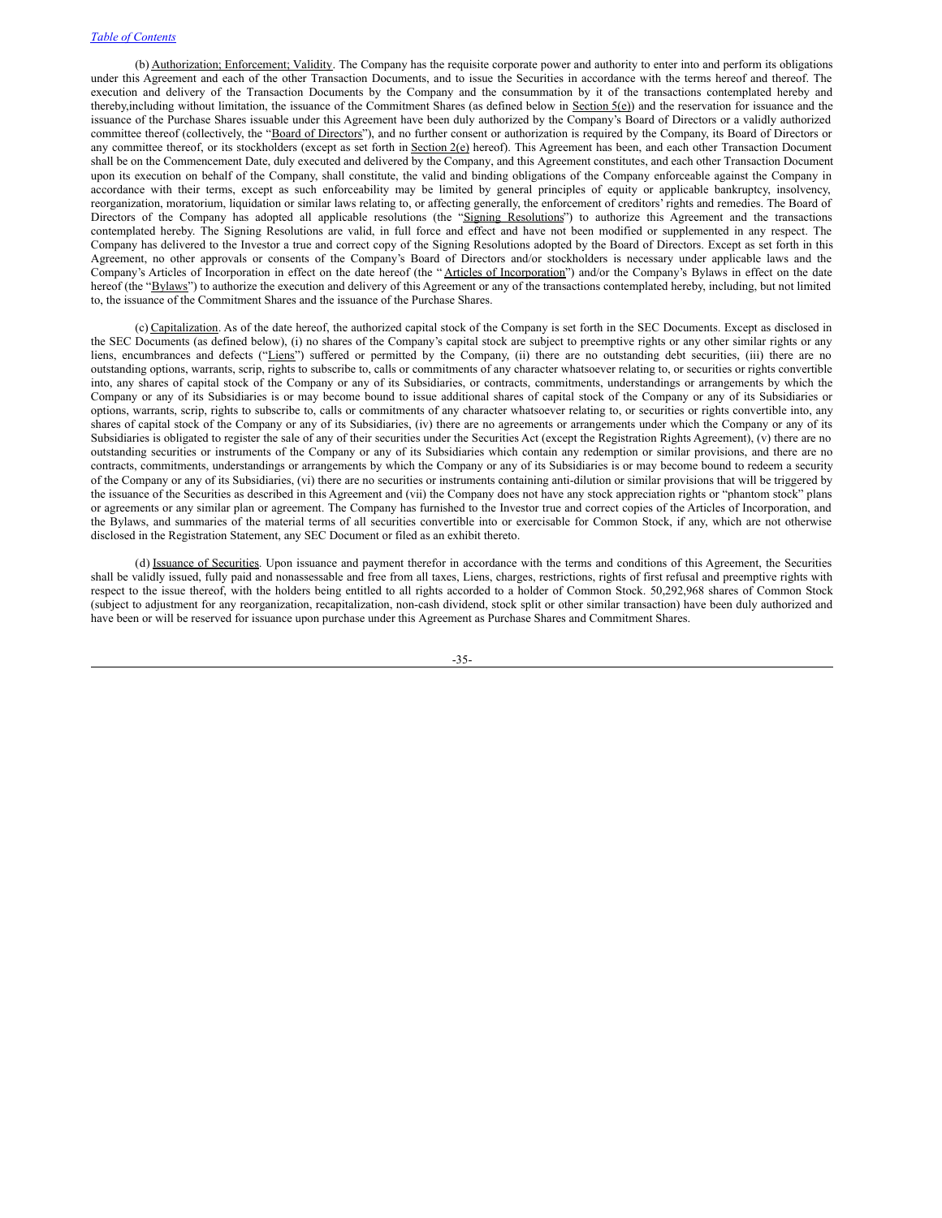(b) Authorization; Enforcement; Validity. The Company has the requisite corporate power and authority to enter into and perform its obligations under this Agreement and each of the other Transaction Documents, and to issue the Securities in accordance with the terms hereof and thereof. The execution and delivery of the Transaction Documents by the Company and the consummation by it of the transactions contemplated hereby and thereby,including without limitation, the issuance of the Commitment Shares (as defined below in Section 5(e)) and the reservation for issuance and the issuance of the Purchase Shares issuable under this Agreement have been duly authorized by the Company's Board of Directors or a validly authorized committee thereof (collectively, the "Board of Directors"), and no further consent or authorization is required by the Company, its Board of Directors or any committee thereof, or its stockholders (except as set forth in Section 2(e) hereof). This Agreement has been, and each other Transaction Document shall be on the Commencement Date, duly executed and delivered by the Company, and this Agreement constitutes, and each other Transaction Document upon its execution on behalf of the Company, shall constitute, the valid and binding obligations of the Company enforceable against the Company in accordance with their terms, except as such enforceability may be limited by general principles of equity or applicable bankruptcy, insolvency, reorganization, moratorium, liquidation or similar laws relating to, or affecting generally, the enforcement of creditors' rights and remedies. The Board of Directors of the Company has adopted all applicable resolutions (the "Signing Resolutions") to authorize this Agreement and the transactions contemplated hereby. The Signing Resolutions are valid, in full force and effect and have not been modified or supplemented in any respect. The Company has delivered to the Investor a true and correct copy of the Signing Resolutions adopted by the Board of Directors. Except as set forth in this Agreement, no other approvals or consents of the Company's Board of Directors and/or stockholders is necessary under applicable laws and the Company's Articles of Incorporation in effect on the date hereof (the " Articles of Incorporation") and/or the Company's Bylaws in effect on the date hereof (the "Bylaws") to authorize the execution and delivery of this Agreement or any of the transactions contemplated hereby, including, but not limited to, the issuance of the Commitment Shares and the issuance of the Purchase Shares.

(c) Capitalization. As of the date hereof, the authorized capital stock of the Company is set forth in the SEC Documents. Except as disclosed in the SEC Documents (as defined below), (i) no shares of the Company's capital stock are subject to preemptive rights or any other similar rights or any liens, encumbrances and defects ("Liens") suffered or permitted by the Company, (ii) there are no outstanding debt securities, (iii) there are no outstanding options, warrants, scrip, rights to subscribe to, calls or commitments of any character whatsoever relating to, or securities or rights convertible into, any shares of capital stock of the Company or any of its Subsidiaries, or contracts, commitments, understandings or arrangements by which the Company or any of its Subsidiaries is or may become bound to issue additional shares of capital stock of the Company or any of its Subsidiaries or options, warrants, scrip, rights to subscribe to, calls or commitments of any character whatsoever relating to, or securities or rights convertible into, any shares of capital stock of the Company or any of its Subsidiaries, (iv) there are no agreements or arrangements under which the Company or any of its Subsidiaries is obligated to register the sale of any of their securities under the Securities Act (except the Registration Rights Agreement), (v) there are no outstanding securities or instruments of the Company or any of its Subsidiaries which contain any redemption or similar provisions, and there are no contracts, commitments, understandings or arrangements by which the Company or any of its Subsidiaries is or may become bound to redeem a security of the Company or any of its Subsidiaries, (vi) there are no securities or instruments containing anti-dilution or similar provisions that will be triggered by the issuance of the Securities as described in this Agreement and (vii) the Company does not have any stock appreciation rights or "phantom stock" plans or agreements or any similar plan or agreement. The Company has furnished to the Investor true and correct copies of the Articles of Incorporation, and the Bylaws, and summaries of the material terms of all securities convertible into or exercisable for Common Stock, if any, which are not otherwise disclosed in the Registration Statement, any SEC Document or filed as an exhibit thereto.

(d) Issuance of Securities. Upon issuance and payment therefor in accordance with the terms and conditions of this Agreement, the Securities shall be validly issued, fully paid and nonassessable and free from all taxes, Liens, charges, restrictions, rights of first refusal and preemptive rights with respect to the issue thereof, with the holders being entitled to all rights accorded to a holder of Common Stock. 50,292,968 shares of Common Stock (subject to adjustment for any reorganization, recapitalization, non-cash dividend, stock split or other similar transaction) have been duly authorized and have been or will be reserved for issuance upon purchase under this Agreement as Purchase Shares and Commitment Shares.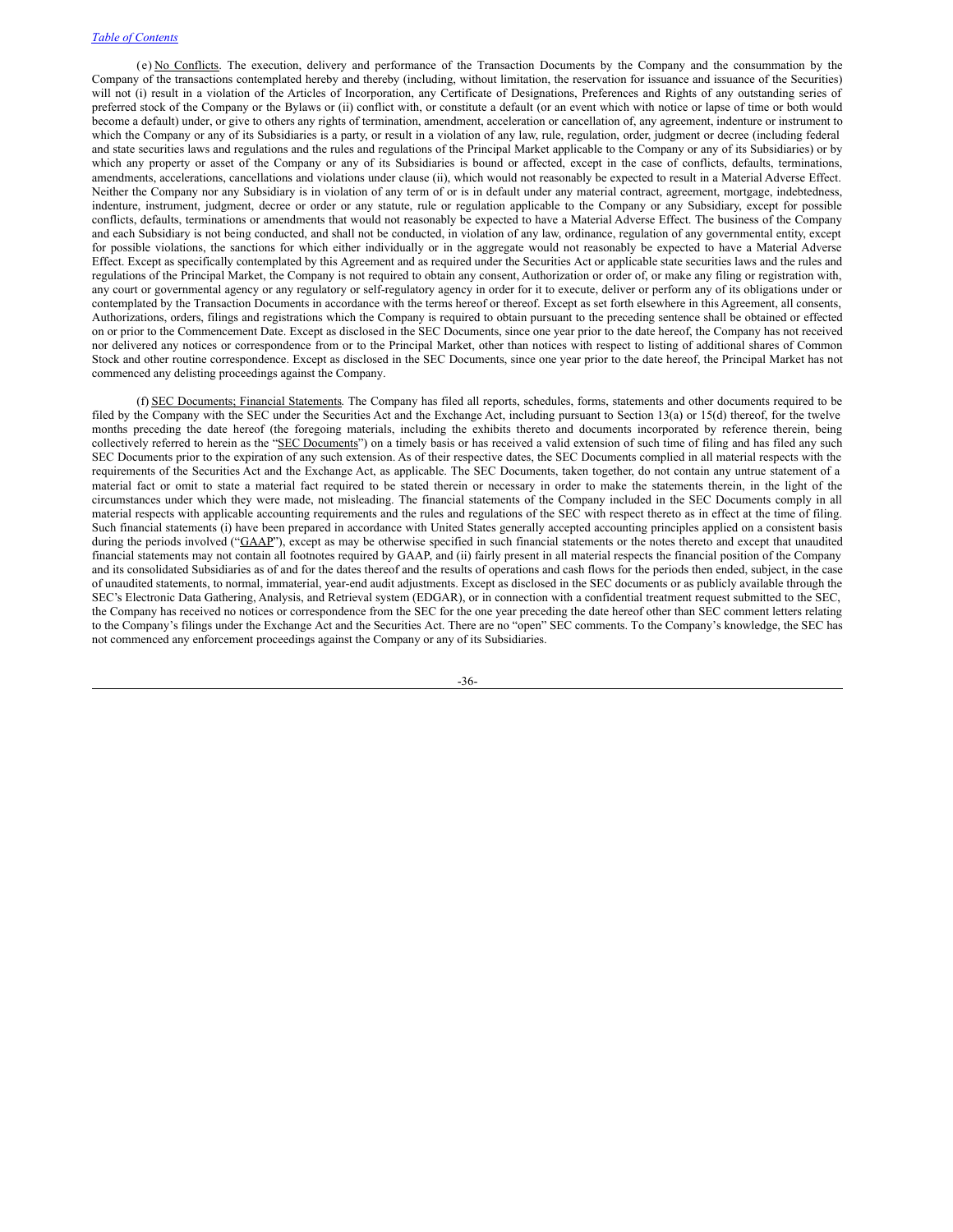(e) No Conflicts. The execution, delivery and performance of the Transaction Documents by the Company and the consummation by the Company of the transactions contemplated hereby and thereby (including, without limitation, the reservation for issuance and issuance of the Securities) will not (i) result in a violation of the Articles of Incorporation, any Certificate of Designations, Preferences and Rights of any outstanding series of preferred stock of the Company or the Bylaws or (ii) conflict with, or constitute a default (or an event which with notice or lapse of time or both would become a default) under, or give to others any rights of termination, amendment, acceleration or cancellation of, any agreement, indenture or instrument to which the Company or any of its Subsidiaries is a party, or result in a violation of any law, rule, regulation, order, judgment or decree (including federal and state securities laws and regulations and the rules and regulations of the Principal Market applicable to the Company or any of its Subsidiaries) or by which any property or asset of the Company or any of its Subsidiaries is bound or affected, except in the case of conflicts, defaults, terminations, amendments, accelerations, cancellations and violations under clause (ii), which would not reasonably be expected to result in a Material Adverse Effect. Neither the Company nor any Subsidiary is in violation of any term of or is in default under any material contract, agreement, mortgage, indebtedness, indenture, instrument, judgment, decree or order or any statute, rule or regulation applicable to the Company or any Subsidiary, except for possible conflicts, defaults, terminations or amendments that would not reasonably be expected to have a Material Adverse Effect. The business of the Company and each Subsidiary is not being conducted, and shall not be conducted, in violation of any law, ordinance, regulation of any governmental entity, except for possible violations, the sanctions for which either individually or in the aggregate would not reasonably be expected to have a Material Adverse Effect. Except as specifically contemplated by this Agreement and as required under the Securities Act or applicable state securities laws and the rules and regulations of the Principal Market, the Company is not required to obtain any consent, Authorization or order of, or make any filing or registration with, any court or governmental agency or any regulatory or self-regulatory agency in order for it to execute, deliver or perform any of its obligations under or contemplated by the Transaction Documents in accordance with the terms hereof or thereof. Except as set forth elsewhere in this Agreement, all consents, Authorizations, orders, filings and registrations which the Company is required to obtain pursuant to the preceding sentence shall be obtained or effected on or prior to the Commencement Date. Except as disclosed in the SEC Documents, since one year prior to the date hereof, the Company has not received nor delivered any notices or correspondence from or to the Principal Market, other than notices with respect to listing of additional shares of Common Stock and other routine correspondence. Except as disclosed in the SEC Documents, since one year prior to the date hereof, the Principal Market has not commenced any delisting proceedings against the Company.

(f) SEC Documents; Financial Statements. The Company has filed all reports, schedules, forms, statements and other documents required to be filed by the Company with the SEC under the Securities Act and the Exchange Act, including pursuant to Section 13(a) or 15(d) thereof, for the twelve months preceding the date hereof (the foregoing materials, including the exhibits thereto and documents incorporated by reference therein, being collectively referred to herein as the "SEC Documents") on a timely basis or has received a valid extension of such time of filing and has filed any such SEC Documents prior to the expiration of any such extension. As of their respective dates, the SEC Documents complied in all material respects with the requirements of the Securities Act and the Exchange Act, as applicable. The SEC Documents, taken together, do not contain any untrue statement of a material fact or omit to state a material fact required to be stated therein or necessary in order to make the statements therein, in the light of the circumstances under which they were made, not misleading. The financial statements of the Company included in the SEC Documents comply in all material respects with applicable accounting requirements and the rules and regulations of the SEC with respect thereto as in effect at the time of filing. Such financial statements (i) have been prepared in accordance with United States generally accepted accounting principles applied on a consistent basis during the periods involved ("GAAP"), except as may be otherwise specified in such financial statements or the notes thereto and except that unaudited financial statements may not contain all footnotes required by GAAP, and (ii) fairly present in all material respects the financial position of the Company and its consolidated Subsidiaries as of and for the dates thereof and the results of operations and cash flows for the periods then ended, subject, in the case of unaudited statements, to normal, immaterial, year-end audit adjustments. Except as disclosed in the SEC documents or as publicly available through the SEC's Electronic Data Gathering, Analysis, and Retrieval system (EDGAR), or in connection with a confidential treatment request submitted to the SEC, the Company has received no notices or correspondence from the SEC for the one year preceding the date hereof other than SEC comment letters relating to the Company's filings under the Exchange Act and the Securities Act. There are no "open" SEC comments. To the Company's knowledge, the SEC has not commenced any enforcement proceedings against the Company or any of its Subsidiaries.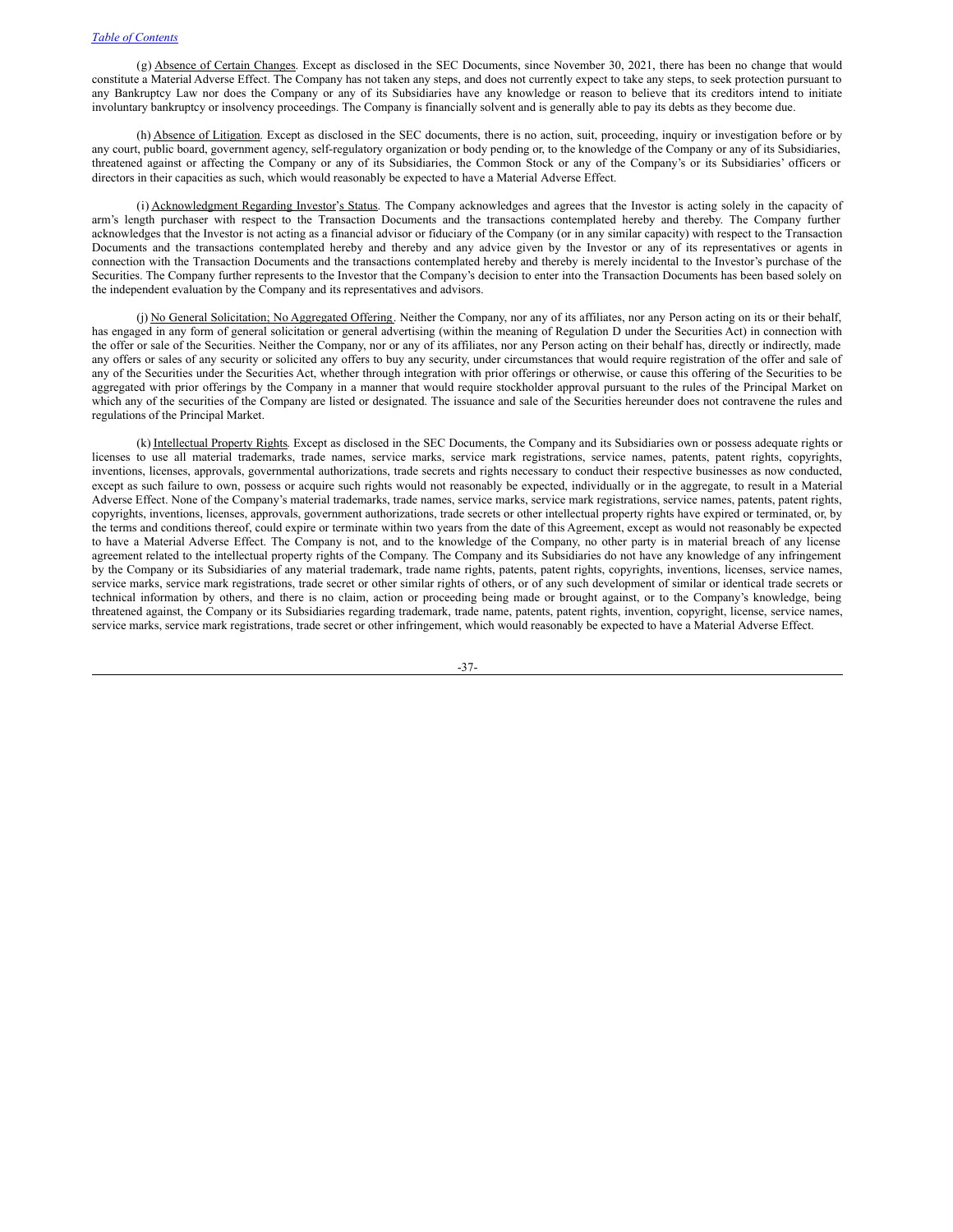(g) Absence of Certain Changes. Except as disclosed in the SEC Documents, since November 30, 2021, there has been no change that would constitute a Material Adverse Effect. The Company has not taken any steps, and does not currently expect to take any steps, to seek protection pursuant to any Bankruptcy Law nor does the Company or any of its Subsidiaries have any knowledge or reason to believe that its creditors intend to initiate involuntary bankruptcy or insolvency proceedings. The Company is financially solvent and is generally able to pay its debts as they become due.

(h) Absence of Litigation. Except as disclosed in the SEC documents, there is no action, suit, proceeding, inquiry or investigation before or by any court, public board, government agency, self-regulatory organization or body pending or, to the knowledge of the Company or any of its Subsidiaries, threatened against or affecting the Company or any of its Subsidiaries, the Common Stock or any of the Company's or its Subsidiaries' officers or directors in their capacities as such, which would reasonably be expected to have a Material Adverse Effect.

(i) Acknowledgment Regarding Investor's Status. The Company acknowledges and agrees that the Investor is acting solely in the capacity of arm's length purchaser with respect to the Transaction Documents and the transactions contemplated hereby and thereby. The Company further acknowledges that the Investor is not acting as a financial advisor or fiduciary of the Company (or in any similar capacity) with respect to the Transaction Documents and the transactions contemplated hereby and thereby and any advice given by the Investor or any of its representatives or agents in connection with the Transaction Documents and the transactions contemplated hereby and thereby is merely incidental to the Investor's purchase of the Securities. The Company further represents to the Investor that the Company's decision to enter into the Transaction Documents has been based solely on the independent evaluation by the Company and its representatives and advisors.

(j) No General Solicitation; No Aggregated Offering. Neither the Company, nor any of its affiliates, nor any Person acting on its or their behalf, has engaged in any form of general solicitation or general advertising (within the meaning of Regulation D under the Securities Act) in connection with the offer or sale of the Securities. Neither the Company, nor or any of its affiliates, nor any Person acting on their behalf has, directly or indirectly, made any offers or sales of any security or solicited any offers to buy any security, under circumstances that would require registration of the offer and sale of any of the Securities under the Securities Act, whether through integration with prior offerings or otherwise, or cause this offering of the Securities to be aggregated with prior offerings by the Company in a manner that would require stockholder approval pursuant to the rules of the Principal Market on which any of the securities of the Company are listed or designated. The issuance and sale of the Securities hereunder does not contravene the rules and regulations of the Principal Market.

(k) Intellectual Property Rights. Except as disclosed in the SEC Documents, the Company and its Subsidiaries own or possess adequate rights or licenses to use all material trademarks, trade names, service marks, service mark registrations, service names, patents, patent rights, copyrights, inventions, licenses, approvals, governmental authorizations, trade secrets and rights necessary to conduct their respective businesses as now conducted, except as such failure to own, possess or acquire such rights would not reasonably be expected, individually or in the aggregate, to result in a Material Adverse Effect. None of the Company's material trademarks, trade names, service marks, service mark registrations, service names, patents, patent rights, copyrights, inventions, licenses, approvals, government authorizations, trade secrets or other intellectual property rights have expired or terminated, or, by the terms and conditions thereof, could expire or terminate within two years from the date of this Agreement, except as would not reasonably be expected to have a Material Adverse Effect. The Company is not, and to the knowledge of the Company, no other party is in material breach of any license agreement related to the intellectual property rights of the Company. The Company and its Subsidiaries do not have any knowledge of any infringement by the Company or its Subsidiaries of any material trademark, trade name rights, patents, patent rights, copyrights, inventions, licenses, service names, service marks, service mark registrations, trade secret or other similar rights of others, or of any such development of similar or identical trade secrets or technical information by others, and there is no claim, action or proceeding being made or brought against, or to the Company's knowledge, being threatened against, the Company or its Subsidiaries regarding trademark, trade name, patents, patent rights, invention, copyright, license, service names, service marks, service mark registrations, trade secret or other infringement, which would reasonably be expected to have a Material Adverse Effect.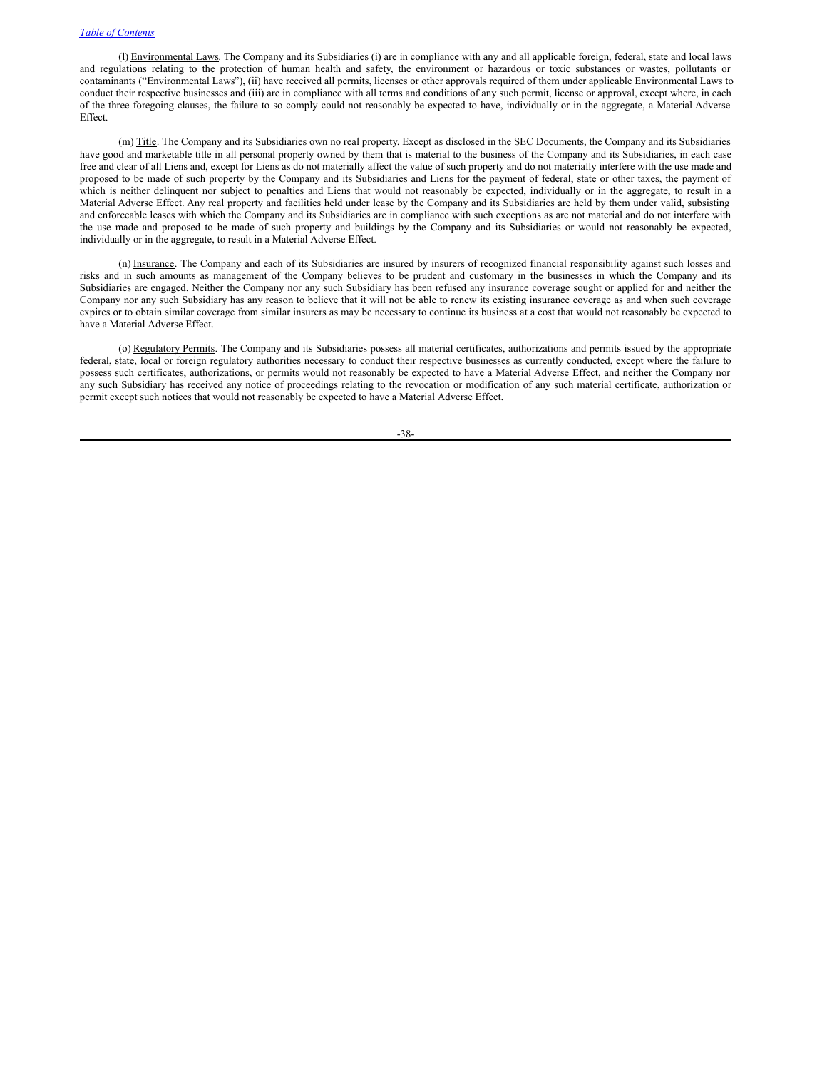(l) Environmental Laws. The Company and its Subsidiaries (i) are in compliance with any and all applicable foreign, federal, state and local laws and regulations relating to the protection of human health and safety, the environment or hazardous or toxic substances or wastes, pollutants or contaminants ("Environmental Laws"), (ii) have received all permits, licenses or other approvals required of them under applicable Environmental Laws to conduct their respective businesses and (iii) are in compliance with all terms and conditions of any such permit, license or approval, except where, in each of the three foregoing clauses, the failure to so comply could not reasonably be expected to have, individually or in the aggregate, a Material Adverse Effect.

(m) Title. The Company and its Subsidiaries own no real property. Except as disclosed in the SEC Documents, the Company and its Subsidiaries have good and marketable title in all personal property owned by them that is material to the business of the Company and its Subsidiaries, in each case free and clear of all Liens and, except for Liens as do not materially affect the value of such property and do not materially interfere with the use made and proposed to be made of such property by the Company and its Subsidiaries and Liens for the payment of federal, state or other taxes, the payment of which is neither delinquent nor subject to penalties and Liens that would not reasonably be expected, individually or in the aggregate, to result in a Material Adverse Effect. Any real property and facilities held under lease by the Company and its Subsidiaries are held by them under valid, subsisting and enforceable leases with which the Company and its Subsidiaries are in compliance with such exceptions as are not material and do not interfere with the use made and proposed to be made of such property and buildings by the Company and its Subsidiaries or would not reasonably be expected, individually or in the aggregate, to result in a Material Adverse Effect.

(n) Insurance. The Company and each of its Subsidiaries are insured by insurers of recognized financial responsibility against such losses and risks and in such amounts as management of the Company believes to be prudent and customary in the businesses in which the Company and its Subsidiaries are engaged. Neither the Company nor any such Subsidiary has been refused any insurance coverage sought or applied for and neither the Company nor any such Subsidiary has any reason to believe that it will not be able to renew its existing insurance coverage as and when such coverage expires or to obtain similar coverage from similar insurers as may be necessary to continue its business at a cost that would not reasonably be expected to have a Material Adverse Effect.

(o) Regulatory Permits. The Company and its Subsidiaries possess all material certificates, authorizations and permits issued by the appropriate federal, state, local or foreign regulatory authorities necessary to conduct their respective businesses as currently conducted, except where the failure to possess such certificates, authorizations, or permits would not reasonably be expected to have a Material Adverse Effect, and neither the Company nor any such Subsidiary has received any notice of proceedings relating to the revocation or modification of any such material certificate, authorization or permit except such notices that would not reasonably be expected to have a Material Adverse Effect.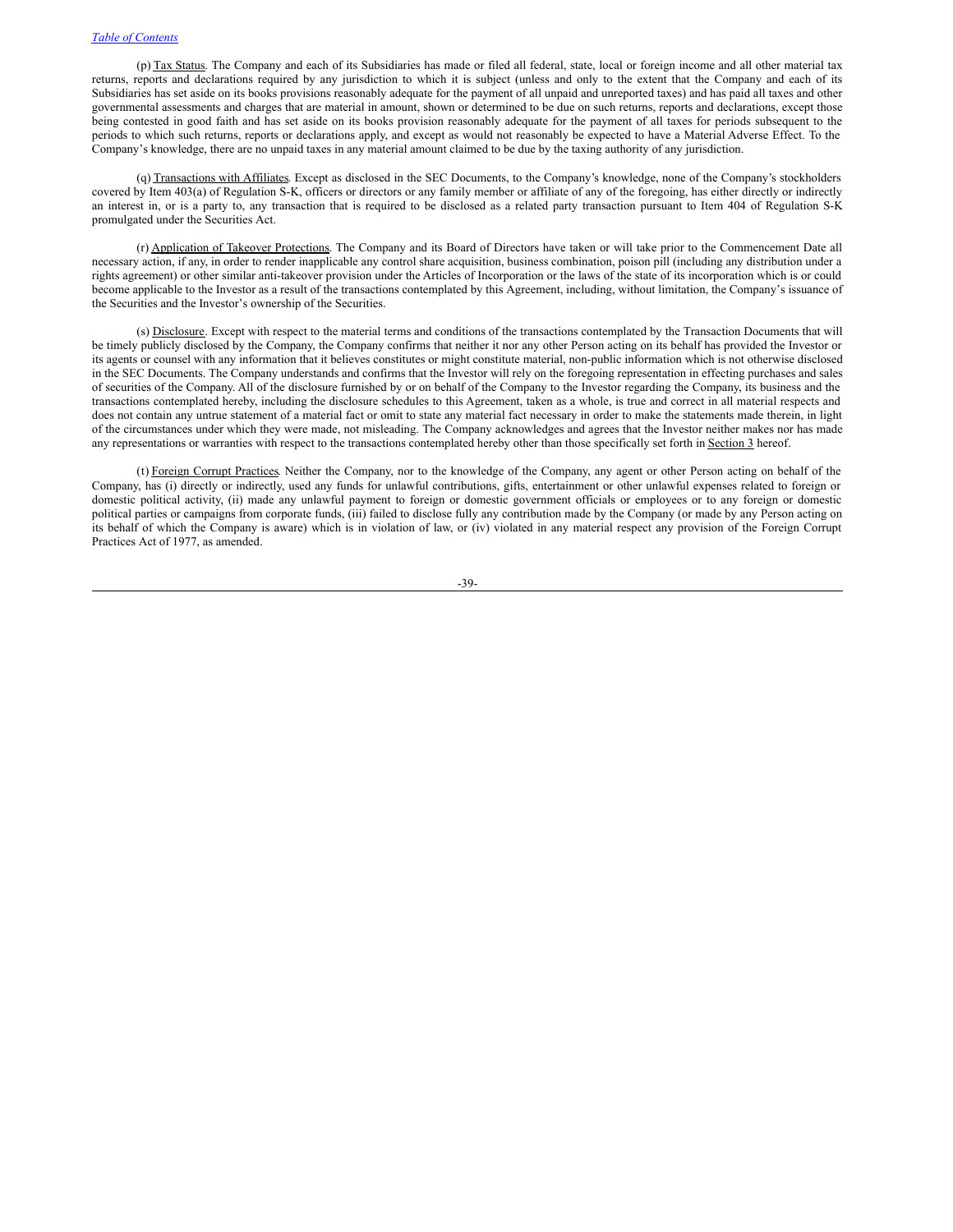(p) Tax Status. The Company and each of its Subsidiaries has made or filed all federal, state, local or foreign income and all other material tax returns, reports and declarations required by any jurisdiction to which it is subject (unless and only to the extent that the Company and each of its Subsidiaries has set aside on its books provisions reasonably adequate for the payment of all unpaid and unreported taxes) and has paid all taxes and other governmental assessments and charges that are material in amount, shown or determined to be due on such returns, reports and declarations, except those being contested in good faith and has set aside on its books provision reasonably adequate for the payment of all taxes for periods subsequent to the periods to which such returns, reports or declarations apply, and except as would not reasonably be expected to have a Material Adverse Effect. To the Company's knowledge, there are no unpaid taxes in any material amount claimed to be due by the taxing authority of any jurisdiction.

(q) Transactions with Affiliates. Except as disclosed in the SEC Documents, to the Company's knowledge, none of the Company's stockholders covered by Item 403(a) of Regulation S-K, officers or directors or any family member or affiliate of any of the foregoing, has either directly or indirectly an interest in, or is a party to, any transaction that is required to be disclosed as a related party transaction pursuant to Item 404 of Regulation S-K promulgated under the Securities Act.

(r) Application of Takeover Protections. The Company and its Board of Directors have taken or will take prior to the Commencement Date all necessary action, if any, in order to render inapplicable any control share acquisition, business combination, poison pill (including any distribution under a rights agreement) or other similar anti-takeover provision under the Articles of Incorporation or the laws of the state of its incorporation which is or could become applicable to the Investor as a result of the transactions contemplated by this Agreement, including, without limitation, the Company's issuance of the Securities and the Investor's ownership of the Securities.

(s) Disclosure. Except with respect to the material terms and conditions of the transactions contemplated by the Transaction Documents that will be timely publicly disclosed by the Company, the Company confirms that neither it nor any other Person acting on its behalf has provided the Investor or its agents or counsel with any information that it believes constitutes or might constitute material, non-public information which is not otherwise disclosed in the SEC Documents. The Company understands and confirms that the Investor will rely on the foregoing representation in effecting purchases and sales of securities of the Company. All of the disclosure furnished by or on behalf of the Company to the Investor regarding the Company, its business and the transactions contemplated hereby, including the disclosure schedules to this Agreement, taken as a whole, is true and correct in all material respects and does not contain any untrue statement of a material fact or omit to state any material fact necessary in order to make the statements made therein, in light of the circumstances under which they were made, not misleading. The Company acknowledges and agrees that the Investor neither makes nor has made any representations or warranties with respect to the transactions contemplated hereby other than those specifically set forth in Section 3 hereof.

(t) Foreign Corrupt Practices. Neither the Company, nor to the knowledge of the Company, any agent or other Person acting on behalf of the Company, has (i) directly or indirectly, used any funds for unlawful contributions, gifts, entertainment or other unlawful expenses related to foreign or domestic political activity, (ii) made any unlawful payment to foreign or domestic government officials or employees or to any foreign or domestic political parties or campaigns from corporate funds, (iii) failed to disclose fully any contribution made by the Company (or made by any Person acting on its behalf of which the Company is aware) which is in violation of law, or (iv) violated in any material respect any provision of the Foreign Corrupt Practices Act of 1977, as amended.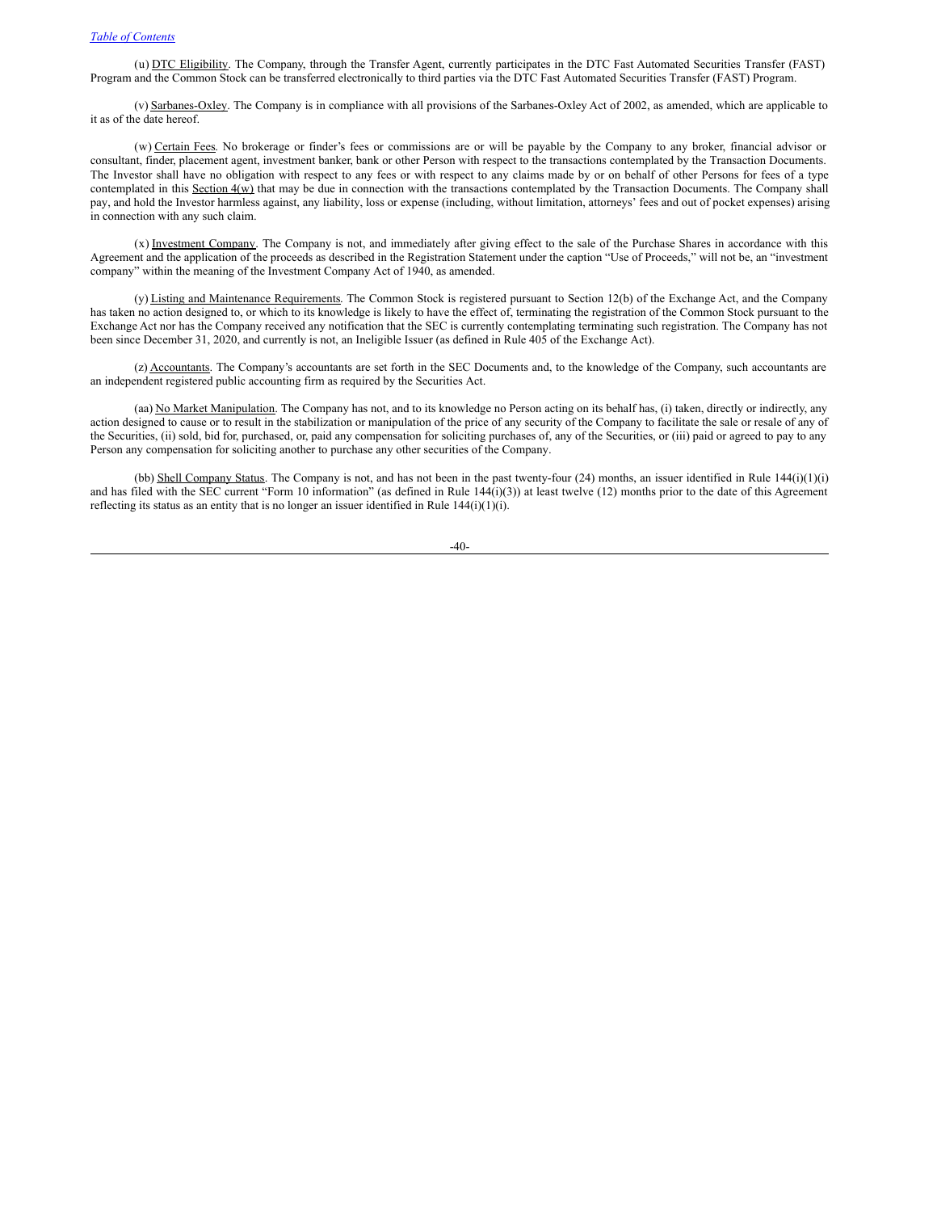(u) DTC Eligibility. The Company, through the Transfer Agent, currently participates in the DTC Fast Automated Securities Transfer (FAST) Program and the Common Stock can be transferred electronically to third parties via the DTC Fast Automated Securities Transfer (FAST) Program.

(v) Sarbanes-Oxley. The Company is in compliance with all provisions of the Sarbanes-Oxley Act of 2002, as amended, which are applicable to it as of the date hereof.

(w) Certain Fees. No brokerage or finder's fees or commissions are or will be payable by the Company to any broker, financial advisor or consultant, finder, placement agent, investment banker, bank or other Person with respect to the transactions contemplated by the Transaction Documents. The Investor shall have no obligation with respect to any fees or with respect to any claims made by or on behalf of other Persons for fees of a type contemplated in this Section 4(w) that may be due in connection with the transactions contemplated by the Transaction Documents. The Company shall pay, and hold the Investor harmless against, any liability, loss or expense (including, without limitation, attorneys' fees and out of pocket expenses) arising in connection with any such claim.

(x) Investment Company. The Company is not, and immediately after giving effect to the sale of the Purchase Shares in accordance with this Agreement and the application of the proceeds as described in the Registration Statement under the caption "Use of Proceeds," will not be, an "investment company" within the meaning of the Investment Company Act of 1940, as amended.

(y) Listing and Maintenance Requirements. The Common Stock is registered pursuant to Section 12(b) of the Exchange Act, and the Company has taken no action designed to, or which to its knowledge is likely to have the effect of, terminating the registration of the Common Stock pursuant to the Exchange Act nor has the Company received any notification that the SEC is currently contemplating terminating such registration. The Company has not been since December 31, 2020, and currently is not, an Ineligible Issuer (as defined in Rule 405 of the Exchange Act).

(z) Accountants. The Company's accountants are set forth in the SEC Documents and, to the knowledge of the Company, such accountants are an independent registered public accounting firm as required by the Securities Act.

(aa) No Market Manipulation. The Company has not, and to its knowledge no Person acting on its behalf has, (i) taken, directly or indirectly, any action designed to cause or to result in the stabilization or manipulation of the price of any security of the Company to facilitate the sale or resale of any of the Securities, (ii) sold, bid for, purchased, or, paid any compensation for soliciting purchases of, any of the Securities, or (iii) paid or agreed to pay to any Person any compensation for soliciting another to purchase any other securities of the Company.

(bb) Shell Company Status. The Company is not, and has not been in the past twenty-four (24) months, an issuer identified in Rule 144(i)(1)(i) and has filed with the SEC current "Form 10 information" (as defined in Rule 144(i)(3)) at least twelve (12) months prior to the date of this Agreement reflecting its status as an entity that is no longer an issuer identified in Rule 144(i)(1)(i).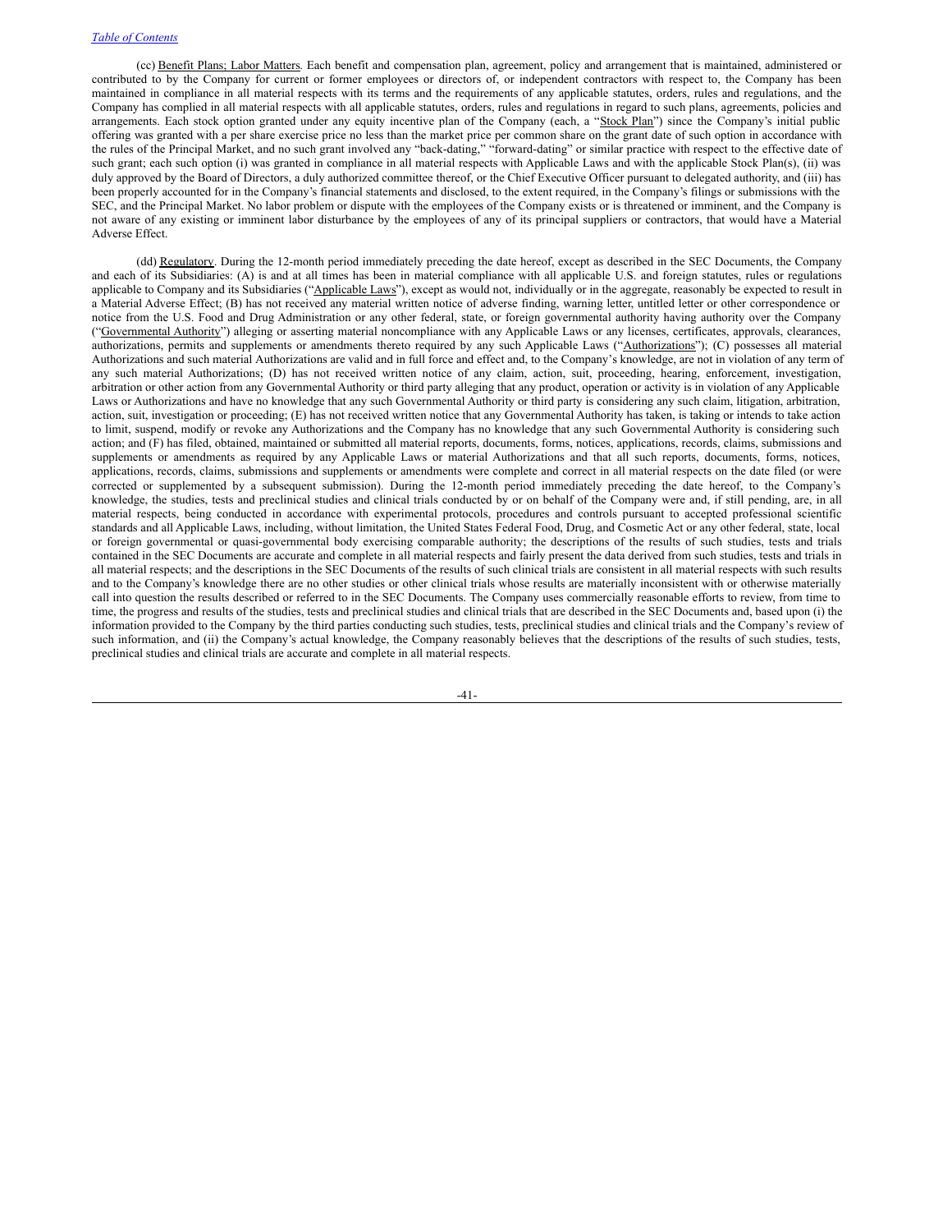(cc) Benefit Plans; Labor Matters. Each benefit and compensation plan, agreement, policy and arrangement that is maintained, administered or contributed to by the Company for current or former employees or directors of, or independent contractors with respect to, the Company has been maintained in compliance in all material respects with its terms and the requirements of any applicable statutes, orders, rules and regulations, and the Company has complied in all material respects with all applicable statutes, orders, rules and regulations in regard to such plans, agreements, policies and arrangements. Each stock option granted under any equity incentive plan of the Company (each, a "Stock Plan") since the Company's initial public offering was granted with a per share exercise price no less than the market price per common share on the grant date of such option in accordance with the rules of the Principal Market, and no such grant involved any "back-dating," "forward-dating" or similar practice with respect to the effective date of such grant; each such option (i) was granted in compliance in all material respects with Applicable Laws and with the applicable Stock Plan(s), (ii) was duly approved by the Board of Directors, a duly authorized committee thereof, or the Chief Executive Officer pursuant to delegated authority, and (iii) has been properly accounted for in the Company's financial statements and disclosed, to the extent required, in the Company's filings or submissions with the SEC, and the Principal Market. No labor problem or dispute with the employees of the Company exists or is threatened or imminent, and the Company is not aware of any existing or imminent labor disturbance by the employees of any of its principal suppliers or contractors, that would have a Material Adverse Effect.

(dd) Regulatory. During the 12-month period immediately preceding the date hereof, except as described in the SEC Documents, the Company and each of its Subsidiaries: (A) is and at all times has been in material compliance with all applicable U.S. and foreign statutes, rules or regulations applicable to Company and its Subsidiaries ("Applicable Laws"), except as would not, individually or in the aggregate, reasonably be expected to result in a Material Adverse Effect; (B) has not received any material written notice of adverse finding, warning letter, untitled letter or other correspondence or notice from the U.S. Food and Drug Administration or any other federal, state, or foreign governmental authority having authority over the Company ("Governmental Authority") alleging or asserting material noncompliance with any Applicable Laws or any licenses, certificates, approvals, clearances, authorizations, permits and supplements or amendments thereto required by any such Applicable Laws ("Authorizations"); (C) possesses all material Authorizations and such material Authorizations are valid and in full force and effect and, to the Company's knowledge, are not in violation of any term of any such material Authorizations; (D) has not received written notice of any claim, action, suit, proceeding, hearing, enforcement, investigation, arbitration or other action from any Governmental Authority or third party alleging that any product, operation or activity is in violation of any Applicable Laws or Authorizations and have no knowledge that any such Governmental Authority or third party is considering any such claim, litigation, arbitration, action, suit, investigation or proceeding; (E) has not received written notice that any Governmental Authority has taken, is taking or intends to take action to limit, suspend, modify or revoke any Authorizations and the Company has no knowledge that any such Governmental Authority is considering such action; and (F) has filed, obtained, maintained or submitted all material reports, documents, forms, notices, applications, records, claims, submissions and supplements or amendments as required by any Applicable Laws or material Authorizations and that all such reports, documents, forms, notices, applications, records, claims, submissions and supplements or amendments were complete and correct in all material respects on the date filed (or were corrected or supplemented by a subsequent submission). During the 12-month period immediately preceding the date hereof, to the Company's knowledge, the studies, tests and preclinical studies and clinical trials conducted by or on behalf of the Company were and, if still pending, are, in all material respects, being conducted in accordance with experimental protocols, procedures and controls pursuant to accepted professional scientific standards and all Applicable Laws, including, without limitation, the United States Federal Food, Drug, and Cosmetic Act or any other federal, state, local or foreign governmental or quasi-governmental body exercising comparable authority; the descriptions of the results of such studies, tests and trials contained in the SEC Documents are accurate and complete in all material respects and fairly present the data derived from such studies, tests and trials in all material respects; and the descriptions in the SEC Documents of the results of such clinical trials are consistent in all material respects with such results and to the Company's knowledge there are no other studies or other clinical trials whose results are materially inconsistent with or otherwise materially call into question the results described or referred to in the SEC Documents. The Company uses commercially reasonable efforts to review, from time to time, the progress and results of the studies, tests and preclinical studies and clinical trials that are described in the SEC Documents and, based upon (i) the information provided to the Company by the third parties conducting such studies, tests, preclinical studies and clinical trials and the Company's review of such information, and (ii) the Company's actual knowledge, the Company reasonably believes that the descriptions of the results of such studies, tests, preclinical studies and clinical trials are accurate and complete in all material respects.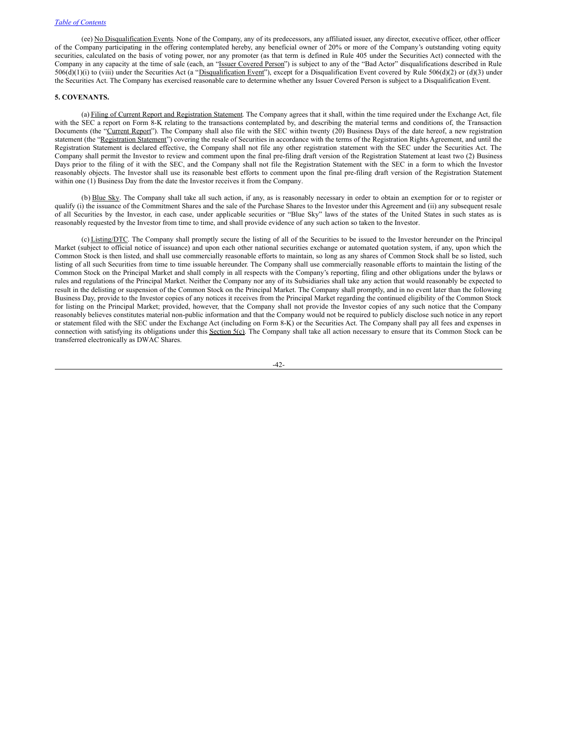(ee) No Disqualification Events. None of the Company, any of its predecessors, any affiliated issuer, any director, executive officer, other officer of the Company participating in the offering contemplated hereby, any beneficial owner of 20% or more of the Company's outstanding voting equity securities, calculated on the basis of voting power, nor any promoter (as that term is defined in Rule 405 under the Securities Act) connected with the Company in any capacity at the time of sale (each, an "Issuer Covered Person") is subject to any of the "Bad Actor" disqualifications described in Rule 506(d)(1)(i) to (viii) under the Securities Act (a "Disqualification Event"), except for a Disqualification Event covered by Rule 506(d)(2) or (d)(3) under the Securities Act. The Company has exercised reasonable care to determine whether any Issuer Covered Person is subject to a Disqualification Event.

**5. COVENANTS.**

(a) Filing of Current Report and Registration Statement. The Company agrees that it shall, within the time required under the Exchange Act, file with the SEC a report on Form 8-K relating to the transactions contemplated by, and describing the material terms and conditions of, the Transaction Documents (the "Current Report"). The Company shall also file with the SEC within twenty (20) Business Days of the date hereof, a new registration statement (the "Registration Statement") covering the resale of Securities in accordance with the terms of the Registration Rights Agreement, and until the Registration Statement is declared effective, the Company shall not file any other registration statement with the SEC under the Securities Act. The Company shall permit the Investor to review and comment upon the final pre-filing draft version of the Registration Statement at least two (2) Business Days prior to the filing of it with the SEC, and the Company shall not file the Registration Statement with the SEC in a form to which the Investor reasonably objects. The Investor shall use its reasonable best efforts to comment upon the final pre-filing draft version of the Registration Statement within one (1) Business Day from the date the Investor receives it from the Company.

(b) Blue Sky. The Company shall take all such action, if any, as is reasonably necessary in order to obtain an exemption for or to register or qualify (i) the issuance of the Commitment Shares and the sale of the Purchase Shares to the Investor under this Agreement and (ii) any subsequent resale of all Securities by the Investor, in each case, under applicable securities or "Blue Sky" laws of the states of the United States in such states as is reasonably requested by the Investor from time to time, and shall provide evidence of any such action so taken to the Investor.

(c) Listing/DTC. The Company shall promptly secure the listing of all of the Securities to be issued to the Investor hereunder on the Principal Market (subject to official notice of issuance) and upon each other national securities exchange or automated quotation system, if any, upon which the Common Stock is then listed, and shall use commercially reasonable efforts to maintain, so long as any shares of Common Stock shall be so listed, such listing of all such Securities from time to time issuable hereunder. The Company shall use commercially reasonable efforts to maintain the listing of the Common Stock on the Principal Market and shall comply in all respects with the Company's reporting, filing and other obligations under the bylaws or rules and regulations of the Principal Market. Neither the Company nor any of its Subsidiaries shall take any action that would reasonably be expected to result in the delisting or suspension of the Common Stock on the Principal Market. The Company shall promptly, and in no event later than the following Business Day, provide to the Investor copies of any notices it receives from the Principal Market regarding the continued eligibility of the Common Stock for listing on the Principal Market; provided, however, that the Company shall not provide the Investor copies of any such notice that the Company reasonably believes constitutes material non-public information and that the Company would not be required to publicly disclose such notice in any report or statement filed with the SEC under the Exchange Act (including on Form 8-K) or the Securities Act. The Company shall pay all fees and expenses in connection with satisfying its obligations under this Section 5(c). The Company shall take all action necessary to ensure that its Common Stock can be transferred electronically as DWAC Shares.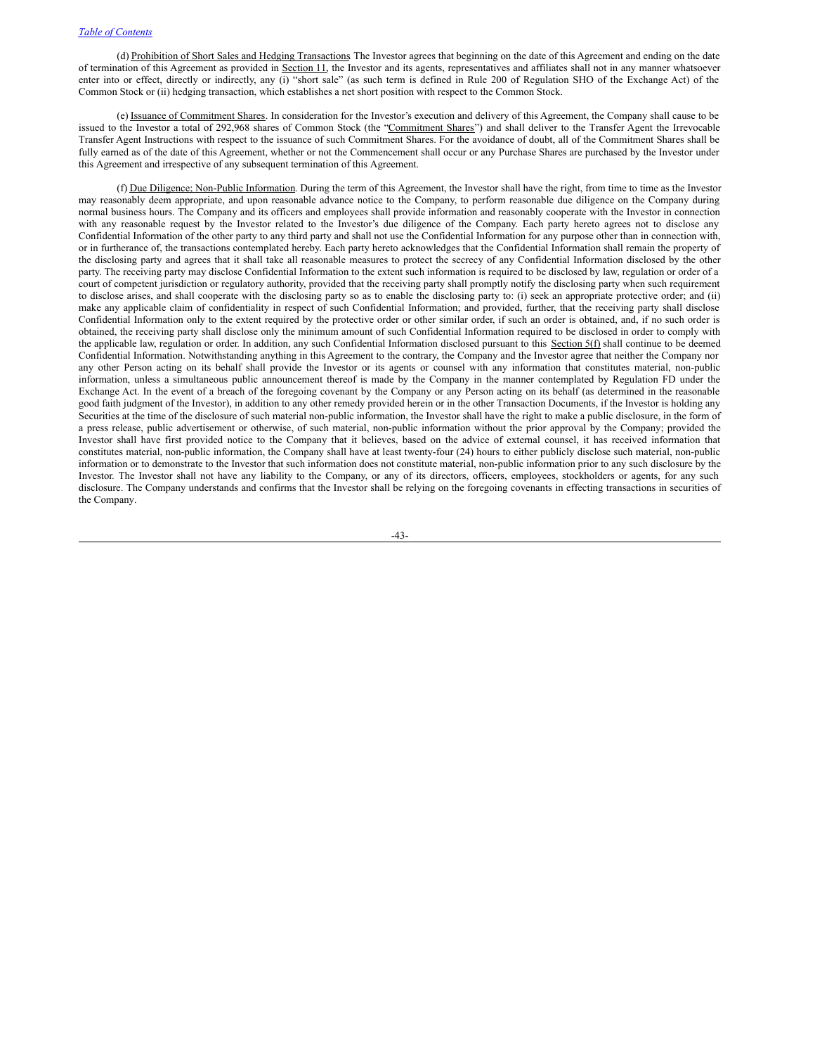(d) Prohibition of Short Sales and Hedging Transactions The Investor agrees that beginning on the date of this Agreement and ending on the date of termination of this Agreement as provided in Section 11, the Investor and its agents, representatives and affiliates shall not in any manner whatsoever enter into or effect, directly or indirectly, any (i) "short sale" (as such term is defined in Rule 200 of Regulation SHO of the Exchange Act) of the Common Stock or (ii) hedging transaction, which establishes a net short position with respect to the Common Stock.

(e) Issuance of Commitment Shares. In consideration for the Investor's execution and delivery of this Agreement, the Company shall cause to be issued to the Investor a total of 292,968 shares of Common Stock (the "Commitment Shares") and shall deliver to the Transfer Agent the Irrevocable Transfer Agent Instructions with respect to the issuance of such Commitment Shares. For the avoidance of doubt, all of the Commitment Shares shall be fully earned as of the date of this Agreement, whether or not the Commencement shall occur or any Purchase Shares are purchased by the Investor under this Agreement and irrespective of any subsequent termination of this Agreement.

(f) Due Diligence; Non-Public Information. During the term of this Agreement, the Investor shall have the right, from time to time as the Investor may reasonably deem appropriate, and upon reasonable advance notice to the Company, to perform reasonable due diligence on the Company during normal business hours. The Company and its officers and employees shall provide information and reasonably cooperate with the Investor in connection with any reasonable request by the Investor related to the Investor's due diligence of the Company. Each party hereto agrees not to disclose any Confidential Information of the other party to any third party and shall not use the Confidential Information for any purpose other than in connection with, or in furtherance of, the transactions contemplated hereby. Each party hereto acknowledges that the Confidential Information shall remain the property of the disclosing party and agrees that it shall take all reasonable measures to protect the secrecy of any Confidential Information disclosed by the other party. The receiving party may disclose Confidential Information to the extent such information is required to be disclosed by law, regulation or order of a court of competent jurisdiction or regulatory authority, provided that the receiving party shall promptly notify the disclosing party when such requirement to disclose arises, and shall cooperate with the disclosing party so as to enable the disclosing party to: (i) seek an appropriate protective order; and (ii) make any applicable claim of confidentiality in respect of such Confidential Information; and provided, further, that the receiving party shall disclose Confidential Information only to the extent required by the protective order or other similar order, if such an order is obtained, and, if no such order is obtained, the receiving party shall disclose only the minimum amount of such Confidential Information required to be disclosed in order to comply with the applicable law, regulation or order. In addition, any such Confidential Information disclosed pursuant to this Section 5(f) shall continue to be deemed Confidential Information. Notwithstanding anything in this Agreement to the contrary, the Company and the Investor agree that neither the Company nor any other Person acting on its behalf shall provide the Investor or its agents or counsel with any information that constitutes material, non-public information, unless a simultaneous public announcement thereof is made by the Company in the manner contemplated by Regulation FD under the Exchange Act. In the event of a breach of the foregoing covenant by the Company or any Person acting on its behalf (as determined in the reasonable good faith judgment of the Investor), in addition to any other remedy provided herein or in the other Transaction Documents, if the Investor is holding any Securities at the time of the disclosure of such material non-public information, the Investor shall have the right to make a public disclosure, in the form of a press release, public advertisement or otherwise, of such material, non-public information without the prior approval by the Company; provided the Investor shall have first provided notice to the Company that it believes, based on the advice of external counsel, it has received information that constitutes material, non-public information, the Company shall have at least twenty-four (24) hours to either publicly disclose such material, non-public information or to demonstrate to the Investor that such information does not constitute material, non-public information prior to any such disclosure by the Investor. The Investor shall not have any liability to the Company, or any of its directors, officers, employees, stockholders or agents, for any such disclosure. The Company understands and confirms that the Investor shall be relying on the foregoing covenants in effecting transactions in securities of the Company.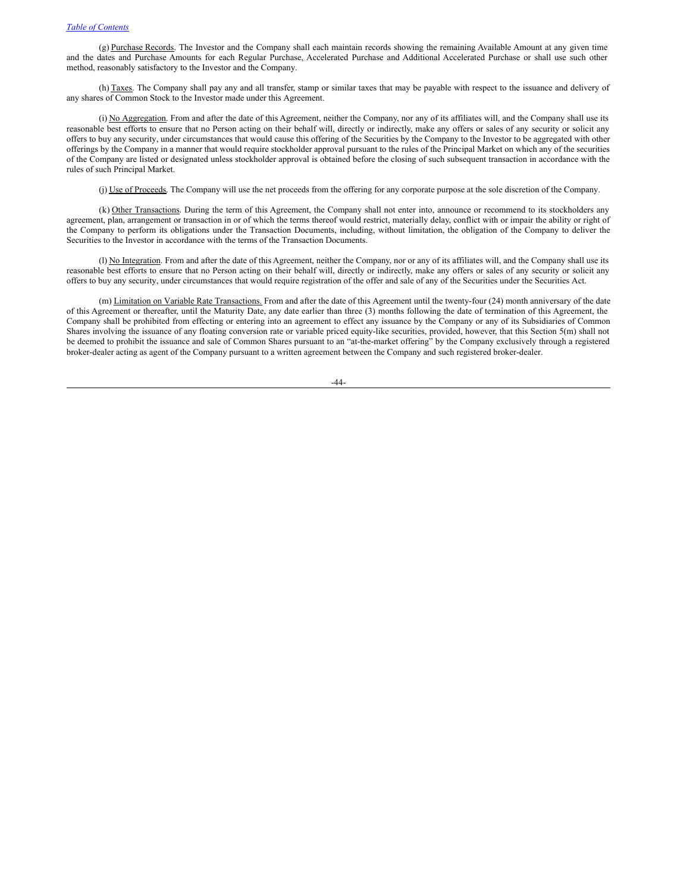(g) Purchase Records. The Investor and the Company shall each maintain records showing the remaining Available Amount at any given time and the dates and Purchase Amounts for each Regular Purchase, Accelerated Purchase and Additional Accelerated Purchase or shall use such other method, reasonably satisfactory to the Investor and the Company.

(h) Taxes. The Company shall pay any and all transfer, stamp or similar taxes that may be payable with respect to the issuance and delivery of any shares of Common Stock to the Investor made under this Agreement.

(i) No Aggregation. From and after the date of this Agreement, neither the Company, nor any of its affiliates will, and the Company shall use its reasonable best efforts to ensure that no Person acting on their behalf will, directly or indirectly, make any offers or sales of any security or solicit any offers to buy any security, under circumstances that would cause this offering of the Securities by the Company to the Investor to be aggregated with other offerings by the Company in a manner that would require stockholder approval pursuant to the rules of the Principal Market on which any of the securities of the Company are listed or designated unless stockholder approval is obtained before the closing of such subsequent transaction in accordance with the rules of such Principal Market.

(j) Use of Proceeds. The Company will use the net proceeds from the offering for any corporate purpose at the sole discretion of the Company.

(k) Other Transactions. During the term of this Agreement, the Company shall not enter into, announce or recommend to its stockholders any agreement, plan, arrangement or transaction in or of which the terms thereof would restrict, materially delay, conflict with or impair the ability or right of the Company to perform its obligations under the Transaction Documents, including, without limitation, the obligation of the Company to deliver the Securities to the Investor in accordance with the terms of the Transaction Documents.

(l) No Integration. From and after the date of this Agreement, neither the Company, nor or any of its affiliates will, and the Company shall use its reasonable best efforts to ensure that no Person acting on their behalf will, directly or indirectly, make any offers or sales of any security or solicit any offers to buy any security, under circumstances that would require registration of the offer and sale of any of the Securities under the Securities Act.

(m) Limitation on Variable Rate Transactions. From and after the date of this Agreement until the twenty-four (24) month anniversary of the date of this Agreement or thereafter, until the Maturity Date, any date earlier than three (3) months following the date of termination of this Agreement, the Company shall be prohibited from effecting or entering into an agreement to effect any issuance by the Company or any of its Subsidiaries of Common Shares involving the issuance of any floating conversion rate or variable priced equity-like securities, provided, however, that this Section 5(m) shall not be deemed to prohibit the issuance and sale of Common Shares pursuant to an "at-the-market offering" by the Company exclusively through a registered broker-dealer acting as agent of the Company pursuant to a written agreement between the Company and such registered broker-dealer.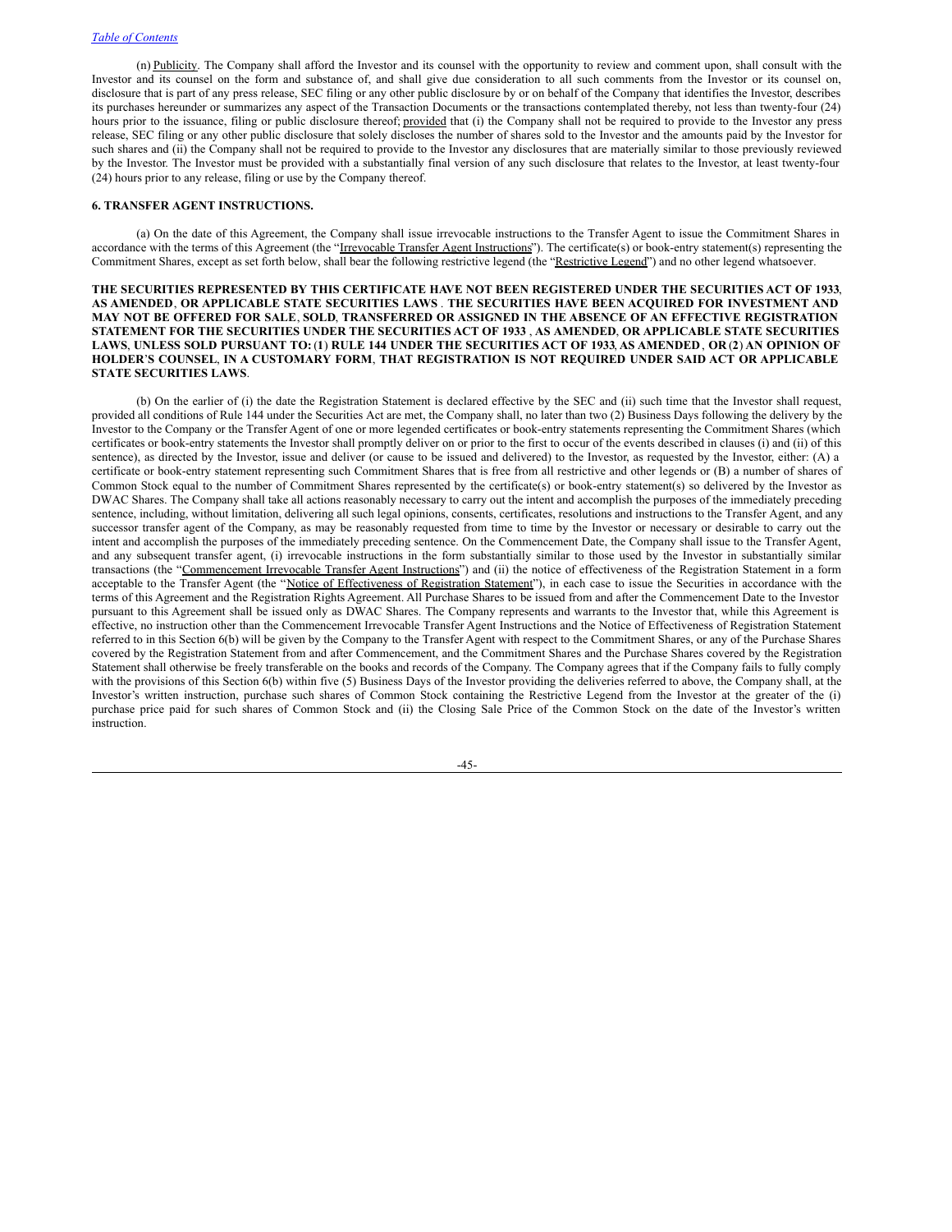(n) Publicity. The Company shall afford the Investor and its counsel with the opportunity to review and comment upon, shall consult with the Investor and its counsel on the form and substance of, and shall give due consideration to all such comments from the Investor or its counsel on, disclosure that is part of any press release, SEC filing or any other public disclosure by or on behalf of the Company that identifies the Investor, describes its purchases hereunder or summarizes any aspect of the Transaction Documents or the transactions contemplated thereby, not less than twenty-four (24) hours prior to the issuance, filing or public disclosure thereof; provided that (i) the Company shall not be required to provide to the Investor any press release, SEC filing or any other public disclosure that solely discloses the number of shares sold to the Investor and the amounts paid by the Investor for such shares and (ii) the Company shall not be required to provide to the Investor any disclosures that are materially similar to those previously reviewed by the Investor. The Investor must be provided with a substantially final version of any such disclosure that relates to the Investor, at least twenty-four (24) hours prior to any release, filing or use by the Company thereof.

**6. TRANSFER AGENT INSTRUCTIONS.**

(a) On the date of this Agreement, the Company shall issue irrevocable instructions to the Transfer Agent to issue the Commitment Shares in accordance with the terms of this Agreement (the "Irrevocable Transfer Agent Instructions"). The certificate(s) or book-entry statement(s) representing the Commitment Shares, except as set forth below, shall bear the following restrictive legend (the "Restrictive Legend") and no other legend whatsoever.

**THE SECURITIES REPRESENTED BY THIS CERTIFICATE HAVE NOT BEEN REGISTERED UNDER THE SECURITIES ACT OF 1933, AS AMENDED, OR APPLICABLE STATE SECURITIES LAWS. THE SECURITIES HAVE BEEN ACQUIRED FOR INVESTMENT AND MAY NOT BE OFFERED FOR SALE, SOLD, TRANSFERRED OR ASSIGNED IN THE ABSENCE OF AN EFFECTIVE REGISTRATION STATEMENT FOR THE SECURITIES UNDER THE SECURITIES ACT OF 1933, AS AMENDED, OR APPLICABLE STATE SECURITIES LAWS, UNLESS SOLD PURSUANT TO: (1) RULE 144 UNDER THE SECURITIES ACT OF 1933, AS AMENDED, OR (2) AN OPINION OF HOLDER'S COUNSEL, IN A CUSTOMARY FORM, THAT REGISTRATION IS NOT REQUIRED UNDER SAID ACT OR APPLICABLE STATE SECURITIES LAWS.**

(b) On the earlier of (i) the date the Registration Statement is declared effective by the SEC and (ii) such time that the Investor shall request, provided all conditions of Rule 144 under the Securities Act are met, the Company shall, no later than two (2) Business Days following the delivery by the Investor to the Company or the Transfer Agent of one or more legended certificates or book-entry statements representing the Commitment Shares (which certificates or book-entry statements the Investor shall promptly deliver on or prior to the first to occur of the events described in clauses (i) and (ii) of this sentence), as directed by the Investor, issue and deliver (or cause to be issued and delivered) to the Investor, as requested by the Investor, either: (A) a certificate or book-entry statement representing such Commitment Shares that is free from all restrictive and other legends or (B) a number of shares of Common Stock equal to the number of Commitment Shares represented by the certificate(s) or book-entry statement(s) so delivered by the Investor as DWAC Shares. The Company shall take all actions reasonably necessary to carry out the intent and accomplish the purposes of the immediately preceding sentence, including, without limitation, delivering all such legal opinions, consents, certificates, resolutions and instructions to the Transfer Agent, and any successor transfer agent of the Company, as may be reasonably requested from time to time by the Investor or necessary or desirable to carry out the intent and accomplish the purposes of the immediately preceding sentence. On the Commencement Date, the Company shall issue to the Transfer Agent, and any subsequent transfer agent, (i) irrevocable instructions in the form substantially similar to those used by the Investor in substantially similar transactions (the "Commencement Irrevocable Transfer Agent Instructions") and (ii) the notice of effectiveness of the Registration Statement in a form acceptable to the Transfer Agent (the "Notice of Effectiveness of Registration Statement"), in each case to issue the Securities in accordance with the terms of this Agreement and the Registration Rights Agreement. All Purchase Shares to be issued from and after the Commencement Date to the Investor pursuant to this Agreement shall be issued only as DWAC Shares. The Company represents and warrants to the Investor that, while this Agreement is effective, no instruction other than the Commencement Irrevocable Transfer Agent Instructions and the Notice of Effectiveness of Registration Statement referred to in this Section 6(b) will be given by the Company to the Transfer Agent with respect to the Commitment Shares, or any of the Purchase Shares covered by the Registration Statement from and after Commencement, and the Commitment Shares and the Purchase Shares covered by the Registration Statement shall otherwise be freely transferable on the books and records of the Company. The Company agrees that if the Company fails to fully comply with the provisions of this Section 6(b) within five (5) Business Days of the Investor providing the deliveries referred to above, the Company shall, at the Investor's written instruction, purchase such shares of Common Stock containing the Restrictive Legend from the Investor at the greater of the (i) purchase price paid for such shares of Common Stock and (ii) the Closing Sale Price of the Common Stock on the date of the Investor's written instruction.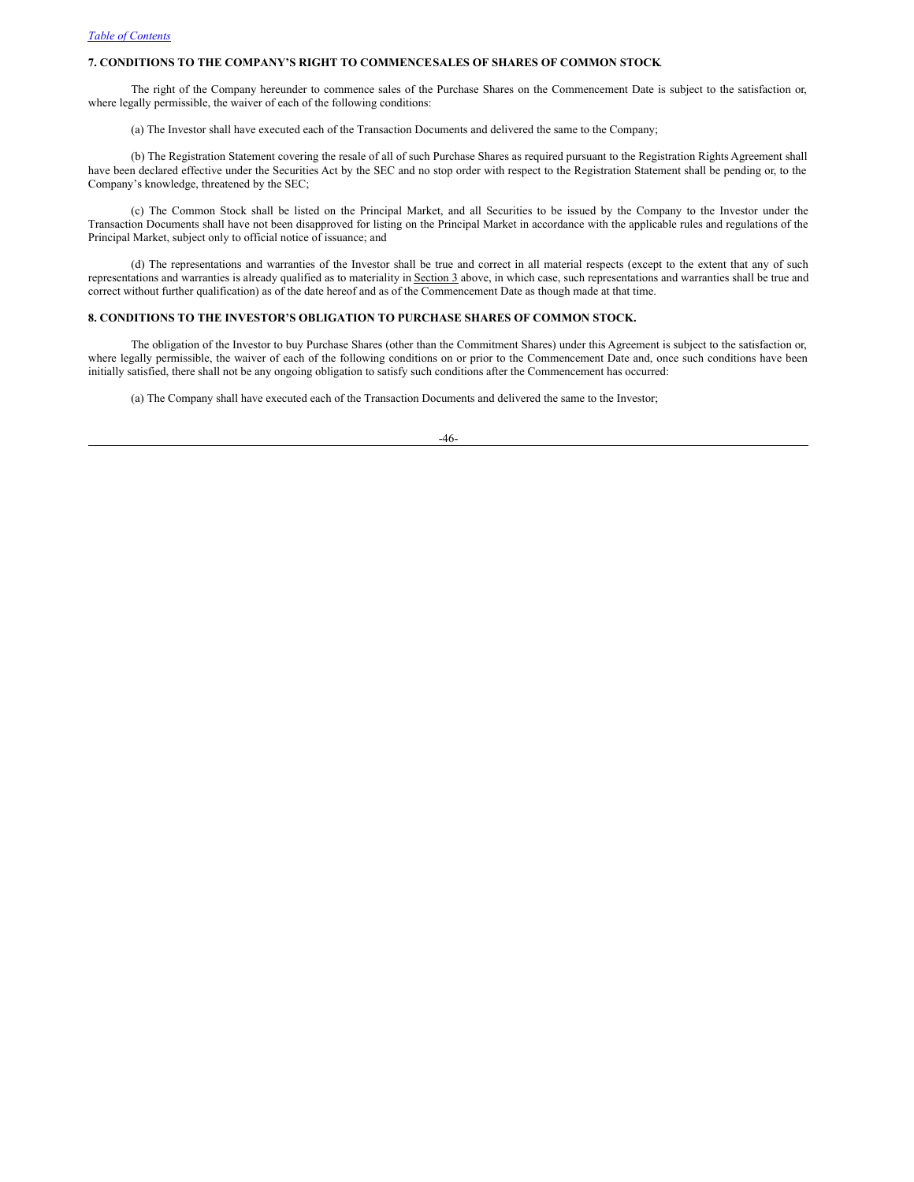**7. CONDITIONS TO THE COMPANY'S RIGHT TO COMMENCE SALES OF SHARES OF COMMON STOCK.**

The right of the Company hereunder to commence sales of the Purchase Shares on the Commencement Date is subject to the satisfaction or, where legally permissible, the waiver of each of the following conditions:

(a) The Investor shall have executed each of the Transaction Documents and delivered the same to the Company;

(b) The Registration Statement covering the resale of all of such Purchase Shares as required pursuant to the Registration Rights Agreement shall have been declared effective under the Securities Act by the SEC and no stop order with respect to the Registration Statement shall be pending or, to the Company's knowledge, threatened by the SEC;

(c) The Common Stock shall be listed on the Principal Market, and all Securities to be issued by the Company to the Investor under the Transaction Documents shall have not been disapproved for listing on the Principal Market in accordance with the applicable rules and regulations of the Principal Market, subject only to official notice of issuance; and

(d) The representations and warranties of the Investor shall be true and correct in all material respects (except to the extent that any of such representations and warranties is already qualified as to materiality in Section 3 above, in which case, such representations and warranties shall be true and correct without further qualification) as of the date hereof and as of the Commencement Date as though made at that time.

**8. CONDITIONS TO THE INVESTOR'S OBLIGATION TO PURCHASE SHARES OF COMMON STOCK.**

The obligation of the Investor to buy Purchase Shares (other than the Commitment Shares) under this Agreement is subject to the satisfaction or, where legally permissible, the waiver of each of the following conditions on or prior to the Commencement Date and, once such conditions have been initially satisfied, there shall not be any ongoing obligation to satisfy such conditions after the Commencement has occurred:

(a) The Company shall have executed each of the Transaction Documents and delivered the same to the Investor;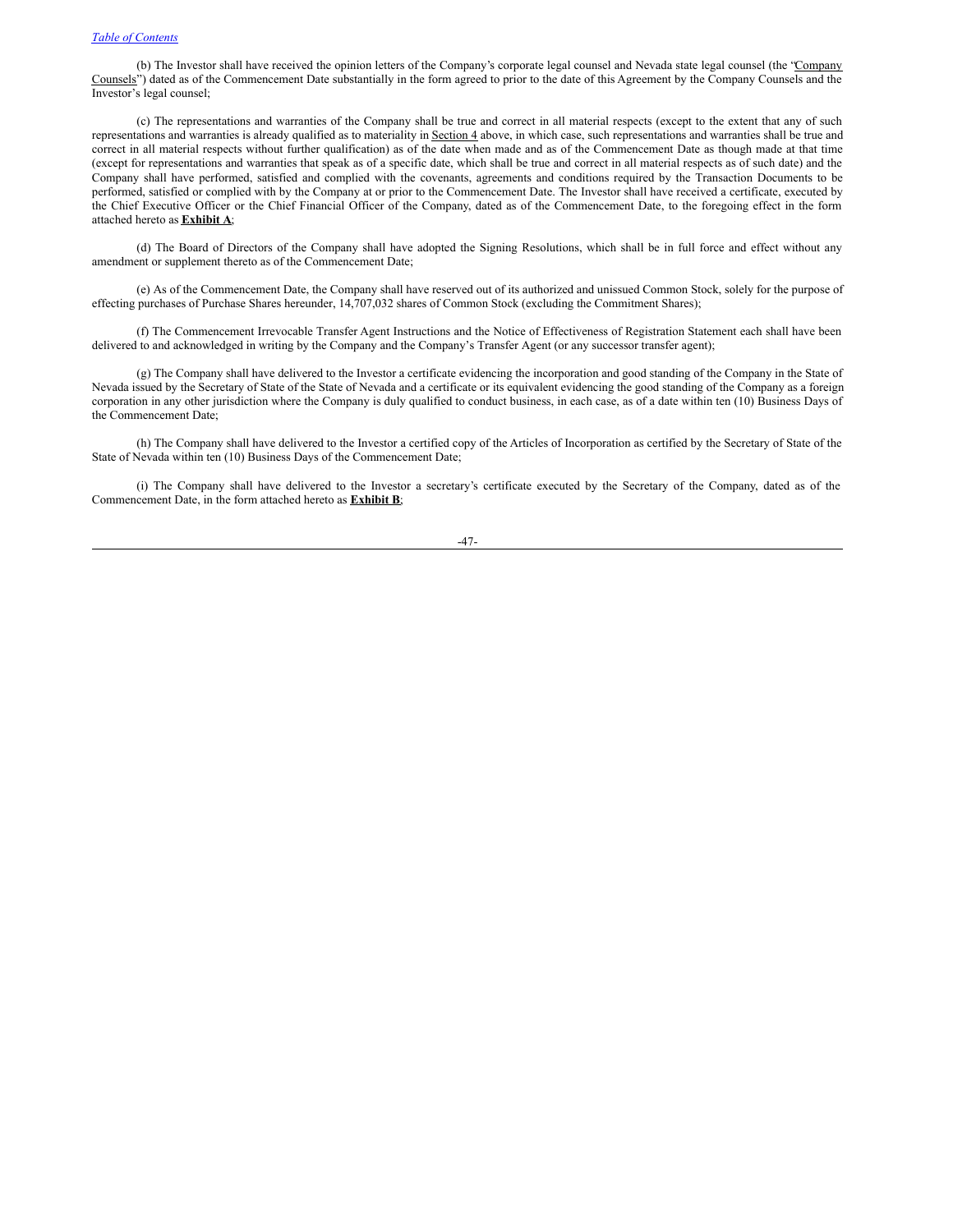(b) The Investor shall have received the opinion letters of the Company's corporate legal counsel and Nevada state legal counsel (the "Company Counsels") dated as of the Commencement Date substantially in the form agreed to prior to the date of this Agreement by the Company Counsels and the Investor's legal counsel;

(c) The representations and warranties of the Company shall be true and correct in all material respects (except to the extent that any of such representations and warranties is already qualified as to materiality in Section 4 above, in which case, such representations and warranties shall be true and correct in all material respects without further qualification) as of the date when made and as of the Commencement Date as though made at that time (except for representations and warranties that speak as of a specific date, which shall be true and correct in all material respects as of such date) and the Company shall have performed, satisfied and complied with the covenants, agreements and conditions required by the Transaction Documents to be performed, satisfied or complied with by the Company at or prior to the Commencement Date. The Investor shall have received a certificate, executed by the Chief Executive Officer or the Chief Financial Officer of the Company, dated as of the Commencement Date, to the foregoing effect in the form attached hereto as **Exhibit A**;

(d) The Board of Directors of the Company shall have adopted the Signing Resolutions, which shall be in full force and effect without any amendment or supplement thereto as of the Commencement Date;

(e) As of the Commencement Date, the Company shall have reserved out of its authorized and unissued Common Stock, solely for the purpose of effecting purchases of Purchase Shares hereunder, 14,707,032 shares of Common Stock (excluding the Commitment Shares);

(f) The Commencement Irrevocable Transfer Agent Instructions and the Notice of Effectiveness of Registration Statement each shall have been delivered to and acknowledged in writing by the Company and the Company's Transfer Agent (or any successor transfer agent);

(g) The Company shall have delivered to the Investor a certificate evidencing the incorporation and good standing of the Company in the State of Nevada issued by the Secretary of State of the State of Nevada and a certificate or its equivalent evidencing the good standing of the Company as a foreign corporation in any other jurisdiction where the Company is duly qualified to conduct business, in each case, as of a date within ten (10) Business Days of the Commencement Date;

(h) The Company shall have delivered to the Investor a certified copy of the Articles of Incorporation as certified by the Secretary of State of the State of Nevada within ten (10) Business Days of the Commencement Date;

(i) The Company shall have delivered to the Investor a secretary's certificate executed by the Secretary of the Company, dated as of the Commencement Date, in the form attached hereto as **Exhibit B**;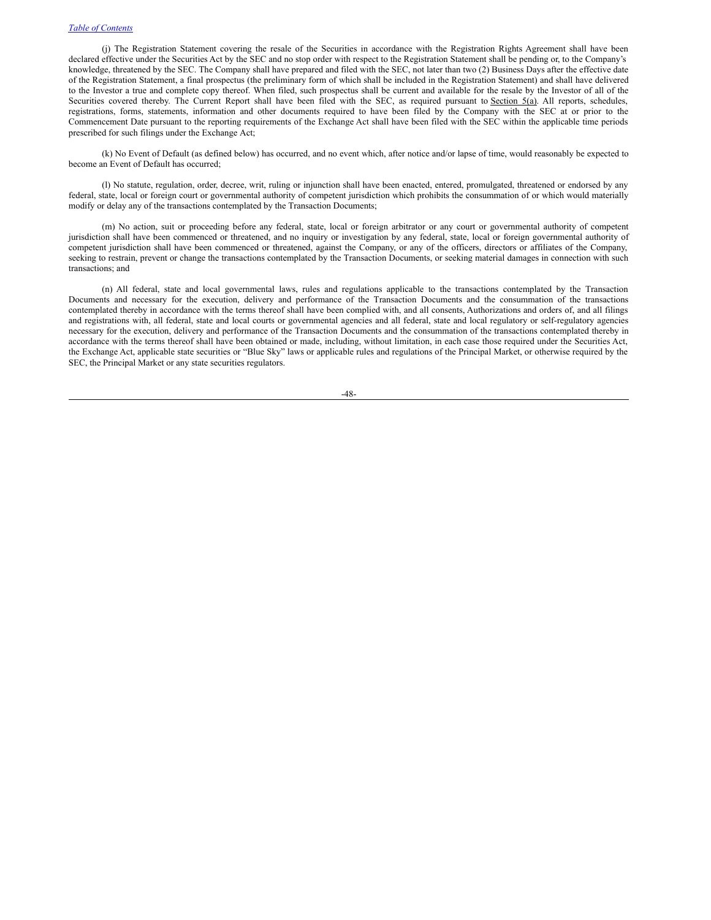(j) The Registration Statement covering the resale of the Securities in accordance with the Registration Rights Agreement shall have been declared effective under the Securities Act by the SEC and no stop order with respect to the Registration Statement shall be pending or, to the Company's knowledge, threatened by the SEC. The Company shall have prepared and filed with the SEC, not later than two (2) Business Days after the effective date of the Registration Statement, a final prospectus (the preliminary form of which shall be included in the Registration Statement) and shall have delivered to the Investor a true and complete copy thereof. When filed, such prospectus shall be current and available for the resale by the Investor of all of the Securities covered thereby. The Current Report shall have been filed with the SEC, as required pursuant to Section 5(a). All reports, schedules, registrations, forms, statements, information and other documents required to have been filed by the Company with the SEC at or prior to the Commencement Date pursuant to the reporting requirements of the Exchange Act shall have been filed with the SEC within the applicable time periods prescribed for such filings under the Exchange Act;

(k) No Event of Default (as defined below) has occurred, and no event which, after notice and/or lapse of time, would reasonably be expected to become an Event of Default has occurred;

(l) No statute, regulation, order, decree, writ, ruling or injunction shall have been enacted, entered, promulgated, threatened or endorsed by any federal, state, local or foreign court or governmental authority of competent jurisdiction which prohibits the consummation of or which would materially modify or delay any of the transactions contemplated by the Transaction Documents;

(m) No action, suit or proceeding before any federal, state, local or foreign arbitrator or any court or governmental authority of competent jurisdiction shall have been commenced or threatened, and no inquiry or investigation by any federal, state, local or foreign governmental authority of competent jurisdiction shall have been commenced or threatened, against the Company, or any of the officers, directors or affiliates of the Company, seeking to restrain, prevent or change the transactions contemplated by the Transaction Documents, or seeking material damages in connection with such transactions; and

(n) All federal, state and local governmental laws, rules and regulations applicable to the transactions contemplated by the Transaction Documents and necessary for the execution, delivery and performance of the Transaction Documents and the consummation of the transactions contemplated thereby in accordance with the terms thereof shall have been complied with, and all consents, Authorizations and orders of, and all filings and registrations with, all federal, state and local courts or governmental agencies and all federal, state and local regulatory or self-regulatory agencies necessary for the execution, delivery and performance of the Transaction Documents and the consummation of the transactions contemplated thereby in accordance with the terms thereof shall have been obtained or made, including, without limitation, in each case those required under the Securities Act, the Exchange Act, applicable state securities or "Blue Sky" laws or applicable rules and regulations of the Principal Market, or otherwise required by the SEC, the Principal Market or any state securities regulators.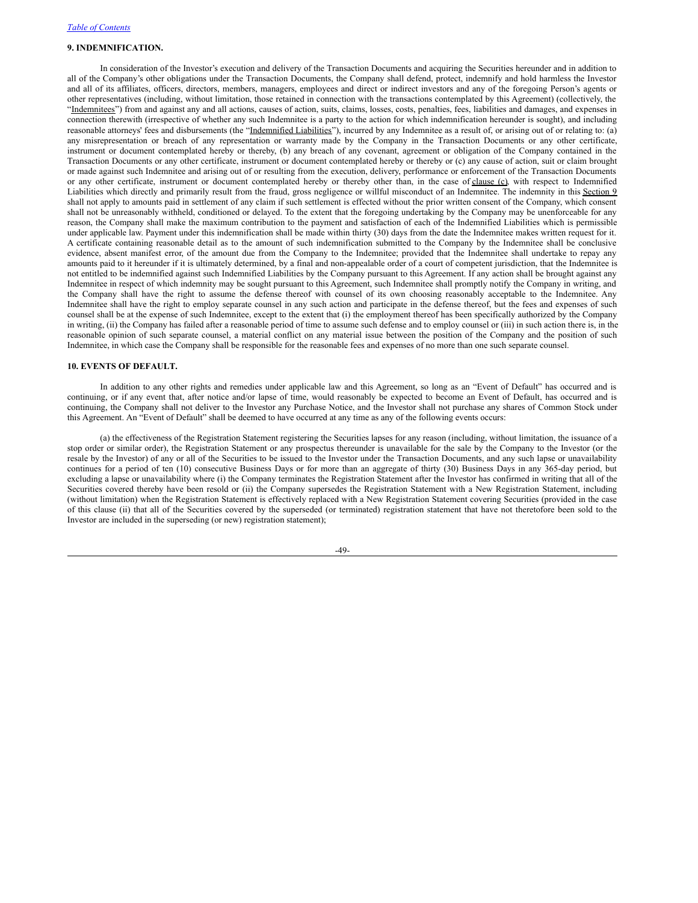### 9. INDEMNIFICATION.

In consideration of the Investor's execution and delivery of the Transaction Documents and acquiring the Securities hereunder and in addition to all of the Company's other obligations under the Transaction Documents, the Company shall defend, protect, indemnify and hold harmless the Investor and all of its affiliates, officers, directors, members, managers, employees and direct or indirect investors and any of the foregoing Person's agents or other representatives (including, without limitation, those retained in connection with the transactions contemplated by this Agreement) (collectively, the "Indemnitees") from and against any and all actions, causes of action, suits, claims, losses, costs, penalties, fees, liabilities and damages, and expenses in connection therewith (irrespective of whether any such Indemnitee is a party to the action for which indemnification hereunder is sought), and including reasonable attorneys' fees and disbursements (the "Indemnified Liabilities"), incurred by any Indemnitee as a result of, or arising out of or relating to: (a) any misrepresentation or breach of any representation or warranty made by the Company in the Transaction Documents or any other certificate, instrument or document contemplated hereby or thereby, (b) any breach of any covenant, agreement or obligation of the Company contained in the Transaction Documents or any other certificate, instrument or document contemplated hereby or thereby or (c) any cause of action, suit or claim brought or made against such Indemnitee and arising out of or resulting from the execution, delivery, performance or enforcement of the Transaction Documents or any other certificate, instrument or document contemplated hereby or thereby other than, in the case of clause (c), with respect to Indemnified Liabilities which directly and primarily result from the fraud, gross negligence or willful misconduct of an Indemnitee. The indemnity in this Section 9 shall not apply to amounts paid in settlement of any claim if such settlement is effected without the prior written consent of the Company, which consent shall not be unreasonably withheld, conditioned or delayed. To the extent that the foregoing undertaking by the Company may be unenforceable for any reason, the Company shall make the maximum contribution to the payment and satisfaction of each of the Indemnified Liabilities which is permissible under applicable law. Payment under this indemnification shall be made within thirty (30) days from the date the Indemnitee makes written request for it. A certificate containing reasonable detail as to the amount of such indemnification submitted to the Company by the Indemnitee shall be conclusive evidence, absent manifest error, of the amount due from the Company to the Indemnitee; provided that the Indemnitee shall undertake to repay any amounts paid to it hereunder if it is ultimately determined, by a final and non-appealable order of a court of competent jurisdiction, that the Indemnitee is not entitled to be indemnified against such Indemnified Liabilities by the Company pursuant to this Agreement. If any action shall be brought against any Indemnitee in respect of which indemnity may be sought pursuant to this Agreement, such Indemnitee shall promptly notify the Company in writing, and the Company shall have the right to assume the defense thereof with counsel of its own choosing reasonably acceptable to the Indemnitee. Any Indemnitee shall have the right to employ separate counsel in any such action and participate in the defense thereof, but the fees and expenses of such counsel shall be at the expense of such Indemnitee, except to the extent that (i) the employment thereof has been specifically authorized by the Company in writing, (ii) the Company has failed after a reasonable period of time to assume such defense and to employ counsel or (iii) in such action there is, in the reasonable opinion of such separate counsel, a material conflict on any material issue between the position of the Company and the position of such Indemnitee, in which case the Company shall be responsible for the reasonable fees and expenses of no more than one such separate counsel.

### 10. EVENTS OF DEFAULT.

In addition to any other rights and remedies under applicable law and this Agreement, so long as an "Event of Default" has occurred and is continuing, or if any event that, after notice and/or lapse of time, would reasonably be expected to become an Event of Default, has occurred and is continuing, the Company shall not deliver to the Investor any Purchase Notice, and the Investor shall not purchase any shares of Common Stock under this Agreement. An "Event of Default" shall be deemed to have occurred at any time as any of the following events occurs:

(a) the effectiveness of the Registration Statement registering the Securities lapses for any reason (including, without limitation, the issuance of a stop order or similar order), the Registration Statement or any prospectus thereunder is unavailable for the sale by the Company to the Investor (or the resale by the Investor) of any or all of the Securities to be issued to the Investor under the Transaction Documents, and any such lapse or unavailability continues for a period of ten (10) consecutive Business Days or for more than an aggregate of thirty (30) Business Days in any 365-day period, but excluding a lapse or unavailability where (i) the Company terminates the Registration Statement after the Investor has confirmed in writing that all of the Securities covered thereby have been resold or (ii) the Company supersedes the Registration Statement with a New Registration Statement, including (without limitation) when the Registration Statement is effectively replaced with a New Registration Statement covering Securities (provided in the case of this clause (ii) that all of the Securities covered by the superseded (or terminated) registration statement that have not theretofore been sold to the Investor are included in the superseding (or new) registration statement);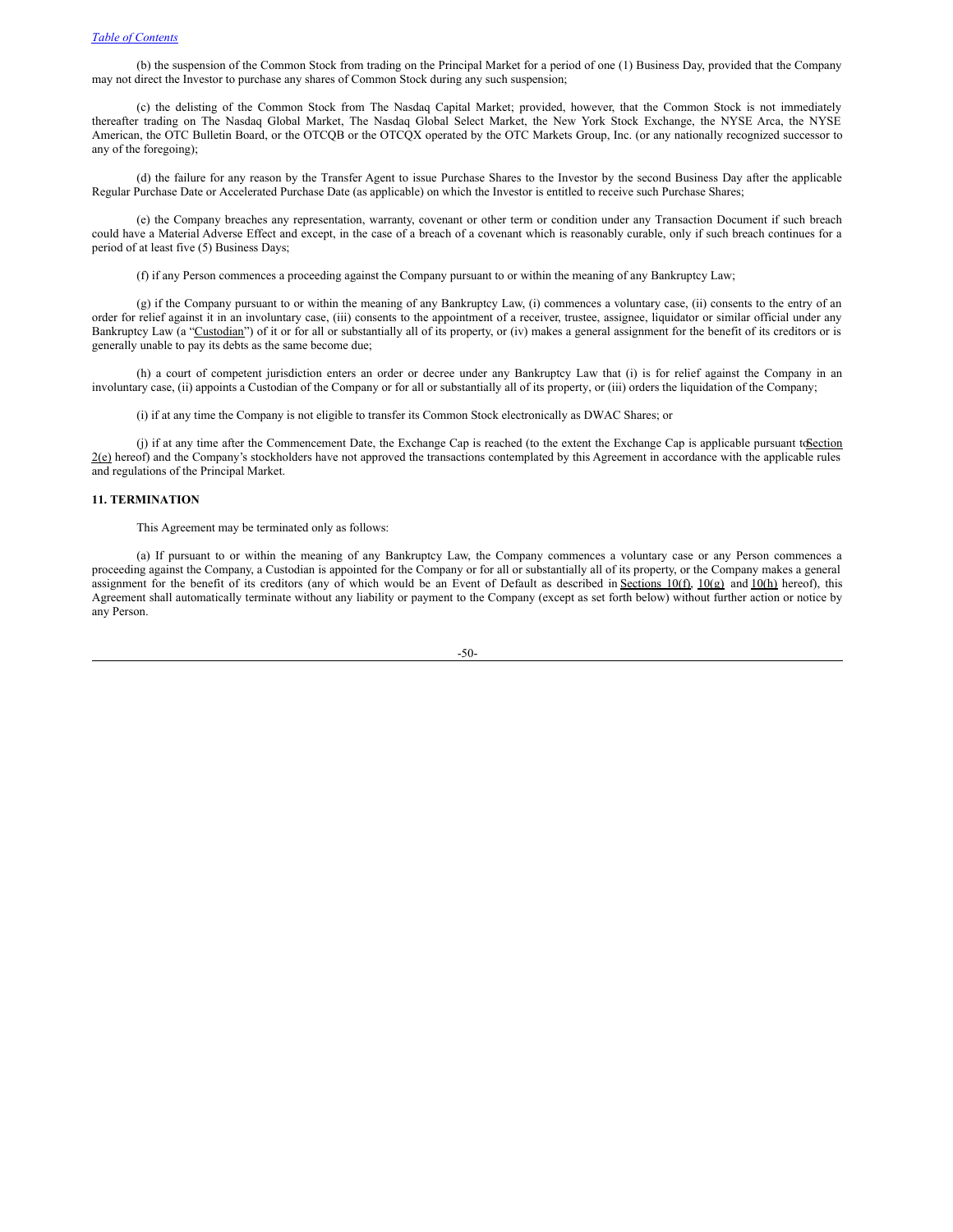(b) the suspension of the Common Stock from trading on the Principal Market for a period of one (1) Business Day, provided that the Company may not direct the Investor to purchase any shares of Common Stock during any such suspension;

(c) the delisting of the Common Stock from The Nasdaq Capital Market; provided, however, that the Common Stock is not immediately thereafter trading on The Nasdaq Global Market, The Nasdaq Global Select Market, the New York Stock Exchange, the NYSE Arca, the NYSE American, the OTC Bulletin Board, or the OTCQB or the OTCQX operated by the OTC Markets Group, Inc. (or any nationally recognized successor to any of the foregoing);

(d) the failure for any reason by the Transfer Agent to issue Purchase Shares to the Investor by the second Business Day after the applicable Regular Purchase Date or Accelerated Purchase Date (as applicable) on which the Investor is entitled to receive such Purchase Shares;

(e) the Company breaches any representation, warranty, covenant or other term or condition under any Transaction Document if such breach could have a Material Adverse Effect and except, in the case of a breach of a covenant which is reasonably curable, only if such breach continues for a period of at least five (5) Business Days;

(f) if any Person commences a proceeding against the Company pursuant to or within the meaning of any Bankruptcy Law;

(g) if the Company pursuant to or within the meaning of any Bankruptcy Law, (i) commences a voluntary case, (ii) consents to the entry of an order for relief against it in an involuntary case, (iii) consents to the appointment of a receiver, trustee, assignee, liquidator or similar official under any Bankruptcy Law (a "Custodian") of it or for all or substantially all of its property, or (iv) makes a general assignment for the benefit of its creditors or is generally unable to pay its debts as the same become due;

(h) a court of competent jurisdiction enters an order or decree under any Bankruptcy Law that (i) is for relief against the Company in an involuntary case, (ii) appoints a Custodian of the Company or for all or substantially all of its property, or (iii) orders the liquidation of the Company;

(i) if at any time the Company is not eligible to transfer its Common Stock electronically as DWAC Shares; or

(j) if at any time after the Commencement Date, the Exchange Cap is reached (to the extent the Exchange Cap is applicable pursuant to Section 2(e) hereof) and the Company's stockholders have not approved the transactions contemplated by this Agreement in accordance with the applicable rules and regulations of the Principal Market.

**11. TERMINATION**

This Agreement may be terminated only as follows:

(a) If pursuant to or within the meaning of any Bankruptcy Law, the Company commences a voluntary case or any Person commences a proceeding against the Company, a Custodian is appointed for the Company or for all or substantially all of its property, or the Company makes a general assignment for the benefit of its creditors (any of which would be an Event of Default as described in Sections 10(f), 10(g) and 10(h) hereof), this Agreement shall automatically terminate without any liability or payment to the Company (except as set forth below) without further action or notice by any Person.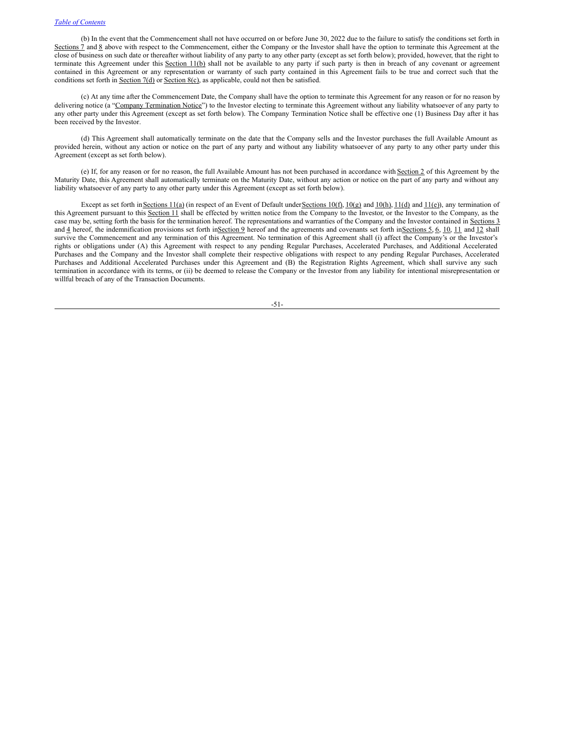(b) In the event that the Commencement shall not have occurred on or before June 30, 2022 due to the failure to satisfy the conditions set forth in Sections 7 and 8 above with respect to the Commencement, either the Company or the Investor shall have the option to terminate this Agreement at the close of business on such date or thereafter without liability of any party to any other party (except as set forth below); provided, however, that the right to terminate this Agreement under this Section 11(b) shall not be available to any party if such party is then in breach of any covenant or agreement contained in this Agreement or any representation or warranty of such party contained in this Agreement fails to be true and correct such that the conditions set forth in Section 7(d) or Section 8(c), as applicable, could not then be satisfied.

(c) At any time after the Commencement Date, the Company shall have the option to terminate this Agreement for any reason or for no reason by delivering notice (a "Company Termination Notice") to the Investor electing to terminate this Agreement without any liability whatsoever of any party to any other party under this Agreement (except as set forth below). The Company Termination Notice shall be effective one (1) Business Day after it has been received by the Investor.

(d) This Agreement shall automatically terminate on the date that the Company sells and the Investor purchases the full Available Amount as provided herein, without any action or notice on the part of any party and without any liability whatsoever of any party to any other party under this Agreement (except as set forth below).

(e) If, for any reason or for no reason, the full Available Amount has not been purchased in accordance with Section 2 of this Agreement by the Maturity Date, this Agreement shall automatically terminate on the Maturity Date, without any action or notice on the part of any party and without any liability whatsoever of any party to any other party under this Agreement (except as set forth below).

Except as set forth in Sections 11(a) (in respect of an Event of Default under Sections 10(f), 10(g) and 10(h), 11(d) and 11(e)), any termination of this Agreement pursuant to this Section 11 shall be effected by written notice from the Company to the Investor, or the Investor to the Company, as the case may be, setting forth the basis for the termination hereof. The representations and warranties of the Company and the Investor contained in Sections 3 and 4 hereof, the indemnification provisions set forth in Section 9 hereof and the agreements and covenants set forth in Sections 5, 6, 10, 11 and 12 shall survive the Commencement and any termination of this Agreement. No termination of this Agreement shall (i) affect the Company's or the Investor's rights or obligations under (A) this Agreement with respect to any pending Regular Purchases, Accelerated Purchases, and Additional Accelerated Purchases and the Company and the Investor shall complete their respective obligations with respect to any pending Regular Purchases, Accelerated Purchases and Additional Accelerated Purchases under this Agreement and (B) the Registration Rights Agreement, which shall survive any such termination in accordance with its terms, or (ii) be deemed to release the Company or the Investor from any liability for intentional misrepresentation or willful breach of any of the Transaction Documents.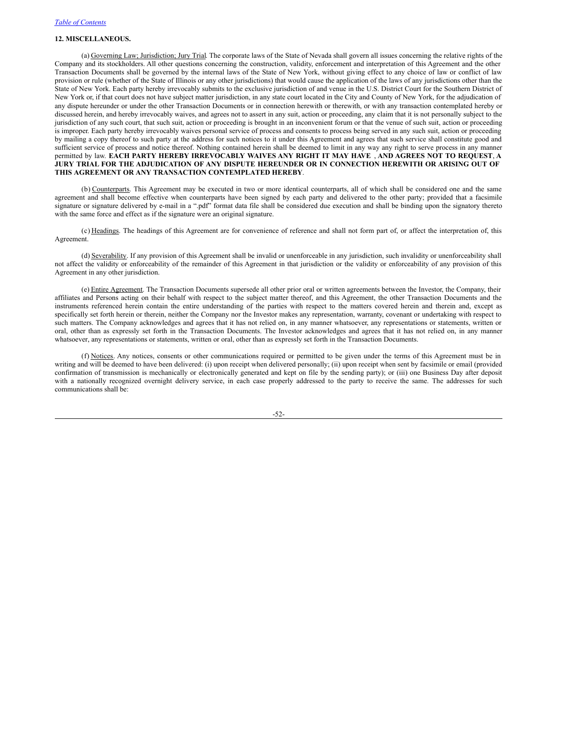**12. MISCELLANEOUS.**

(a) Governing Law; Jurisdiction; Jury Trial. The corporate laws of the State of Nevada shall govern all issues concerning the relative rights of the Company and its stockholders. All other questions concerning the construction, validity, enforcement and interpretation of this Agreement and the other Transaction Documents shall be governed by the internal laws of the State of New York, without giving effect to any choice of law or conflict of law provision or rule (whether of the State of Illinois or any other jurisdictions) that would cause the application of the laws of any jurisdictions other than the State of New York. Each party hereby irrevocably submits to the exclusive jurisdiction of and venue in the U.S. District Court for the Southern District of New York or, if that court does not have subject matter jurisdiction, in any state court located in the City and County of New York, for the adjudication of any dispute hereunder or under the other Transaction Documents or in connection herewith or therewith, or with any transaction contemplated hereby or discussed herein, and hereby irrevocably waives, and agrees not to assert in any suit, action or proceeding, any claim that it is not personally subject to the jurisdiction of any such court, that such suit, action or proceeding is brought in an inconvenient forum or that the venue of such suit, action or proceeding is improper. Each party hereby irrevocably waives personal service of process and consents to process being served in any such suit, action or proceeding by mailing a copy thereof to such party at the address for such notices to it under this Agreement and agrees that such service shall constitute good and sufficient service of process and notice thereof. Nothing contained herein shall be deemed to limit in any way any right to serve process in any manner permitted by law. **EACH PARTY HEREBY IRREVOCABLY WAIVES ANY RIGHT IT MAY HAVE , AND AGREES NOT TO REQUEST, A JURY TRIAL FOR THE ADJUDICATION OF ANY DISPUTE HEREUNDER OR IN CONNECTION HEREWITH OR ARISING OUT OF THIS AGREEMENT OR ANY TRANSACTION CONTEMPLATED HEREBY**.

(b) Counterparts. This Agreement may be executed in two or more identical counterparts, all of which shall be considered one and the same agreement and shall become effective when counterparts have been signed by each party and delivered to the other party; provided that a facsimile signature or signature delivered by e-mail in a ".pdf" format data file shall be considered due execution and shall be binding upon the signatory thereto with the same force and effect as if the signature were an original signature.

(c) Headings. The headings of this Agreement are for convenience of reference and shall not form part of, or affect the interpretation of, this Agreement.

(d) Severability. If any provision of this Agreement shall be invalid or unenforceable in any jurisdiction, such invalidity or unenforceability shall not affect the validity or enforceability of the remainder of this Agreement in that jurisdiction or the validity or enforceability of any provision of this Agreement in any other jurisdiction.

(e) Entire Agreement. The Transaction Documents supersede all other prior oral or written agreements between the Investor, the Company, their affiliates and Persons acting on their behalf with respect to the subject matter thereof, and this Agreement, the other Transaction Documents and the instruments referenced herein contain the entire understanding of the parties with respect to the matters covered herein and therein and, except as specifically set forth herein or therein, neither the Company nor the Investor makes any representation, warranty, covenant or undertaking with respect to such matters. The Company acknowledges and agrees that it has not relied on, in any manner whatsoever, any representations or statements, written or oral, other than as expressly set forth in the Transaction Documents. The Investor acknowledges and agrees that it has not relied on, in any manner whatsoever, any representations or statements, written or oral, other than as expressly set forth in the Transaction Documents.

(f) Notices. Any notices, consents or other communications required or permitted to be given under the terms of this Agreement must be in writing and will be deemed to have been delivered: (i) upon receipt when delivered personally; (ii) upon receipt when sent by facsimile or email (provided confirmation of transmission is mechanically or electronically generated and kept on file by the sending party); or (iii) one Business Day after deposit with a nationally recognized overnight delivery service, in each case properly addressed to the party to receive the same. The addresses for such communications shall be: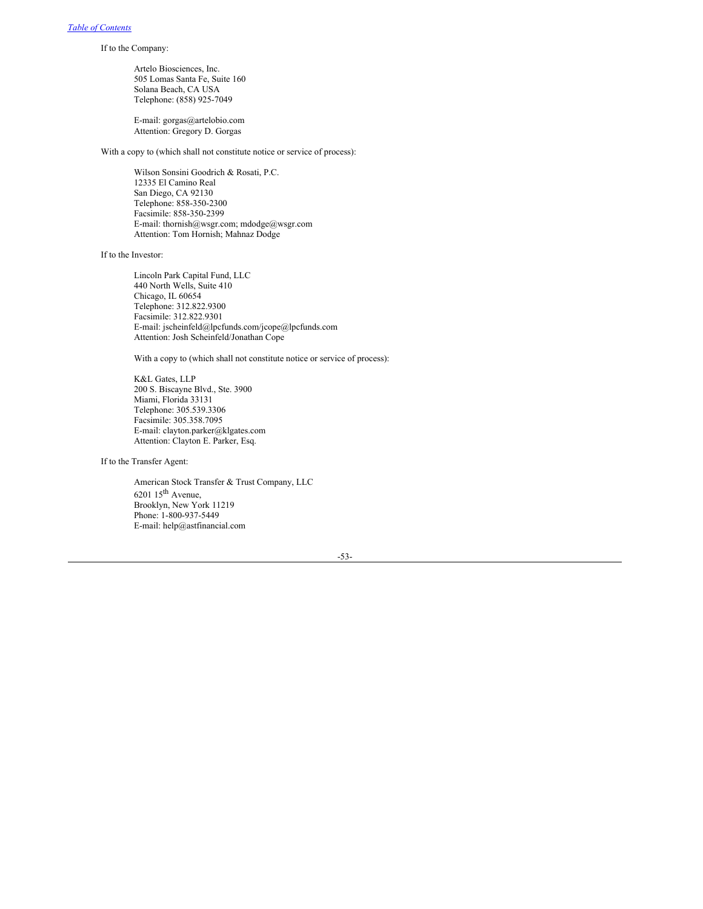If to the Company:

Artelo Biosciences, Inc.
505 Lomas Santa Fe, Suite 160
Solana Beach, CA USA
Telephone: (858) 925-7049

E-mail: gorgas@artelobio.com
Attention: Gregory D. Gorgas

With a copy to (which shall not constitute notice or service of process):

Wilson Sonsini Goodrich & Rosati, P.C.
12335 El Camino Real
San Diego, CA 92130
Telephone: 858-350-2300
Facsimile: 858-350-2399
E-mail: thornish@wsgr.com; mdodge@wsgr.com
Attention: Tom Hornish; Mahnaz Dodge

If to the Investor:

Lincoln Park Capital Fund, LLC
440 North Wells, Suite 410
Chicago, IL 60654
Telephone: 312.822.9300
Facsimile: 312.822.9301
E-mail: jscheinfeld@lpcfunds.com/jcope@lpcfunds.com
Attention: Josh Scheinfeld/Jonathan Cope

With a copy to (which shall not constitute notice or service of process):

K&L Gates, LLP
200 S. Biscayne Blvd., Ste. 3900
Miami, Florida 33131
Telephone: 305.539.3306
Facsimile: 305.358.7095
E-mail: clayton.parker@klgates.com
Attention: Clayton E. Parker, Esq.

If to the Transfer Agent:

American Stock Transfer & Trust Company, LLC
6201 15th Avenue,
Brooklyn, New York 11219
Phone: 1-800-937-5449
E-mail: help@astfinancial.com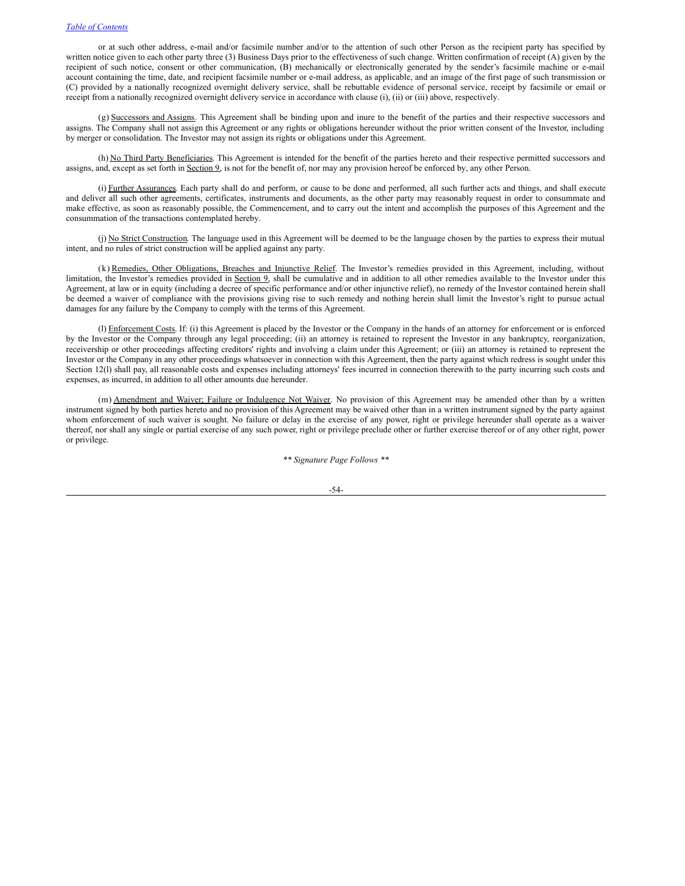or at such other address, e-mail and/or facsimile number and/or to the attention of such other Person as the recipient party has specified by written notice given to each other party three (3) Business Days prior to the effectiveness of such change. Written confirmation of receipt (A) given by the recipient of such notice, consent or other communication, (B) mechanically or electronically generated by the sender's facsimile machine or e-mail account containing the time, date, and recipient facsimile number or e-mail address, as applicable, and an image of the first page of such transmission or (C) provided by a nationally recognized overnight delivery service, shall be rebuttable evidence of personal service, receipt by facsimile or email or receipt from a nationally recognized overnight delivery service in accordance with clause (i), (ii) or (iii) above, respectively.

(g) Successors and Assigns. This Agreement shall be binding upon and inure to the benefit of the parties and their respective successors and assigns. The Company shall not assign this Agreement or any rights or obligations hereunder without the prior written consent of the Investor, including by merger or consolidation. The Investor may not assign its rights or obligations under this Agreement.

(h) No Third Party Beneficiaries. This Agreement is intended for the benefit of the parties hereto and their respective permitted successors and assigns, and, except as set forth in Section 9, is not for the benefit of, nor may any provision hereof be enforced by, any other Person.

(i) Further Assurances. Each party shall do and perform, or cause to be done and performed, all such further acts and things, and shall execute and deliver all such other agreements, certificates, instruments and documents, as the other party may reasonably request in order to consummate and make effective, as soon as reasonably possible, the Commencement, and to carry out the intent and accomplish the purposes of this Agreement and the consummation of the transactions contemplated hereby.

(j) No Strict Construction. The language used in this Agreement will be deemed to be the language chosen by the parties to express their mutual intent, and no rules of strict construction will be applied against any party.

(k) Remedies, Other Obligations, Breaches and Injunctive Relief. The Investor's remedies provided in this Agreement, including, without limitation, the Investor's remedies provided in Section 9, shall be cumulative and in addition to all other remedies available to the Investor under this Agreement, at law or in equity (including a decree of specific performance and/or other injunctive relief), no remedy of the Investor contained herein shall be deemed a waiver of compliance with the provisions giving rise to such remedy and nothing herein shall limit the Investor's right to pursue actual damages for any failure by the Company to comply with the terms of this Agreement.

(l) Enforcement Costs. If: (i) this Agreement is placed by the Investor or the Company in the hands of an attorney for enforcement or is enforced by the Investor or the Company through any legal proceeding; (ii) an attorney is retained to represent the Investor in any bankruptcy, reorganization, receivership or other proceedings affecting creditors' rights and involving a claim under this Agreement; or (iii) an attorney is retained to represent the Investor or the Company in any other proceedings whatsoever in connection with this Agreement, then the party against which redress is sought under this Section 12(l) shall pay, all reasonable costs and expenses including attorneys' fees incurred in connection therewith to the party incurring such costs and expenses, as incurred, in addition to all other amounts due hereunder.

(m) Amendment and Waiver; Failure or Indulgence Not Waiver. No provision of this Agreement may be amended other than by a written instrument signed by both parties hereto and no provision of this Agreement may be waived other than in a written instrument signed by the party against whom enforcement of such waiver is sought. No failure or delay in the exercise of any power, right or privilege hereunder shall operate as a waiver thereof, nor shall any single or partial exercise of any such power, right or privilege preclude other or further exercise thereof or of any other right, power or privilege.

*\*\* Signature Page Follows \*\**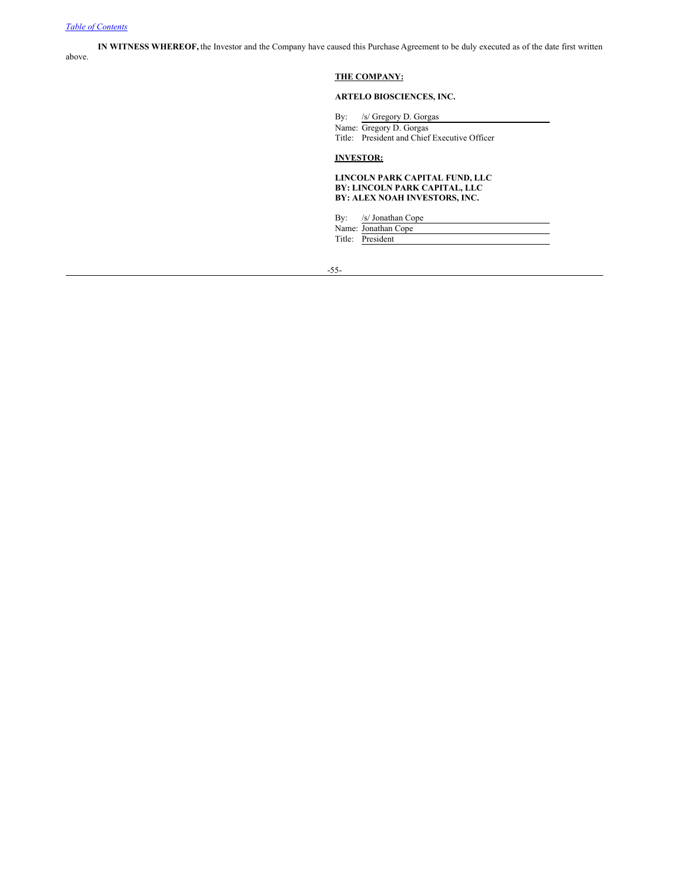**IN WITNESS WHEREOF,** the Investor and the Company have caused this Purchase Agreement to be duly executed as of the date first written above.

**THE COMPANY:**

**ARTELO BIOSCIENCES, INC.**

By: /s/ Gregory D. Gorgas
Name: Gregory D. Gorgas
Title: President and Chief Executive Officer

**INVESTOR:**

**LINCOLN PARK CAPITAL FUND, LLC**
**BY: LINCOLN PARK CAPITAL, LLC**
**BY: ALEX NOAH INVESTORS, INC.**

By: /s/ Jonathan Cope
Name: Jonathan Cope
Title: President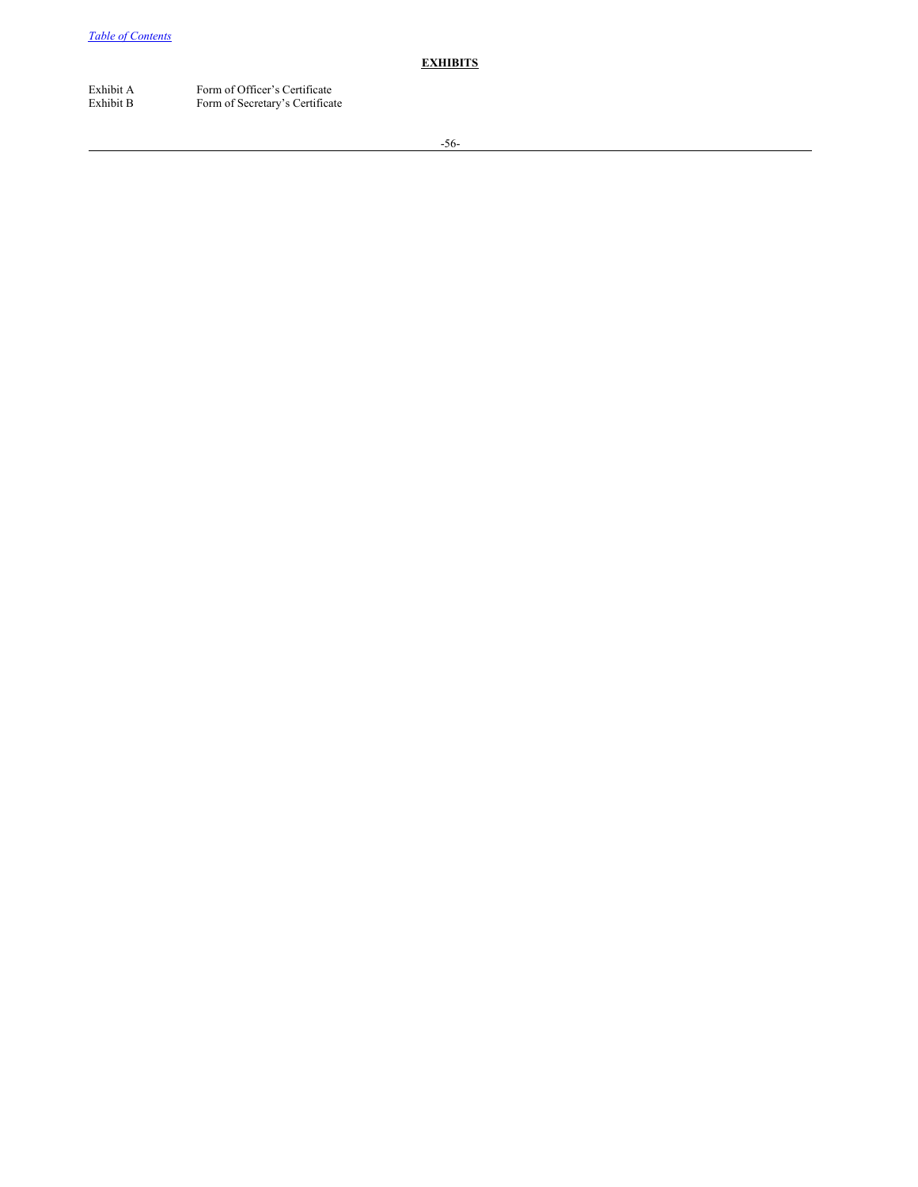## EXHIBITS

| | |
|---|---|
| Exhibit A | Form of Officer's Certificate |
| Exhibit B | Form of Secretary's Certificate |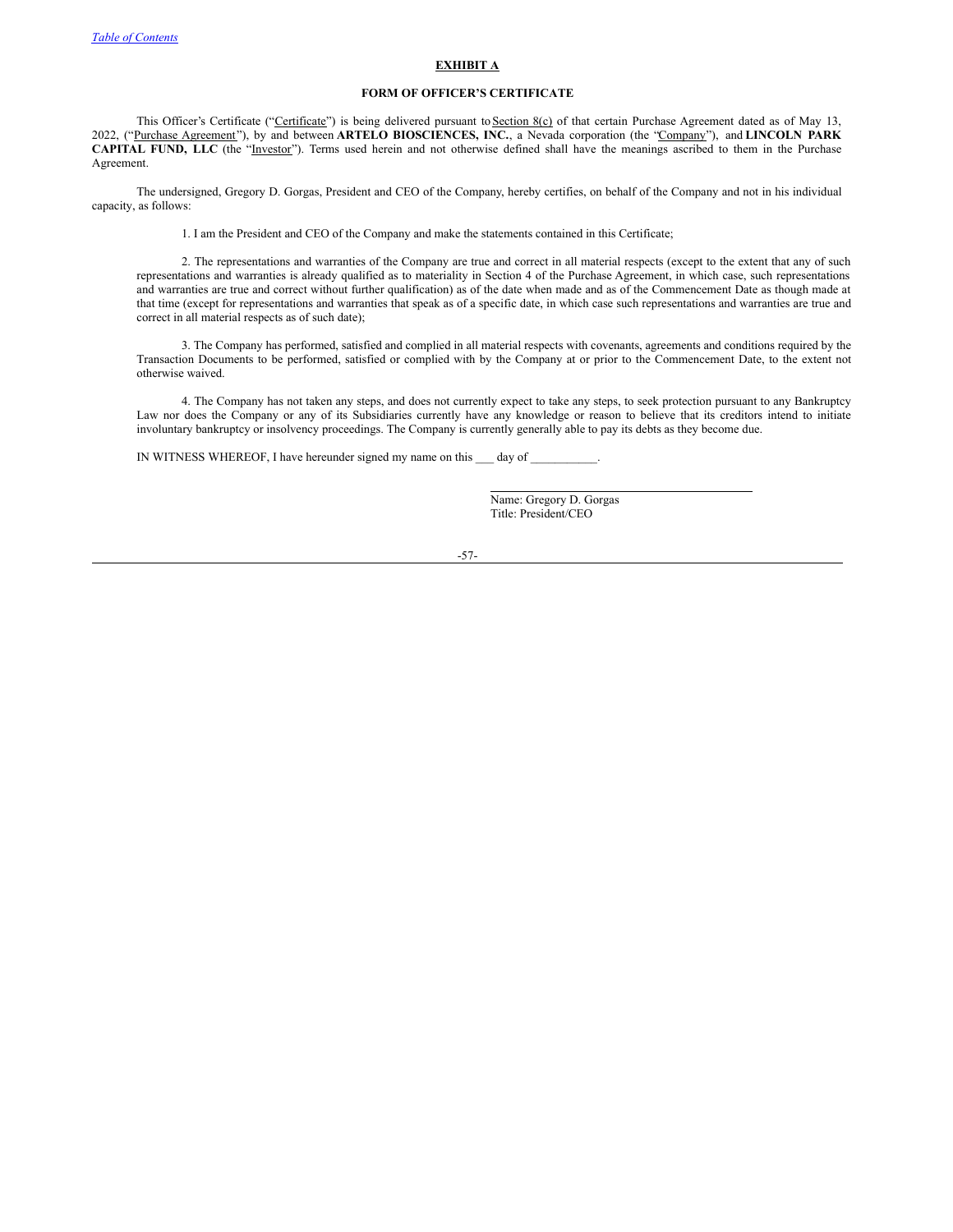**EXHIBIT A**

**FORM OF OFFICER'S CERTIFICATE**

This Officer's Certificate ("Certificate") is being delivered pursuant to Section 8(c) of that certain Purchase Agreement dated as of May 13, 2022, ("Purchase Agreement"), by and between **ARTELO BIOSCIENCES, INC.**, a Nevada corporation (the "Company"), and **LINCOLN PARK CAPITAL FUND, LLC** (the "Investor"). Terms used herein and not otherwise defined shall have the meanings ascribed to them in the Purchase Agreement.

The undersigned, Gregory D. Gorgas, President and CEO of the Company, hereby certifies, on behalf of the Company and not in his individual capacity, as follows:

1. I am the President and CEO of the Company and make the statements contained in this Certificate;

2. The representations and warranties of the Company are true and correct in all material respects (except to the extent that any of such representations and warranties is already qualified as to materiality in Section 4 of the Purchase Agreement, in which case, such representations and warranties are true and correct without further qualification) as of the date when made and as of the Commencement Date as though made at that time (except for representations and warranties that speak as of a specific date, in which case such representations and warranties are true and correct in all material respects as of such date);

3. The Company has performed, satisfied and complied in all material respects with covenants, agreements and conditions required by the Transaction Documents to be performed, satisfied or complied with by the Company at or prior to the Commencement Date, to the extent not otherwise waived.

4. The Company has not taken any steps, and does not currently expect to take any steps, to seek protection pursuant to any Bankruptcy Law nor does the Company or any of its Subsidiaries currently have any knowledge or reason to believe that its creditors intend to initiate involuntary bankruptcy or insolvency proceedings. The Company is currently generally able to pay its debts as they become due.

IN WITNESS WHEREOF, I have hereunder signed my name on this ___ day of ___________.

\_\_\_\_\_\_\_\_\_\_\_\_\_\_\_\_\_\_\_\_\_\_\_\_\_\_\_\_\_\_\_\_\_\_\_\_

Name: Gregory D. Gorgas
Title: President/CEO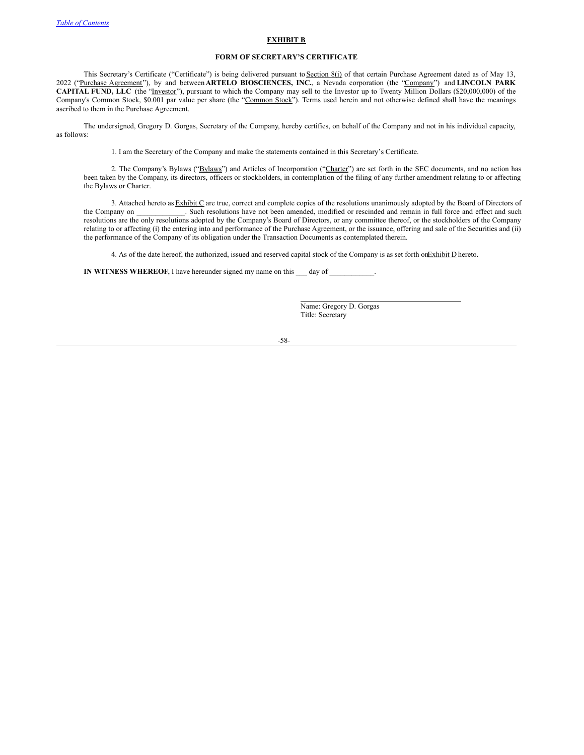Table of Contents

**EXHIBIT B**

**FORM OF SECRETARY'S CERTIFICATE**

This Secretary's Certificate ("Certificate") is being delivered pursuant to Section 8(i) of that certain Purchase Agreement dated as of May 13, 2022 ("Purchase Agreement"), by and between **ARTELO BIOSCIENCES, INC.**, a Nevada corporation (the "Company") and **LINCOLN PARK CAPITAL FUND, LLC** (the "Investor"), pursuant to which the Company may sell to the Investor up to Twenty Million Dollars ($20,000,000) of the Company's Common Stock, $0.001 par value per share (the "Common Stock"). Terms used herein and not otherwise defined shall have the meanings ascribed to them in the Purchase Agreement.

The undersigned, Gregory D. Gorgas, Secretary of the Company, hereby certifies, on behalf of the Company and not in his individual capacity, as follows:

1. I am the Secretary of the Company and make the statements contained in this Secretary's Certificate.

2. The Company's Bylaws ("Bylaws") and Articles of Incorporation ("Charter") are set forth in the SEC documents, and no action has been taken by the Company, its directors, officers or stockholders, in contemplation of the filing of any further amendment relating to or affecting the Bylaws or Charter.

3. Attached hereto as Exhibit C are true, correct and complete copies of the resolutions unanimously adopted by the Board of Directors of the Company on _____________. Such resolutions have not been amended, modified or rescinded and remain in full force and effect and such resolutions are the only resolutions adopted by the Company's Board of Directors, or any committee thereof, or the stockholders of the Company relating to or affecting (i) the entering into and performance of the Purchase Agreement, or the issuance, offering and sale of the Securities and (ii) the performance of the Company of its obligation under the Transaction Documents as contemplated therein.

4. As of the date hereof, the authorized, issued and reserved capital stock of the Company is as set forth on Exhibit D hereto.

**IN WITNESS WHEREOF**, I have hereunder signed my name on this ___ day of ____________.

\_\_\_\_\_\_\_\_\_\_\_\_\_\_\_\_\_\_\_\_\_\_\_\_\_\_\_\_\_\_\_\_
Name: Gregory D. Gorgas
Title: Secretary